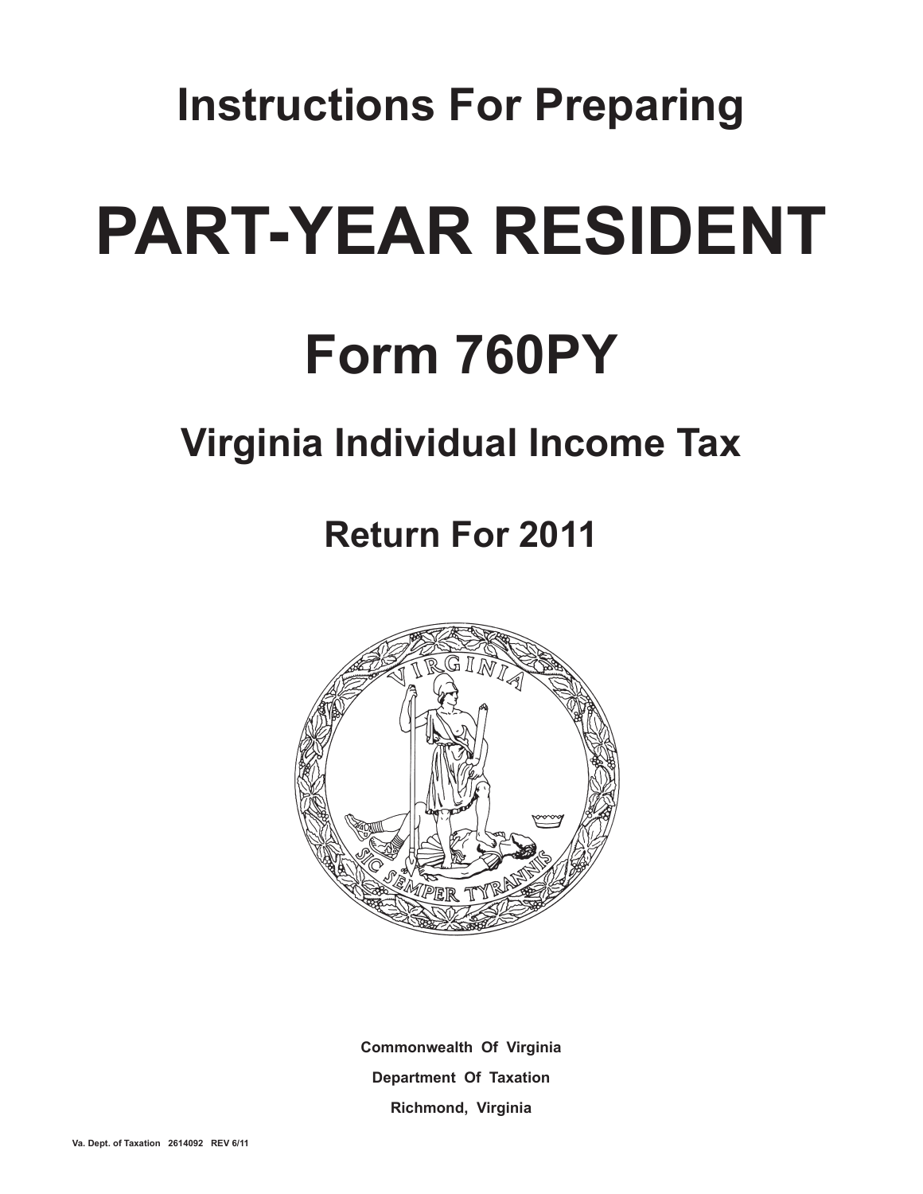# Instructions For Preparing

# PART-YEAR RESIDENT

# Form 760PY

## Virginia Individual Income Tax

## Return For 2011

**Commonwealth Of Virginia**

**Department Of Taxation**

**Richmond, Virginia**

Va. Dept. of Taxation 2614092 REV 6/11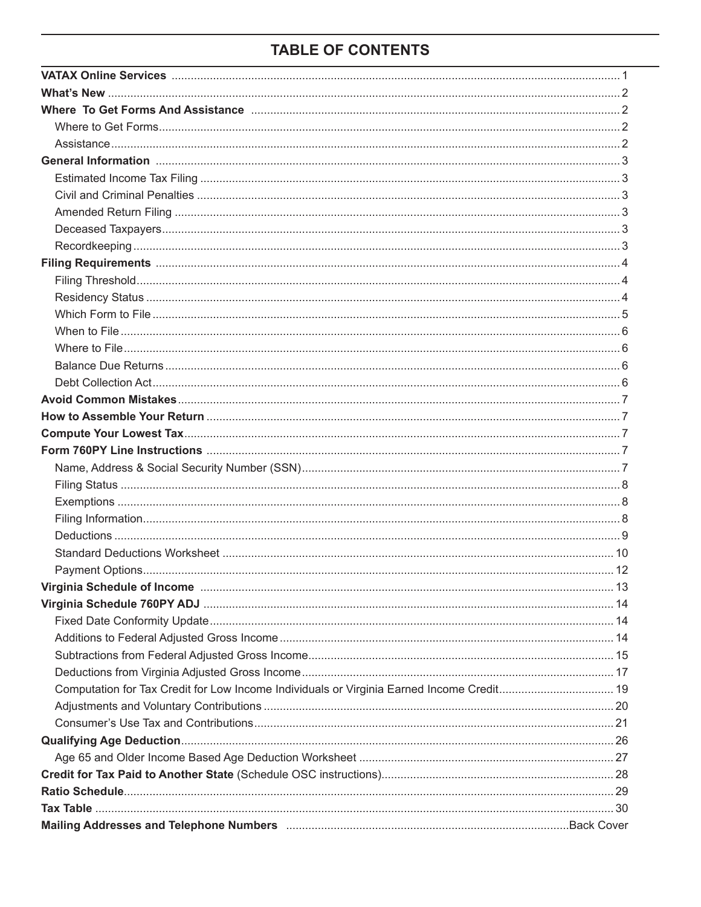# TABLE OF CONTENTS

| | |
|---|---|
| **VATAX Online Services** | 1 |
| **What's New** | 2 |
| **Where To Get Forms And Assistance** | 2 |
| Where to Get Forms | 2 |
| Assistance | 2 |
| **General Information** | 3 |
| Estimated Income Tax Filing | 3 |
| Civil and Criminal Penalties | 3 |
| Amended Return Filing | 3 |
| Deceased Taxpayers | 3 |
| Recordkeeping | 3 |
| **Filing Requirements** | 4 |
| Filing Threshold | 4 |
| Residency Status | 4 |
| Which Form to File | 5 |
| When to File | 6 |
| Where to File | 6 |
| Balance Due Returns | 6 |
| Debt Collection Act | 6 |
| **Avoid Common Mistakes** | 7 |
| **How to Assemble Your Return** | 7 |
| **Compute Your Lowest Tax** | 7 |
| **Form 760PY Line Instructions** | 7 |
| Name, Address & Social Security Number (SSN) | 7 |
| Filing Status | 8 |
| Exemptions | 8 |
| Filing Information | 8 |
| Deductions | 9 |
| Standard Deductions Worksheet | 10 |
| Payment Options | 12 |
| **Virginia Schedule of Income** | 13 |
| **Virginia Schedule 760PY ADJ** | 14 |
| Fixed Date Conformity Update | 14 |
| Additions to Federal Adjusted Gross Income | 14 |
| Subtractions from Federal Adjusted Gross Income | 15 |
| Deductions from Virginia Adjusted Gross Income | 17 |
| Computation for Tax Credit for Low Income Individuals or Virginia Earned Income Credit | 19 |
| Adjustments and Voluntary Contributions | 20 |
| Consumer's Use Tax and Contributions | 21 |
| **Qualifying Age Deduction** | 26 |
| Age 65 and Older Income Based Age Deduction Worksheet | 27 |
| **Credit for Tax Paid to Another State** (Schedule OSC instructions) | 28 |
| **Ratio Schedule** | 29 |
| **Tax Table** | 30 |
| **Mailing Addresses and Telephone Numbers** | Back Cover |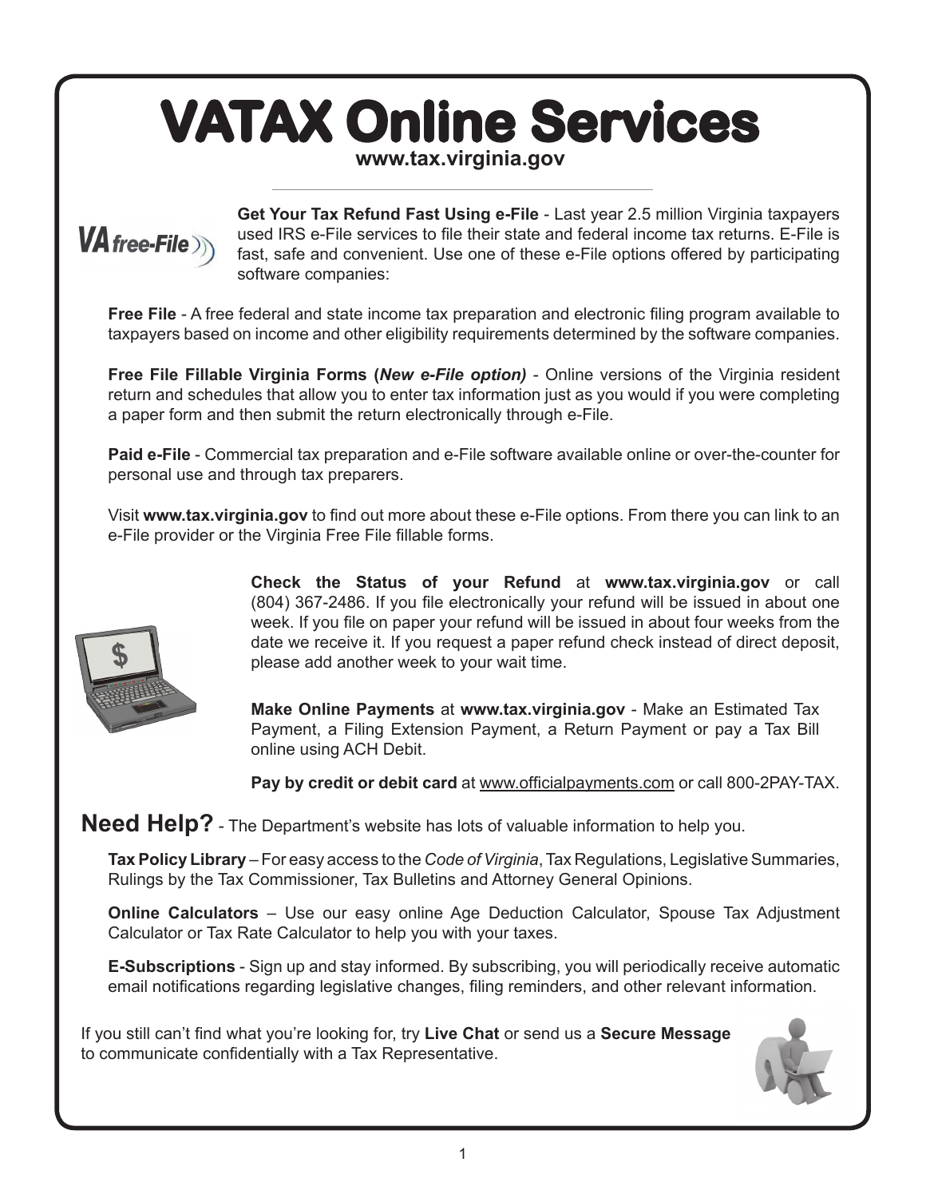# VATAX Online Services

**www.tax.virginia.gov**

**Get Your Tax Refund Fast Using e-File** - Last year 2.5 million Virginia taxpayers used IRS e-File services to file their state and federal income tax returns. E-File is fast, safe and convenient. Use one of these e-File options offered by participating software companies:

**Free File** - A free federal and state income tax preparation and electronic filing program available to taxpayers based on income and other eligibility requirements determined by the software companies.

**Free File Fillable Virginia Forms (*New e-File option)*** - Online versions of the Virginia resident return and schedules that allow you to enter tax information just as you would if you were completing a paper form and then submit the return electronically through e-File.

**Paid e-File** - Commercial tax preparation and e-File software available online or over-the-counter for personal use and through tax preparers.

Visit **www.tax.virginia.gov** to find out more about these e-File options. From there you can link to an e-File provider or the Virginia Free File fillable forms.

**Check the Status of your Refund** at **www.tax.virginia.gov** or call (804) 367-2486. If you file electronically your refund will be issued in about one week. If you file on paper your refund will be issued in about four weeks from the date we receive it. If you request a paper refund check instead of direct deposit, please add another week to your wait time.

**Make Online Payments** at **www.tax.virginia.gov** - Make an Estimated Tax Payment, a Filing Extension Payment, a Return Payment or pay a Tax Bill online using ACH Debit.

**Pay by credit or debit card** at www.officialpayments.com or call 800-2PAY-TAX.

## Need Help? - The Department's website has lots of valuable information to help you.

**Tax Policy Library** – For easy access to the *Code of Virginia*, Tax Regulations, Legislative Summaries, Rulings by the Tax Commissioner, Tax Bulletins and Attorney General Opinions.

**Online Calculators** – Use our easy online Age Deduction Calculator, Spouse Tax Adjustment Calculator or Tax Rate Calculator to help you with your taxes.

**E-Subscriptions** - Sign up and stay informed. By subscribing, you will periodically receive automatic email notifications regarding legislative changes, filing reminders, and other relevant information.

If you still can't find what you're looking for, try **Live Chat** or send us a **Secure Message** to communicate confidentially with a Tax Representative.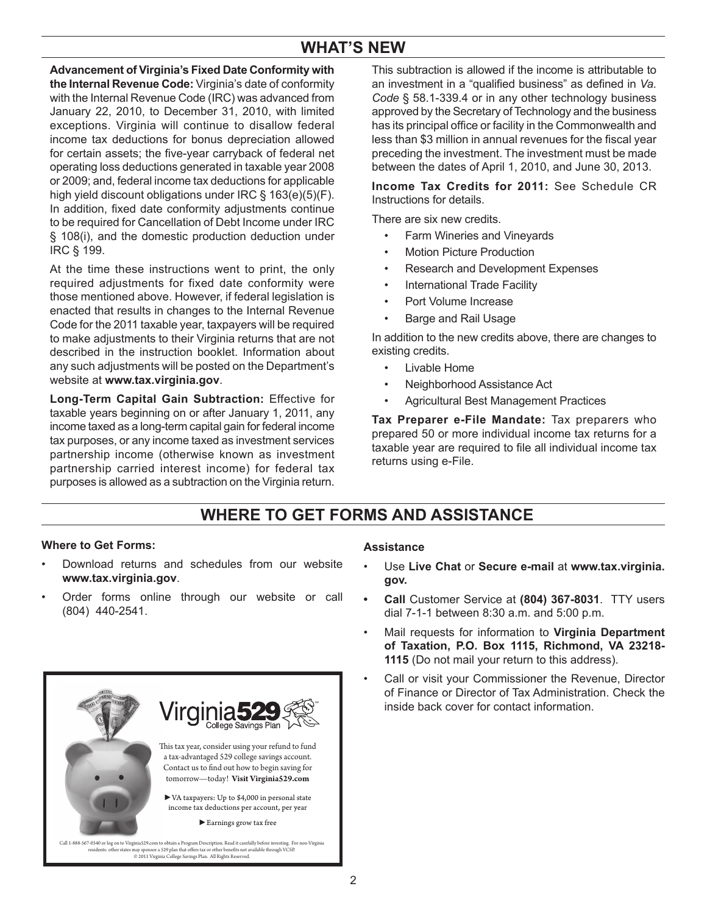## WHAT'S NEW

**Advancement of Virginia's Fixed Date Conformity with the Internal Revenue Code:** Virginia's date of conformity with the Internal Revenue Code (IRC) was advanced from January 22, 2010, to December 31, 2010, with limited exceptions. Virginia will continue to disallow federal income tax deductions for bonus depreciation allowed for certain assets; the five-year carryback of federal net operating loss deductions generated in taxable year 2008 or 2009; and, federal income tax deductions for applicable high yield discount obligations under IRC § 163(e)(5)(F). In addition, fixed date conformity adjustments continue to be required for Cancellation of Debt Income under IRC § 108(i), and the domestic production deduction under IRC § 199.

At the time these instructions went to print, the only required adjustments for fixed date conformity were those mentioned above. However, if federal legislation is enacted that results in changes to the Internal Revenue Code for the 2011 taxable year, taxpayers will be required to make adjustments to their Virginia returns that are not described in the instruction booklet. Information about any such adjustments will be posted on the Department's website at **www.tax.virginia.gov**.

**Long-Term Capital Gain Subtraction:** Effective for taxable years beginning on or after January 1, 2011, any income taxed as a long-term capital gain for federal income tax purposes, or any income taxed as investment services partnership income (otherwise known as investment partnership carried interest income) for federal tax purposes is allowed as a subtraction on the Virginia return. This subtraction is allowed if the income is attributable to an investment in a "qualified business" as defined in *Va. Code* § 58.1-339.4 or in any other technology business approved by the Secretary of Technology and the business has its principal office or facility in the Commonwealth and less than $3 million in annual revenues for the fiscal year preceding the investment. The investment must be made between the dates of April 1, 2010, and June 30, 2013.

**Income Tax Credits for 2011:** See Schedule CR Instructions for details.

There are six new credits.

- Farm Wineries and Vineyards
- Motion Picture Production
- Research and Development Expenses
- International Trade Facility
- Port Volume Increase
- Barge and Rail Usage

In addition to the new credits above, there are changes to existing credits.

- Livable Home
- Neighborhood Assistance Act
- Agricultural Best Management Practices

**Tax Preparer e-File Mandate:** Tax preparers who prepared 50 or more individual income tax returns for a taxable year are required to file all individual income tax returns using e-File.

## WHERE TO GET FORMS AND ASSISTANCE

**Where to Get Forms:**

- Download returns and schedules from our website **www.tax.virginia.gov**.
- Order forms online through our website or call (804) 440-2541.

Virginia529 College Savings Plan

This tax year, consider using your refund to fund a tax-advantaged 529 college savings account. Contact us to find out how to begin saving for tomorrow—today! **Visit Virginia529.com**

►VA taxpayers: Up to $4,000 in personal state income tax deductions per account, per year

►Earnings grow tax free

Call 1-888-567-0540 or log on to Virginia529.com to obtain a Program Description. Read it carefully before investing. For non-Virginia residents: other states may sponsor a 529 plan that offers tax or other benefits not available through VCSP.
© 2011 Virginia College Savings Plan. All Rights Reserved.

**Assistance**

- Use **Live Chat** or **Secure e-mail** at **www.tax.virginia.gov.**
- **Call** Customer Service at **(804) 367-8031**. TTY users dial 7-1-1 between 8:30 a.m. and 5:00 p.m.
- Mail requests for information to **Virginia Department of Taxation, P.O. Box 1115, Richmond, VA 23218-1115** (Do not mail your return to this address).
- Call or visit your Commissioner the Revenue, Director of Finance or Director of Tax Administration. Check the inside back cover for contact information.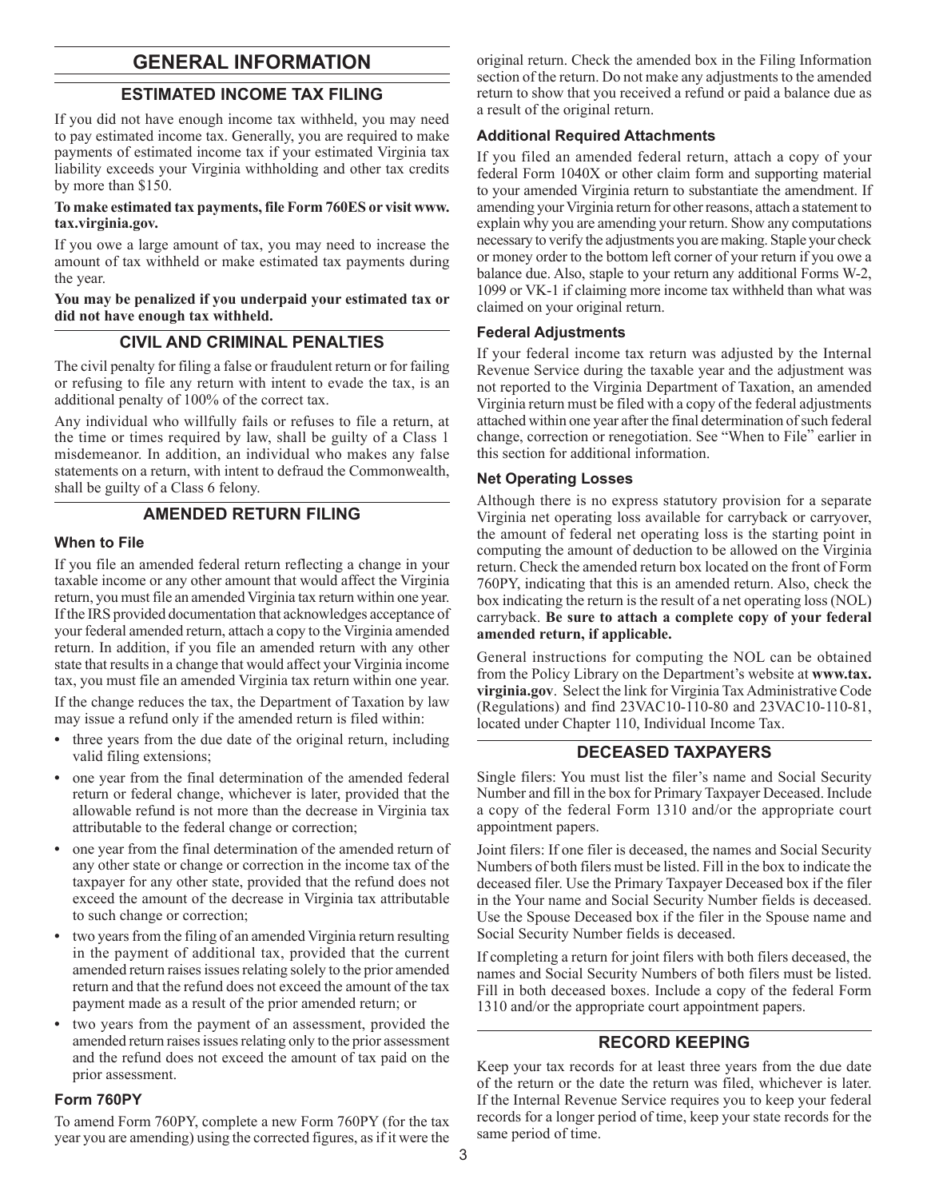# GENERAL INFORMATION

## ESTIMATED INCOME TAX FILING

If you did not have enough income tax withheld, you may need to pay estimated income tax. Generally, you are required to make payments of estimated income tax if your estimated Virginia tax liability exceeds your Virginia withholding and other tax credits by more than $150.

**To make estimated tax payments, file Form 760ES or visit www.tax.virginia.gov.**

If you owe a large amount of tax, you may need to increase the amount of tax withheld or make estimated tax payments during the year.

**You may be penalized if you underpaid your estimated tax or did not have enough tax withheld.**

## CIVIL AND CRIMINAL PENALTIES

The civil penalty for filing a false or fraudulent return or for failing or refusing to file any return with intent to evade the tax, is an additional penalty of 100% of the correct tax.

Any individual who willfully fails or refuses to file a return, at the time or times required by law, shall be guilty of a Class 1 misdemeanor. In addition, an individual who makes any false statements on a return, with intent to defraud the Commonwealth, shall be guilty of a Class 6 felony.

## AMENDED RETURN FILING

### When to File

If you file an amended federal return reflecting a change in your taxable income or any other amount that would affect the Virginia return, you must file an amended Virginia tax return within one year. If the IRS provided documentation that acknowledges acceptance of your federal amended return, attach a copy to the Virginia amended return. In addition, if you file an amended return with any other state that results in a change that would affect your Virginia income tax, you must file an amended Virginia tax return within one year.

If the change reduces the tax, the Department of Taxation by law may issue a refund only if the amended return is filed within:

- three years from the due date of the original return, including valid filing extensions;
- one year from the final determination of the amended federal return or federal change, whichever is later, provided that the allowable refund is not more than the decrease in Virginia tax attributable to the federal change or correction;
- one year from the final determination of the amended return of any other state or change or correction in the income tax of the taxpayer for any other state, provided that the refund does not exceed the amount of the decrease in Virginia tax attributable to such change or correction;
- two years from the filing of an amended Virginia return resulting in the payment of additional tax, provided that the current amended return raises issues relating solely to the prior amended return and that the refund does not exceed the amount of the tax payment made as a result of the prior amended return; or
- two years from the payment of an assessment, provided the amended return raises issues relating only to the prior assessment and the refund does not exceed the amount of tax paid on the prior assessment.

### Form 760PY

To amend Form 760PY, complete a new Form 760PY (for the tax year you are amending) using the corrected figures, as if it were the original return. Check the amended box in the Filing Information section of the return. Do not make any adjustments to the amended return to show that you received a refund or paid a balance due as a result of the original return.

### Additional Required Attachments

If you filed an amended federal return, attach a copy of your federal Form 1040X or other claim form and supporting material to your amended Virginia return to substantiate the amendment. If amending your Virginia return for other reasons, attach a statement to explain why you are amending your return. Show any computations necessary to verify the adjustments you are making. Staple your check or money order to the bottom left corner of your return if you owe a balance due. Also, staple to your return any additional Forms W-2, 1099 or VK-1 if claiming more income tax withheld than what was claimed on your original return.

### Federal Adjustments

If your federal income tax return was adjusted by the Internal Revenue Service during the taxable year and the adjustment was not reported to the Virginia Department of Taxation, an amended Virginia return must be filed with a copy of the federal adjustments attached within one year after the final determination of such federal change, correction or renegotiation. See "When to File" earlier in this section for additional information.

### Net Operating Losses

Although there is no express statutory provision for a separate Virginia net operating loss available for carryback or carryover, the amount of federal net operating loss is the starting point in computing the amount of deduction to be allowed on the Virginia return. Check the amended return box located on the front of Form 760PY, indicating that this is an amended return. Also, check the box indicating the return is the result of a net operating loss (NOL) carryback. **Be sure to attach a complete copy of your federal amended return, if applicable.**

General instructions for computing the NOL can be obtained from the Policy Library on the Department's website at **www.tax.virginia.gov**. Select the link for Virginia Tax Administrative Code (Regulations) and find 23VAC10-110-80 and 23VAC10-110-81, located under Chapter 110, Individual Income Tax.

## DECEASED TAXPAYERS

Single filers: You must list the filer's name and Social Security Number and fill in the box for Primary Taxpayer Deceased. Include a copy of the federal Form 1310 and/or the appropriate court appointment papers.

Joint filers: If one filer is deceased, the names and Social Security Numbers of both filers must be listed. Fill in the box to indicate the deceased filer. Use the Primary Taxpayer Deceased box if the filer in the Your name and Social Security Number fields is deceased. Use the Spouse Deceased box if the filer in the Spouse name and Social Security Number fields is deceased.

If completing a return for joint filers with both filers deceased, the names and Social Security Numbers of both filers must be listed. Fill in both deceased boxes. Include a copy of the federal Form 1310 and/or the appropriate court appointment papers.

## RECORD KEEPING

Keep your tax records for at least three years from the due date of the return or the date the return was filed, whichever is later. If the Internal Revenue Service requires you to keep your federal records for a longer period of time, keep your state records for the same period of time.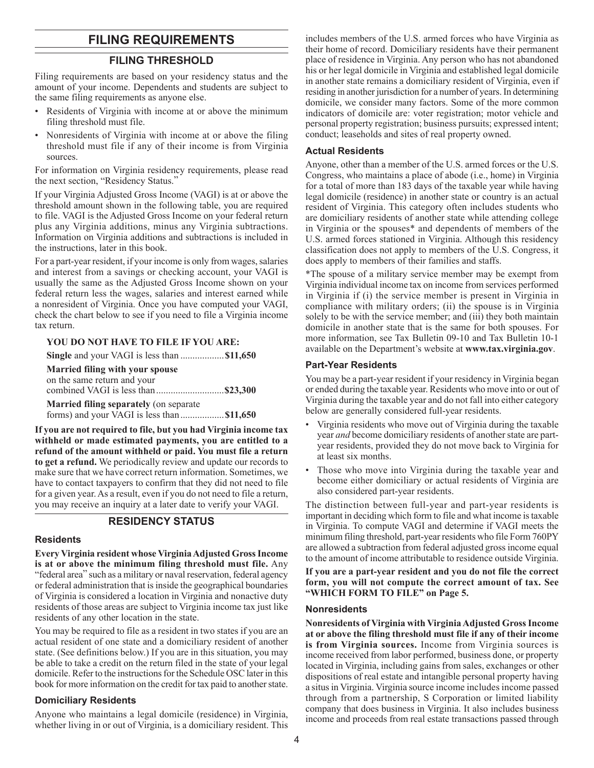# FILING REQUIREMENTS

## FILING THRESHOLD

Filing requirements are based on your residency status and the amount of your income. Dependents and students are subject to the same filing requirements as anyone else.

- Residents of Virginia with income at or above the minimum filing threshold must file.
- Nonresidents of Virginia with income at or above the filing threshold must file if any of their income is from Virginia sources.

For information on Virginia residency requirements, please read the next section, "Residency Status."

If your Virginia Adjusted Gross Income (VAGI) is at or above the threshold amount shown in the following table, you are required to file. VAGI is the Adjusted Gross Income on your federal return plus any Virginia additions, minus any Virginia subtractions. Information on Virginia additions and subtractions is included in the instructions, later in this book.

For a part-year resident, if your income is only from wages, salaries and interest from a savings or checking account, your VAGI is usually the same as the Adjusted Gross Income shown on your federal return less the wages, salaries and interest earned while a nonresident of Virginia. Once you have computed your VAGI, check the chart below to see if you need to file a Virginia income tax return.

**YOU DO NOT HAVE TO FILE IF YOU ARE:**

**Single** and your VAGI is less than .................. **$11,650**

**Married filing with your spouse** on the same return and your combined VAGI is less than............................ **$23,300**

**Married filing separately** (on separate forms) and your VAGI is less than .................. **$11,650**

**If you are not required to file, but you had Virginia income tax withheld or made estimated payments, you are entitled to a refund of the amount withheld or paid. You must file a return to get a refund.** We periodically review and update our records to make sure that we have correct return information. Sometimes, we have to contact taxpayers to confirm that they did not need to file for a given year. As a result, even if you do not need to file a return, you may receive an inquiry at a later date to verify your VAGI.

## RESIDENCY STATUS

### Residents

**Every Virginia resident whose Virginia Adjusted Gross Income is at or above the minimum filing threshold must file.** Any "federal area" such as a military or naval reservation, federal agency or federal administration that is inside the geographical boundaries of Virginia is considered a location in Virginia and nonactive duty residents of those areas are subject to Virginia income tax just like residents of any other location in the state.

You may be required to file as a resident in two states if you are an actual resident of one state and a domiciliary resident of another state. (See definitions below.) If you are in this situation, you may be able to take a credit on the return filed in the state of your legal domicile. Refer to the instructions for the Schedule OSC later in this book for more information on the credit for tax paid to another state.

### Domiciliary Residents

Anyone who maintains a legal domicile (residence) in Virginia, whether living in or out of Virginia, is a domiciliary resident. This includes members of the U.S. armed forces who have Virginia as their home of record. Domiciliary residents have their permanent place of residence in Virginia. Any person who has not abandoned his or her legal domicile in Virginia and established legal domicile in another state remains a domiciliary resident of Virginia, even if residing in another jurisdiction for a number of years. In determining domicile, we consider many factors. Some of the more common indicators of domicile are: voter registration; motor vehicle and personal property registration; business pursuits; expressed intent; conduct; leaseholds and sites of real property owned.

### Actual Residents

Anyone, other than a member of the U.S. armed forces or the U.S. Congress, who maintains a place of abode (i.e., home) in Virginia for a total of more than 183 days of the taxable year while having legal domicile (residence) in another state or country is an actual resident of Virginia. This category often includes students who are domiciliary residents of another state while attending college in Virginia or the spouses* and dependents of members of the U.S. armed forces stationed in Virginia. Although this residency classification does not apply to members of the U.S. Congress, it does apply to members of their families and staffs.

*The spouse of a military service member may be exempt from Virginia individual income tax on income from services performed in Virginia if (i) the service member is present in Virginia in compliance with military orders; (ii) the spouse is in Virginia solely to be with the service member; and (iii) they both maintain domicile in another state that is the same for both spouses. For more information, see Tax Bulletin 09-10 and Tax Bulletin 10-1 available on the Department's website at **www.tax.virginia.gov**.

### Part-Year Residents

You may be a part-year resident if your residency in Virginia began or ended during the taxable year. Residents who move into or out of Virginia during the taxable year and do not fall into either category below are generally considered full-year residents.

- Virginia residents who move out of Virginia during the taxable year *and* become domiciliary residents of another state are part-year residents, provided they do not move back to Virginia for at least six months.
- Those who move into Virginia during the taxable year and become either domiciliary or actual residents of Virginia are also considered part-year residents.

The distinction between full-year and part-year residents is important in deciding which form to file and what income is taxable in Virginia. To compute VAGI and determine if VAGI meets the minimum filing threshold, part-year residents who file Form 760PY are allowed a subtraction from federal adjusted gross income equal to the amount of income attributable to residence outside Virginia.

**If you are a part-year resident and you do not file the correct form, you will not compute the correct amount of tax. See "WHICH FORM TO FILE" on Page 5.**

### Nonresidents

**Nonresidents of Virginia with Virginia Adjusted Gross Income at or above the filing threshold must file if any of their income is from Virginia sources.** Income from Virginia sources is income received from labor performed, business done, or property located in Virginia, including gains from sales, exchanges or other dispositions of real estate and intangible personal property having a situs in Virginia. Virginia source income includes income passed through from a partnership, S Corporation or limited liability company that does business in Virginia. It also includes business income and proceeds from real estate transactions passed through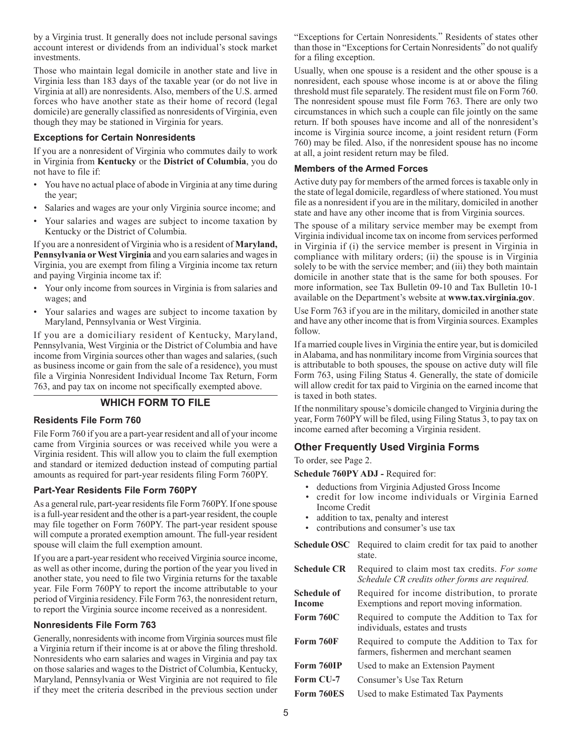by a Virginia trust. It generally does not include personal savings account interest or dividends from an individual's stock market investments.

Those who maintain legal domicile in another state and live in Virginia less than 183 days of the taxable year (or do not live in Virginia at all) are nonresidents. Also, members of the U.S. armed forces who have another state as their home of record (legal domicile) are generally classified as nonresidents of Virginia, even though they may be stationed in Virginia for years.

### Exceptions for Certain Nonresidents

If you are a nonresident of Virginia who commutes daily to work in Virginia from **Kentucky** or the **District of Columbia**, you do not have to file if:

- You have no actual place of abode in Virginia at any time during the year;
- Salaries and wages are your only Virginia source income; and
- Your salaries and wages are subject to income taxation by Kentucky or the District of Columbia.

If you are a nonresident of Virginia who is a resident of **Maryland, Pennsylvania or West Virginia** and you earn salaries and wages in Virginia, you are exempt from filing a Virginia income tax return and paying Virginia income tax if:

- Your only income from sources in Virginia is from salaries and wages; and
- Your salaries and wages are subject to income taxation by Maryland, Pennsylvania or West Virginia.

If you are a domiciliary resident of Kentucky, Maryland, Pennsylvania, West Virginia or the District of Columbia and have income from Virginia sources other than wages and salaries, (such as business income or gain from the sale of a residence), you must file a Virginia Nonresident Individual Income Tax Return, Form 763, and pay tax on income not specifically exempted above.

## WHICH FORM TO FILE

### Residents File Form 760

File Form 760 if you are a part-year resident and all of your income came from Virginia sources or was received while you were a Virginia resident. This will allow you to claim the full exemption and standard or itemized deduction instead of computing partial amounts as required for part-year residents filing Form 760PY.

### Part-Year Residents File Form 760PY

As a general rule, part-year residents file Form 760PY. If one spouse is a full-year resident and the other is a part-year resident, the couple may file together on Form 760PY. The part-year resident spouse will compute a prorated exemption amount. The full-year resident spouse will claim the full exemption amount.

If you are a part-year resident who received Virginia source income, as well as other income, during the portion of the year you lived in another state, you need to file two Virginia returns for the taxable year. File Form 760PY to report the income attributable to your period of Virginia residency. File Form 763, the nonresident return, to report the Virginia source income received as a nonresident.

### Nonresidents File Form 763

Generally, nonresidents with income from Virginia sources must file a Virginia return if their income is at or above the filing threshold. Nonresidents who earn salaries and wages in Virginia and pay tax on those salaries and wages to the District of Columbia, Kentucky, Maryland, Pennsylvania or West Virginia are not required to file if they meet the criteria described in the previous section under "Exceptions for Certain Nonresidents." Residents of states other than those in "Exceptions for Certain Nonresidents" do not qualify for a filing exception.

Usually, when one spouse is a resident and the other spouse is a nonresident, each spouse whose income is at or above the filing threshold must file separately. The resident must file on Form 760. The nonresident spouse must file Form 763. There are only two circumstances in which such a couple can file jointly on the same return. If both spouses have income and all of the nonresident's income is Virginia source income, a joint resident return (Form 760) may be filed. Also, if the nonresident spouse has no income at all, a joint resident return may be filed.

### Members of the Armed Forces

Active duty pay for members of the armed forces is taxable only in the state of legal domicile, regardless of where stationed. You must file as a nonresident if you are in the military, domiciled in another state and have any other income that is from Virginia sources.

The spouse of a military service member may be exempt from Virginia individual income tax on income from services performed in Virginia if (i) the service member is present in Virginia in compliance with military orders; (ii) the spouse is in Virginia solely to be with the service member; and (iii) they both maintain domicile in another state that is the same for both spouses. For more information, see Tax Bulletin 09-10 and Tax Bulletin 10-1 available on the Department's website at **www.tax.virginia.gov**.

Use Form 763 if you are in the military, domiciled in another state and have any other income that is from Virginia sources. Examples follow.

If a married couple lives in Virginia the entire year, but is domiciled in Alabama, and has nonmilitary income from Virginia sources that is attributable to both spouses, the spouse on active duty will file Form 763, using Filing Status 4. Generally, the state of domicile will allow credit for tax paid to Virginia on the earned income that is taxed in both states.

If the nonmilitary spouse's domicile changed to Virginia during the year, Form 760PY will be filed, using Filing Status 3, to pay tax on income earned after becoming a Virginia resident.

## Other Frequently Used Virginia Forms

To order, see Page 2.

**Schedule 760PY ADJ -** Required for:

- deductions from Virginia Adjusted Gross Income
- credit for low income individuals or Virginia Earned Income Credit
- addition to tax, penalty and interest
- contributions and consumer's use tax

| | |
|---|---|
| **Schedule OSC** | Required to claim credit for tax paid to another state. |
| **Schedule CR** | Required to claim most tax credits. *For some Schedule CR credits other forms are required.* |
| **Schedule of Income** | Required for income distribution, to prorate Exemptions and report moving information. |
| **Form 760C** | Required to compute the Addition to Tax for individuals, estates and trusts |
| **Form 760F** | Required to compute the Addition to Tax for farmers, fishermen and merchant seamen |
| **Form 760IP** | Used to make an Extension Payment |
| **Form CU-7** | Consumer's Use Tax Return |
| **Form 760ES** | Used to make Estimated Tax Payments |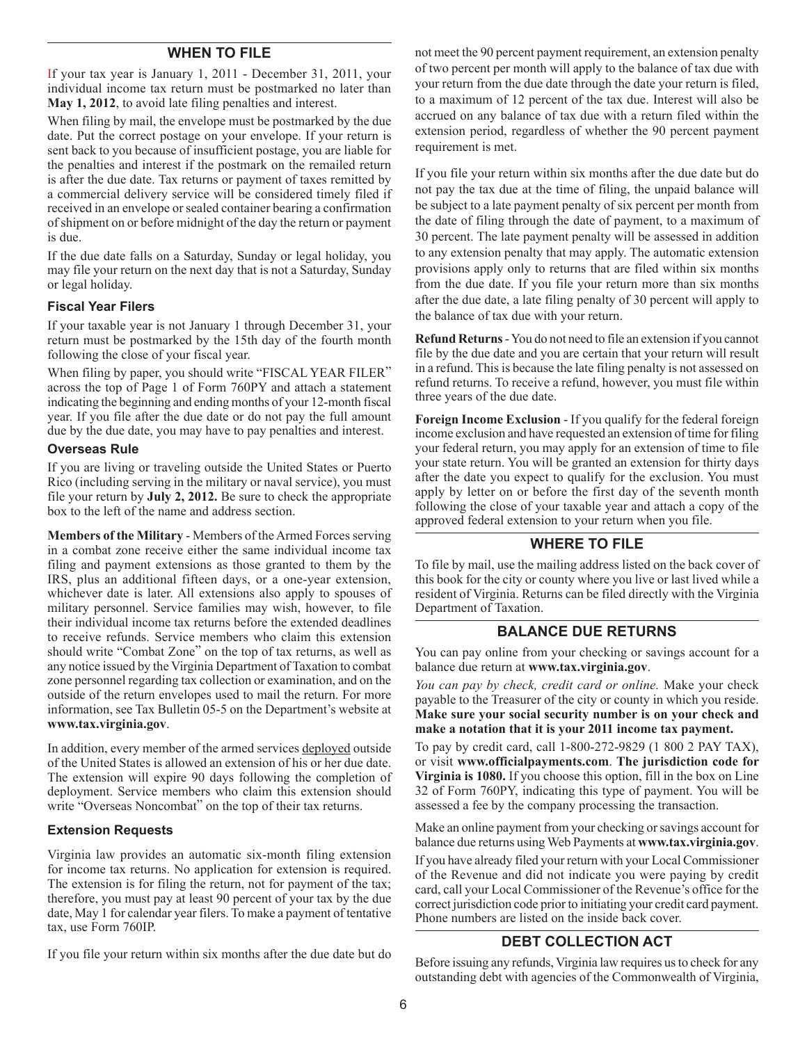## WHEN TO FILE

If your tax year is January 1, 2011 - December 31, 2011, your individual income tax return must be postmarked no later than **May 1, 2012**, to avoid late filing penalties and interest.

When filing by mail, the envelope must be postmarked by the due date. Put the correct postage on your envelope. If your return is sent back to you because of insufficient postage, you are liable for the penalties and interest if the postmark on the remailed return is after the due date. Tax returns or payment of taxes remitted by a commercial delivery service will be considered timely filed if received in an envelope or sealed container bearing a confirmation of shipment on or before midnight of the day the return or payment is due.

If the due date falls on a Saturday, Sunday or legal holiday, you may file your return on the next day that is not a Saturday, Sunday or legal holiday.

### Fiscal Year Filers

If your taxable year is not January 1 through December 31, your return must be postmarked by the 15th day of the fourth month following the close of your fiscal year.

When filing by paper, you should write "FISCAL YEAR FILER" across the top of Page 1 of Form 760PY and attach a statement indicating the beginning and ending months of your 12-month fiscal year. If you file after the due date or do not pay the full amount due by the due date, you may have to pay penalties and interest.

### Overseas Rule

If you are living or traveling outside the United States or Puerto Rico (including serving in the military or naval service), you must file your return by **July 2, 2012.** Be sure to check the appropriate box to the left of the name and address section.

**Members of the Military** - Members of the Armed Forces serving in a combat zone receive either the same individual income tax filing and payment extensions as those granted to them by the IRS, plus an additional fifteen days, or a one-year extension, whichever date is later. All extensions also apply to spouses of military personnel. Service families may wish, however, to file their individual income tax returns before the extended deadlines to receive refunds. Service members who claim this extension should write "Combat Zone" on the top of tax returns, as well as any notice issued by the Virginia Department of Taxation to combat zone personnel regarding tax collection or examination, and on the outside of the return envelopes used to mail the return. For more information, see Tax Bulletin 05-5 on the Department's website at **www.tax.virginia.gov**.

In addition, every member of the armed services deployed outside of the United States is allowed an extension of his or her due date. The extension will expire 90 days following the completion of deployment. Service members who claim this extension should write "Overseas Noncombat" on the top of their tax returns.

### Extension Requests

Virginia law provides an automatic six-month filing extension for income tax returns. No application for extension is required. The extension is for filing the return, not for payment of the tax; therefore, you must pay at least 90 percent of your tax by the due date, May 1 for calendar year filers. To make a payment of tentative tax, use Form 760IP.

If you file your return within six months after the due date but do not meet the 90 percent payment requirement, an extension penalty of two percent per month will apply to the balance of tax due with your return from the due date through the date your return is filed, to a maximum of 12 percent of the tax due. Interest will also be accrued on any balance of tax due with a return filed within the extension period, regardless of whether the 90 percent payment requirement is met.

If you file your return within six months after the due date but do not pay the tax due at the time of filing, the unpaid balance will be subject to a late payment penalty of six percent per month from the date of filing through the date of payment, to a maximum of 30 percent. The late payment penalty will be assessed in addition to any extension penalty that may apply. The automatic extension provisions apply only to returns that are filed within six months from the due date. If you file your return more than six months after the due date, a late filing penalty of 30 percent will apply to the balance of tax due with your return.

**Refund Returns** - You do not need to file an extension if you cannot file by the due date and you are certain that your return will result in a refund. This is because the late filing penalty is not assessed on refund returns. To receive a refund, however, you must file within three years of the due date.

**Foreign Income Exclusion** - If you qualify for the federal foreign income exclusion and have requested an extension of time for filing your federal return, you may apply for an extension of time to file your state return. You will be granted an extension for thirty days after the date you expect to qualify for the exclusion. You must apply by letter on or before the first day of the seventh month following the close of your taxable year and attach a copy of the approved federal extension to your return when you file.

## WHERE TO FILE

To file by mail, use the mailing address listed on the back cover of this book for the city or county where you live or last lived while a resident of Virginia. Returns can be filed directly with the Virginia Department of Taxation.

## BALANCE DUE RETURNS

You can pay online from your checking or savings account for a balance due return at **www.tax.virginia.gov**.

*You can pay by check, credit card or online.* Make your check payable to the Treasurer of the city or county in which you reside. **Make sure your social security number is on your check and make a notation that it is your 2011 income tax payment.**

To pay by credit card, call 1-800-272-9829 (1 800 2 PAY TAX), or visit **www.officialpayments.com**. **The jurisdiction code for Virginia is 1080.** If you choose this option, fill in the box on Line 32 of Form 760PY, indicating this type of payment. You will be assessed a fee by the company processing the transaction.

Make an online payment from your checking or savings account for balance due returns using Web Payments at **www.tax.virginia.gov**.

If you have already filed your return with your Local Commissioner of the Revenue and did not indicate you were paying by credit card, call your Local Commissioner of the Revenue's office for the correct jurisdiction code prior to initiating your credit card payment. Phone numbers are listed on the inside back cover.

## DEBT COLLECTION ACT

Before issuing any refunds, Virginia law requires us to check for any outstanding debt with agencies of the Commonwealth of Virginia,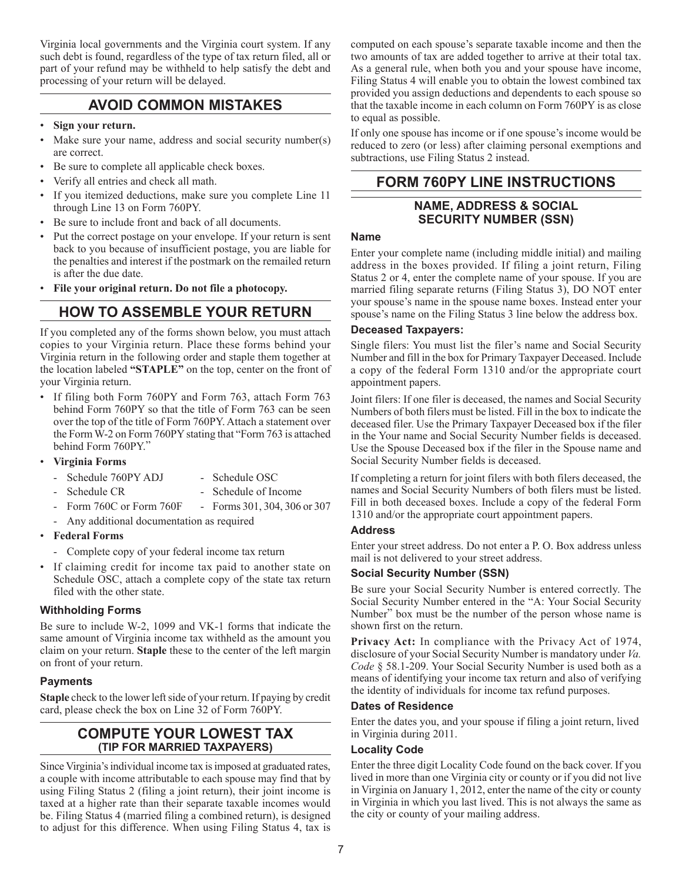Virginia local governments and the Virginia court system. If any such debt is found, regardless of the type of tax return filed, all or part of your refund may be withheld to help satisfy the debt and processing of your return will be delayed.

## AVOID COMMON MISTAKES

- **Sign your return.**
- Make sure your name, address and social security number(s) are correct.
- Be sure to complete all applicable check boxes.
- Verify all entries and check all math.
- If you itemized deductions, make sure you complete Line 11 through Line 13 on Form 760PY.
- Be sure to include front and back of all documents.
- Put the correct postage on your envelope. If your return is sent back to you because of insufficient postage, you are liable for the penalties and interest if the postmark on the remailed return is after the due date.
- **File your original return. Do not file a photocopy.**

## HOW TO ASSEMBLE YOUR RETURN

If you completed any of the forms shown below, you must attach copies to your Virginia return. Place these forms behind your Virginia return in the following order and staple them together at the location labeled **"STAPLE"** on the top, center on the front of your Virginia return.

- If filing both Form 760PY and Form 763, attach Form 763 behind Form 760PY so that the title of Form 763 can be seen over the top of the title of Form 760PY. Attach a statement over the Form W-2 on Form 760PY stating that "Form 763 is attached behind Form 760PY."
- **Virginia Forms**
  - Schedule 760PY ADJ
  - Schedule OSC
  - Schedule CR
  - Schedule of Income
  - Form 760C or Form 760F
  - Forms 301, 304, 306 or 307
  - Any additional documentation as required
- **Federal Forms**
  - Complete copy of your federal income tax return
- If claiming credit for income tax paid to another state on Schedule OSC, attach a complete copy of the state tax return filed with the other state.

### Withholding Forms

Be sure to include W-2, 1099 and VK-1 forms that indicate the same amount of Virginia income tax withheld as the amount you claim on your return. **Staple** these to the center of the left margin on front of your return.

### Payments

**Staple** check to the lower left side of your return. If paying by credit card, please check the box on Line 32 of Form 760PY.

## COMPUTE YOUR LOWEST TAX (TIP FOR MARRIED TAXPAYERS)

Since Virginia's individual income tax is imposed at graduated rates, a couple with income attributable to each spouse may find that by using Filing Status 2 (filing a joint return), their joint income is taxed at a higher rate than their separate taxable incomes would be. Filing Status 4 (married filing a combined return), is designed to adjust for this difference. When using Filing Status 4, tax is computed on each spouse's separate taxable income and then the two amounts of tax are added together to arrive at their total tax. As a general rule, when both you and your spouse have income, Filing Status 4 will enable you to obtain the lowest combined tax provided you assign deductions and dependents to each spouse so that the taxable income in each column on Form 760PY is as close to equal as possible.

If only one spouse has income or if one spouse's income would be reduced to zero (or less) after claiming personal exemptions and subtractions, use Filing Status 2 instead.

## FORM 760PY LINE INSTRUCTIONS

### NAME, ADDRESS & SOCIAL SECURITY NUMBER (SSN)

#### Name

Enter your complete name (including middle initial) and mailing address in the boxes provided. If filing a joint return, Filing Status 2 or 4, enter the complete name of your spouse. If you are married filing separate returns (Filing Status 3), DO NOT enter your spouse's name in the spouse name boxes. Instead enter your spouse's name on the Filing Status 3 line below the address box.

#### Deceased Taxpayers:

Single filers: You must list the filer's name and Social Security Number and fill in the box for Primary Taxpayer Deceased. Include a copy of the federal Form 1310 and/or the appropriate court appointment papers.

Joint filers: If one filer is deceased, the names and Social Security Numbers of both filers must be listed. Fill in the box to indicate the deceased filer. Use the Primary Taxpayer Deceased box if the filer in the Your name and Social Security Number fields is deceased. Use the Spouse Deceased box if the filer in the Spouse name and Social Security Number fields is deceased.

If completing a return for joint filers with both filers deceased, the names and Social Security Numbers of both filers must be listed. Fill in both deceased boxes. Include a copy of the federal Form 1310 and/or the appropriate court appointment papers.

#### Address

Enter your street address. Do not enter a P. O. Box address unless mail is not delivered to your street address.

#### Social Security Number (SSN)

Be sure your Social Security Number is entered correctly. The Social Security Number entered in the "A: Your Social Security Number" box must be the number of the person whose name is shown first on the return.

**Privacy Act:** In compliance with the Privacy Act of 1974, disclosure of your Social Security Number is mandatory under *Va. Code* § 58.1-209. Your Social Security Number is used both as a means of identifying your income tax return and also of verifying the identity of individuals for income tax refund purposes.

#### Dates of Residence

Enter the dates you, and your spouse if filing a joint return, lived in Virginia during 2011.

#### Locality Code

Enter the three digit Locality Code found on the back cover. If you lived in more than one Virginia city or county or if you did not live in Virginia on January 1, 2012, enter the name of the city or county in Virginia in which you last lived. This is not always the same as the city or county of your mailing address.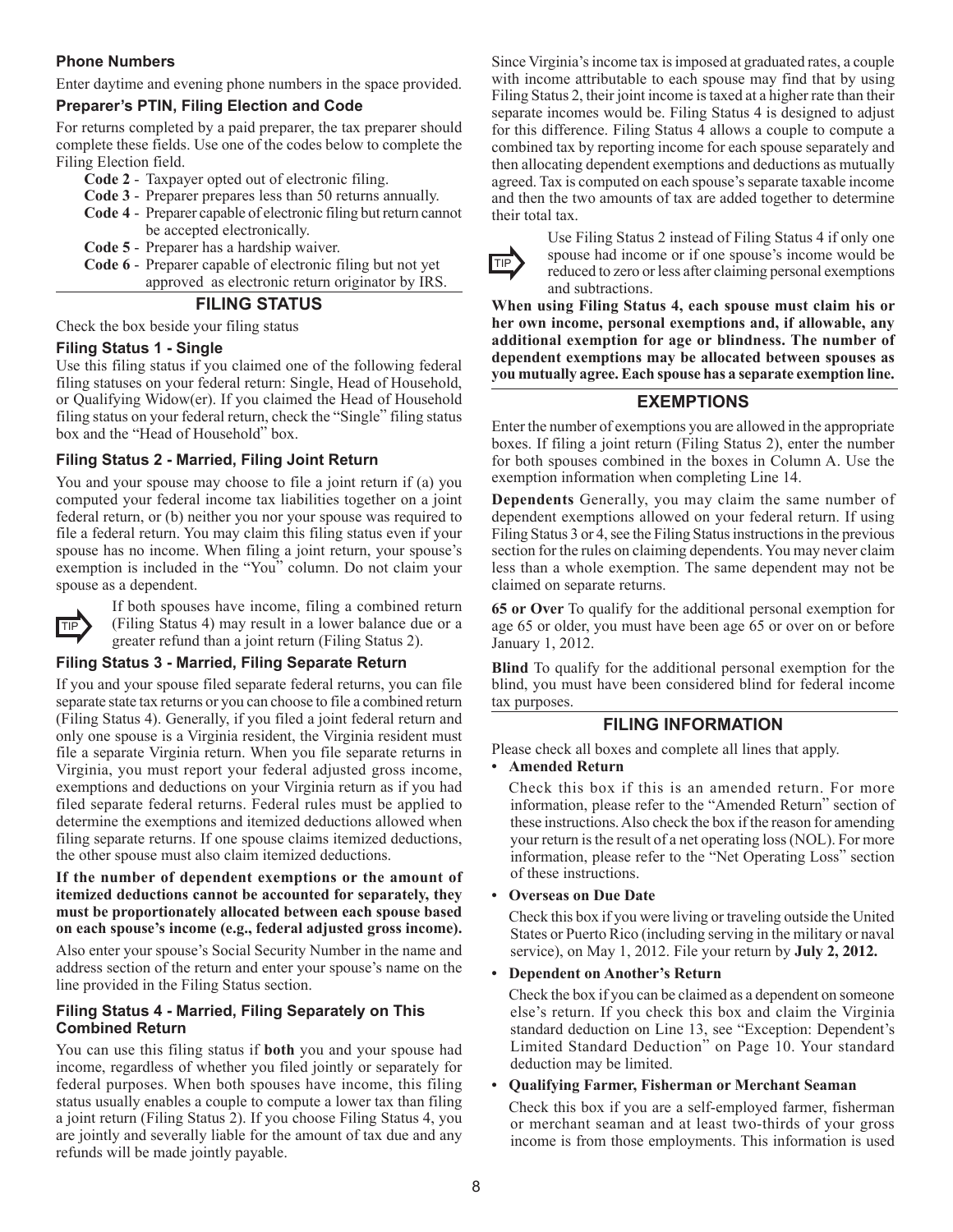### Phone Numbers

Enter daytime and evening phone numbers in the space provided.

### Preparer's PTIN, Filing Election and Code

For returns completed by a paid preparer, the tax preparer should complete these fields. Use one of the codes below to complete the Filing Election field.

- **Code 2** - Taxpayer opted out of electronic filing.
- **Code 3** - Preparer prepares less than 50 returns annually.
- **Code 4** - Preparer capable of electronic filing but return cannot be accepted electronically.
- **Code 5** - Preparer has a hardship waiver.
- **Code 6** - Preparer capable of electronic filing but not yet approved as electronic return originator by IRS.

## FILING STATUS

Check the box beside your filing status

### Filing Status 1 - Single

Use this filing status if you claimed one of the following federal filing statuses on your federal return: Single, Head of Household, or Qualifying Widow(er). If you claimed the Head of Household filing status on your federal return, check the "Single" filing status box and the "Head of Household" box.

### Filing Status 2 - Married, Filing Joint Return

You and your spouse may choose to file a joint return if (a) you computed your federal income tax liabilities together on a joint federal return, or (b) neither you nor your spouse was required to file a federal return. You may claim this filing status even if your spouse has no income. When filing a joint return, your spouse's exemption is included in the "You" column. Do not claim your spouse as a dependent.

TIP: If both spouses have income, filing a combined return (Filing Status 4) may result in a lower balance due or a greater refund than a joint return (Filing Status 2).

### Filing Status 3 - Married, Filing Separate Return

If you and your spouse filed separate federal returns, you can file separate state tax returns or you can choose to file a combined return (Filing Status 4). Generally, if you filed a joint federal return and only one spouse is a Virginia resident, the Virginia resident must file a separate Virginia return. When you file separate returns in Virginia, you must report your federal adjusted gross income, exemptions and deductions on your Virginia return as if you had filed separate federal returns. Federal rules must be applied to determine the exemptions and itemized deductions allowed when filing separate returns. If one spouse claims itemized deductions, the other spouse must also claim itemized deductions.

**If the number of dependent exemptions or the amount of itemized deductions cannot be accounted for separately, they must be proportionately allocated between each spouse based on each spouse's income (e.g., federal adjusted gross income).**

Also enter your spouse's Social Security Number in the name and address section of the return and enter your spouse's name on the line provided in the Filing Status section.

### Filing Status 4 - Married, Filing Separately on This Combined Return

You can use this filing status if **both** you and your spouse had income, regardless of whether you filed jointly or separately for federal purposes. When both spouses have income, this filing status usually enables a couple to compute a lower tax than filing a joint return (Filing Status 2). If you choose Filing Status 4, you are jointly and severally liable for the amount of tax due and any refunds will be made jointly payable.

Since Virginia's income tax is imposed at graduated rates, a couple with income attributable to each spouse may find that by using Filing Status 2, their joint income is taxed at a higher rate than their separate incomes would be. Filing Status 4 is designed to adjust for this difference. Filing Status 4 allows a couple to compute a combined tax by reporting income for each spouse separately and then allocating dependent exemptions and deductions as mutually agreed. Tax is computed on each spouse's separate taxable income and then the two amounts of tax are added together to determine their total tax.

TIP: Use Filing Status 2 instead of Filing Status 4 if only one spouse had income or if one spouse's income would be reduced to zero or less after claiming personal exemptions and subtractions.

**When using Filing Status 4, each spouse must claim his or her own income, personal exemptions and, if allowable, any additional exemption for age or blindness. The number of dependent exemptions may be allocated between spouses as you mutually agree. Each spouse has a separate exemption line.**

## EXEMPTIONS

Enter the number of exemptions you are allowed in the appropriate boxes. If filing a joint return (Filing Status 2), enter the number for both spouses combined in the boxes in Column A. Use the exemption information when completing Line 14.

**Dependents** Generally, you may claim the same number of dependent exemptions allowed on your federal return. If using Filing Status 3 or 4, see the Filing Status instructions in the previous section for the rules on claiming dependents. You may never claim less than a whole exemption. The same dependent may not be claimed on separate returns.

**65 or Over** To qualify for the additional personal exemption for age 65 or older, you must have been age 65 or over on or before January 1, 2012.

**Blind** To qualify for the additional personal exemption for the blind, you must have been considered blind for federal income tax purposes.

## FILING INFORMATION

Please check all boxes and complete all lines that apply.

- **Amended Return**

  Check this box if this is an amended return. For more information, please refer to the "Amended Return" section of these instructions. Also check the box if the reason for amending your return is the result of a net operating loss (NOL). For more information, please refer to the "Net Operating Loss" section of these instructions.

- **Overseas on Due Date**

  Check this box if you were living or traveling outside the United States or Puerto Rico (including serving in the military or naval service), on May 1, 2012. File your return by **July 2, 2012.**

- **Dependent on Another's Return**

  Check the box if you can be claimed as a dependent on someone else's return. If you check this box and claim the Virginia standard deduction on Line 13, see "Exception: Dependent's Limited Standard Deduction" on Page 10. Your standard deduction may be limited.

- **Qualifying Farmer, Fisherman or Merchant Seaman**

  Check this box if you are a self-employed farmer, fisherman or merchant seaman and at least two-thirds of your gross income is from those employments. This information is used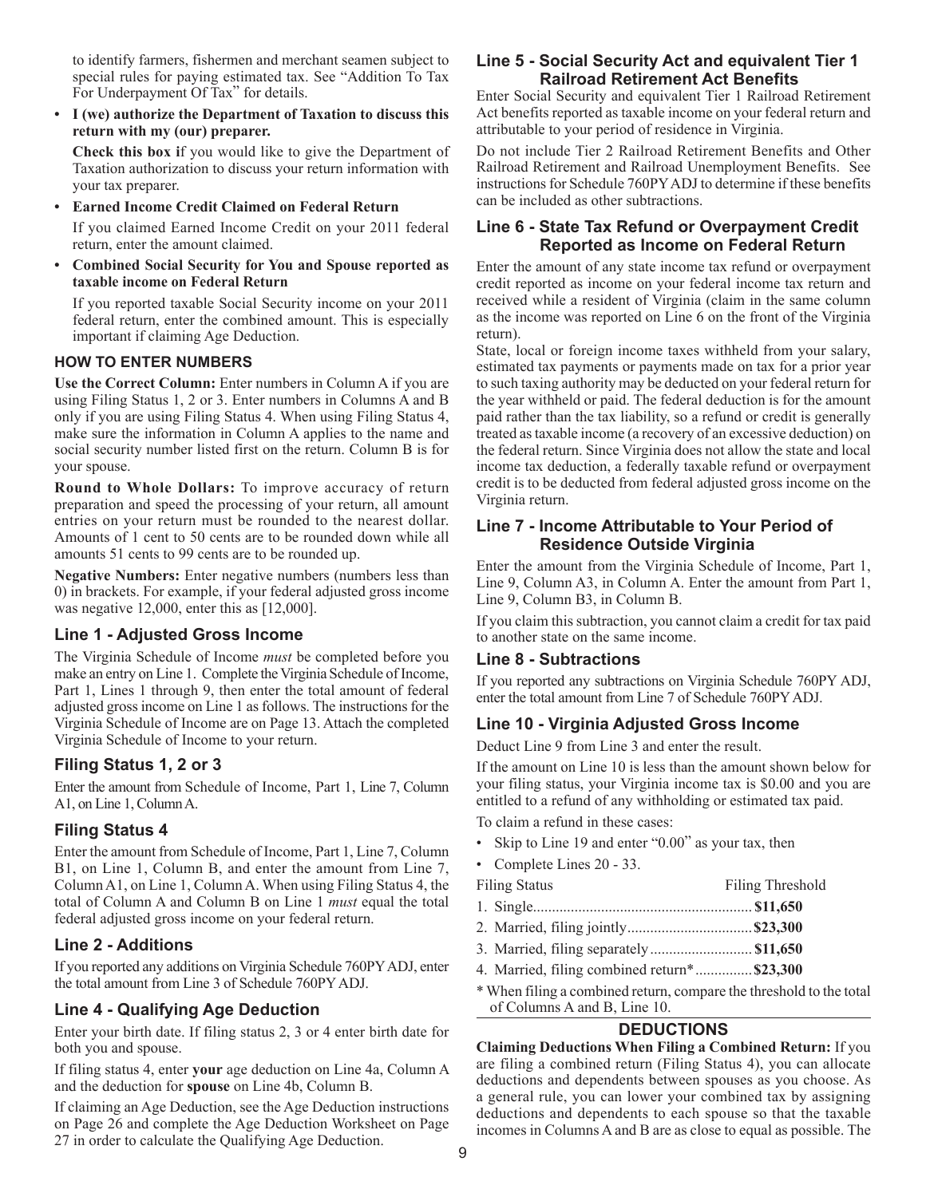to identify farmers, fishermen and merchant seamen subject to special rules for paying estimated tax. See "Addition To Tax For Underpayment Of Tax" for details.

- **I (we) authorize the Department of Taxation to discuss this return with my (our) preparer.**

  **Check this box i**f you would like to give the Department of Taxation authorization to discuss your return information with your tax preparer.

- **Earned Income Credit Claimed on Federal Return**

  If you claimed Earned Income Credit on your 2011 federal return, enter the amount claimed.

- **Combined Social Security for You and Spouse reported as taxable income on Federal Return**

  If you reported taxable Social Security income on your 2011 federal return, enter the combined amount. This is especially important if claiming Age Deduction.

### HOW TO ENTER NUMBERS

**Use the Correct Column:** Enter numbers in Column A if you are using Filing Status 1, 2 or 3. Enter numbers in Columns A and B only if you are using Filing Status 4. When using Filing Status 4, make sure the information in Column A applies to the name and social security number listed first on the return. Column B is for your spouse.

**Round to Whole Dollars:** To improve accuracy of return preparation and speed the processing of your return, all amount entries on your return must be rounded to the nearest dollar. Amounts of 1 cent to 50 cents are to be rounded down while all amounts 51 cents to 99 cents are to be rounded up.

**Negative Numbers:** Enter negative numbers (numbers less than 0) in brackets. For example, if your federal adjusted gross income was negative 12,000, enter this as [12,000].

## Line 1 - Adjusted Gross Income

The Virginia Schedule of Income *must* be completed before you make an entry on Line 1. Complete the Virginia Schedule of Income, Part 1, Lines 1 through 9, then enter the total amount of federal adjusted gross income on Line 1 as follows. The instructions for the Virginia Schedule of Income are on Page 13. Attach the completed Virginia Schedule of Income to your return.

## Filing Status 1, 2 or 3

Enter the amount from Schedule of Income, Part 1, Line 7, Column A1, on Line 1, Column A.

## Filing Status 4

Enter the amount from Schedule of Income, Part 1, Line 7, Column B1, on Line 1, Column B, and enter the amount from Line 7, Column A1, on Line 1, Column A. When using Filing Status 4, the total of Column A and Column B on Line 1 *must* equal the total federal adjusted gross income on your federal return.

## Line 2 - Additions

If you reported any additions on Virginia Schedule 760PY ADJ, enter the total amount from Line 3 of Schedule 760PY ADJ.

## Line 4 - Qualifying Age Deduction

Enter your birth date. If filing status 2, 3 or 4 enter birth date for both you and spouse.

If filing status 4, enter **your** age deduction on Line 4a, Column A and the deduction for **spouse** on Line 4b, Column B.

If claiming an Age Deduction, see the Age Deduction instructions on Page 26 and complete the Age Deduction Worksheet on Page 27 in order to calculate the Qualifying Age Deduction.

## Line 5 - Social Security Act and equivalent Tier 1 Railroad Retirement Act Benefits

Enter Social Security and equivalent Tier 1 Railroad Retirement Act benefits reported as taxable income on your federal return and attributable to your period of residence in Virginia.

Do not include Tier 2 Railroad Retirement Benefits and Other Railroad Retirement and Railroad Unemployment Benefits. See instructions for Schedule 760PY ADJ to determine if these benefits can be included as other subtractions.

## Line 6 - State Tax Refund or Overpayment Credit Reported as Income on Federal Return

Enter the amount of any state income tax refund or overpayment credit reported as income on your federal income tax return and received while a resident of Virginia (claim in the same column as the income was reported on Line 6 on the front of the Virginia return).

State, local or foreign income taxes withheld from your salary, estimated tax payments or payments made on tax for a prior year to such taxing authority may be deducted on your federal return for the year withheld or paid. The federal deduction is for the amount paid rather than the tax liability, so a refund or credit is generally treated as taxable income (a recovery of an excessive deduction) on the federal return. Since Virginia does not allow the state and local income tax deduction, a federally taxable refund or overpayment credit is to be deducted from federal adjusted gross income on the Virginia return.

## Line 7 - Income Attributable to Your Period of Residence Outside Virginia

Enter the amount from the Virginia Schedule of Income, Part 1, Line 9, Column A3, in Column A. Enter the amount from Part 1, Line 9, Column B3, in Column B.

If you claim this subtraction, you cannot claim a credit for tax paid to another state on the same income.

## Line 8 - Subtractions

If you reported any subtractions on Virginia Schedule 760PY ADJ, enter the total amount from Line 7 of Schedule 760PY ADJ.

## Line 10 - Virginia Adjusted Gross Income

Deduct Line 9 from Line 3 and enter the result.

If the amount on Line 10 is less than the amount shown below for your filing status, your Virginia income tax is $0.00 and you are entitled to a refund of any withholding or estimated tax paid.

To claim a refund in these cases:

- Skip to Line 19 and enter "0.00" as your tax, then
- Complete Lines 20 - 33.

| Filing Status | Filing Threshold |
|---|---|
| 1. Single | **$11,650** |
| 2. Married, filing jointly | **$23,300** |
| 3. Married, filing separately | **$11,650** |
| 4. Married, filing combined return* | **$23,300** |

\* When filing a combined return, compare the threshold to the total of Columns A and B, Line 10.

### DEDUCTIONS

**Claiming Deductions When Filing a Combined Return:** If you are filing a combined return (Filing Status 4), you can allocate deductions and dependents between spouses as you choose. As a general rule, you can lower your combined tax by assigning deductions and dependents to each spouse so that the taxable incomes in Columns A and B are as close to equal as possible. The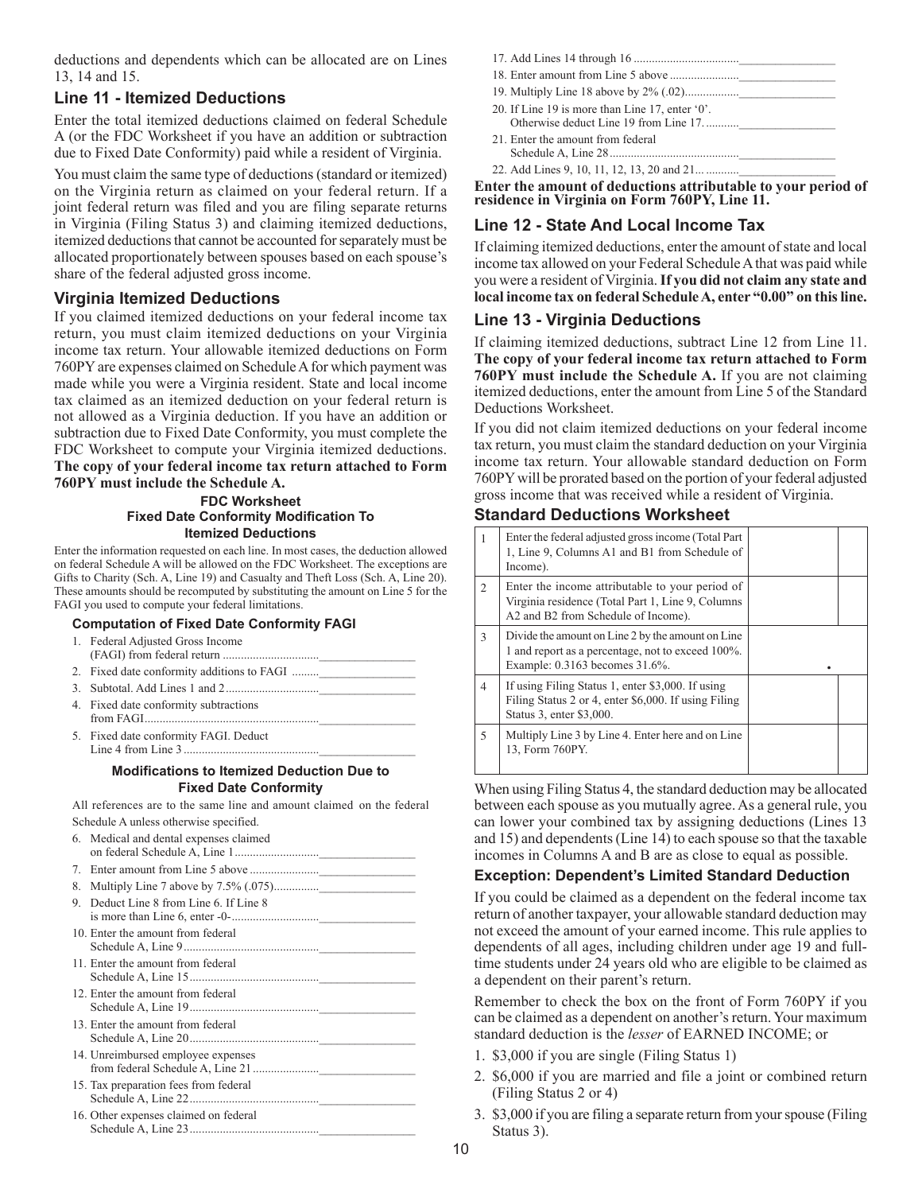deductions and dependents which can be allocated are on Lines 13, 14 and 15.

### Line 11 - Itemized Deductions

Enter the total itemized deductions claimed on federal Schedule A (or the FDC Worksheet if you have an addition or subtraction due to Fixed Date Conformity) paid while a resident of Virginia.

You must claim the same type of deductions (standard or itemized) on the Virginia return as claimed on your federal return. If a joint federal return was filed and you are filing separate returns in Virginia (Filing Status 3) and claiming itemized deductions, itemized deductions that cannot be accounted for separately must be allocated proportionately between spouses based on each spouse's share of the federal adjusted gross income.

### Virginia Itemized Deductions

If you claimed itemized deductions on your federal income tax return, you must claim itemized deductions on your Virginia income tax return. Your allowable itemized deductions on Form 760PY are expenses claimed on Schedule A for which payment was made while you were a Virginia resident. State and local income tax claimed as an itemized deduction on your federal return is not allowed as a Virginia deduction. If you have an addition or subtraction due to Fixed Date Conformity, you must complete the FDC Worksheet to compute your Virginia itemized deductions. **The copy of your federal income tax return attached to Form 760PY must include the Schedule A.**

#### FDC Worksheet
#### Fixed Date Conformity Modification To Itemized Deductions

Enter the information requested on each line. In most cases, the deduction allowed on federal Schedule A will be allowed on the FDC Worksheet. The exceptions are Gifts to Charity (Sch. A, Line 19) and Casualty and Theft Loss (Sch. A, Line 20). These amounts should be recomputed by substituting the amount on Line 5 for the FAGI you used to compute your federal limitations.

**Computation of Fixed Date Conformity FAGI**

1. Federal Adjusted Gross Income (FAGI) from federal return ................................ \_\_\_\_\_\_\_\_\_\_
2. Fixed date conformity additions to FAGI ......... \_\_\_\_\_\_\_\_\_\_
3. Subtotal. Add Lines 1 and 2 ................................ \_\_\_\_\_\_\_\_\_\_
4. Fixed date conformity subtractions from FAGI........................................................... \_\_\_\_\_\_\_\_\_\_
5. Fixed date conformity FAGI. Deduct Line 4 from Line 3 ............................................. \_\_\_\_\_\_\_\_\_\_

**Modifications to Itemized Deduction Due to Fixed Date Conformity**

All references are to the same line and amount claimed on the federal Schedule A unless otherwise specified.

6. Medical and dental expenses claimed on federal Schedule A, Line 1............................ \_\_\_\_\_\_\_\_\_\_
7. Enter amount from Line 5 above ....................... \_\_\_\_\_\_\_\_\_\_
8. Multiply Line 7 above by 7.5% (.075)............... \_\_\_\_\_\_\_\_\_\_
9. Deduct Line 8 from Line 6. If Line 8 is more than Line 6, enter -0-............................. \_\_\_\_\_\_\_\_\_\_
10. Enter the amount from federal Schedule A, Line 9............................................. \_\_\_\_\_\_\_\_\_\_
11. Enter the amount from federal Schedule A, Line 15........................................... \_\_\_\_\_\_\_\_\_\_
12. Enter the amount from federal Schedule A, Line 19........................................... \_\_\_\_\_\_\_\_\_\_
13. Enter the amount from federal Schedule A, Line 20........................................... \_\_\_\_\_\_\_\_\_\_
14. Unreimbursed employee expenses from federal Schedule A, Line 21 ...................... \_\_\_\_\_\_\_\_\_\_
15. Tax preparation fees from federal Schedule A, Line 22........................................... \_\_\_\_\_\_\_\_\_\_
16. Other expenses claimed on federal Schedule A, Line 23........................................... \_\_\_\_\_\_\_\_\_\_
17. Add Lines 14 through 16 .................................. \_\_\_\_\_\_\_\_\_\_
18. Enter amount from Line 5 above ....................... \_\_\_\_\_\_\_\_\_\_
19. Multiply Line 18 above by 2% (.02)................. \_\_\_\_\_\_\_\_\_\_
20. If Line 19 is more than Line 17, enter '0'. Otherwise deduct Line 19 from Line 17. .......... \_\_\_\_\_\_\_\_\_\_
21. Enter the amount from federal Schedule A, Line 28........................................... \_\_\_\_\_\_\_\_\_\_
22. Add Lines 9, 10, 11, 12, 13, 20 and 21............. \_\_\_\_\_\_\_\_\_\_

**Enter the amount of deductions attributable to your period of residence in Virginia on Form 760PY, Line 11.**

### Line 12 - State And Local Income Tax

If claiming itemized deductions, enter the amount of state and local income tax allowed on your Federal Schedule A that was paid while you were a resident of Virginia. **If you did not claim any state and local income tax on federal Schedule A, enter "0.00" on this line.**

### Line 13 - Virginia Deductions

If claiming itemized deductions, subtract Line 12 from Line 11. **The copy of your federal income tax return attached to Form 760PY must include the Schedule A.** If you are not claiming itemized deductions, enter the amount from Line 5 of the Standard Deductions Worksheet.

If you did not claim itemized deductions on your federal income tax return, you must claim the standard deduction on your Virginia income tax return. Your allowable standard deduction on Form 760PY will be prorated based on the portion of your federal adjusted gross income that was received while a resident of Virginia.

### Standard Deductions Worksheet

| | | | |
|---|---|---|---|
| 1 | Enter the federal adjusted gross income (Total Part 1, Line 9, Columns A1 and B1 from Schedule of Income). | | |
| 2 | Enter the income attributable to your period of Virginia residence (Total Part 1, Line 9, Columns A2 and B2 from Schedule of Income). | | |
| 3 | Divide the amount on Line 2 by the amount on Line 1 and report as a percentage, not to exceed 100%. Example: 0.3163 becomes 31.6%. | . | |
| 4 | If using Filing Status 1, enter $3,000. If using Filing Status 2 or 4, enter $6,000. If using Filing Status 3, enter $3,000. | | |
| 5 | Multiply Line 3 by Line 4. Enter here and on Line 13, Form 760PY. | | |

When using Filing Status 4, the standard deduction may be allocated between each spouse as you mutually agree. As a general rule, you can lower your combined tax by assigning deductions (Lines 13 and 15) and dependents (Line 14) to each spouse so that the taxable incomes in Columns A and B are as close to equal as possible.

#### Exception: Dependent's Limited Standard Deduction

If you could be claimed as a dependent on the federal income tax return of another taxpayer, your allowable standard deduction may not exceed the amount of your earned income. This rule applies to dependents of all ages, including children under age 19 and full-time students under 24 years old who are eligible to be claimed as a dependent on their parent's return.

Remember to check the box on the front of Form 760PY if you can be claimed as a dependent on another's return. Your maximum standard deduction is the *lesser* of EARNED INCOME; or

1. $3,000 if you are single (Filing Status 1)
2. $6,000 if you are married and file a joint or combined return (Filing Status 2 or 4)
3. $3,000 if you are filing a separate return from your spouse (Filing Status 3).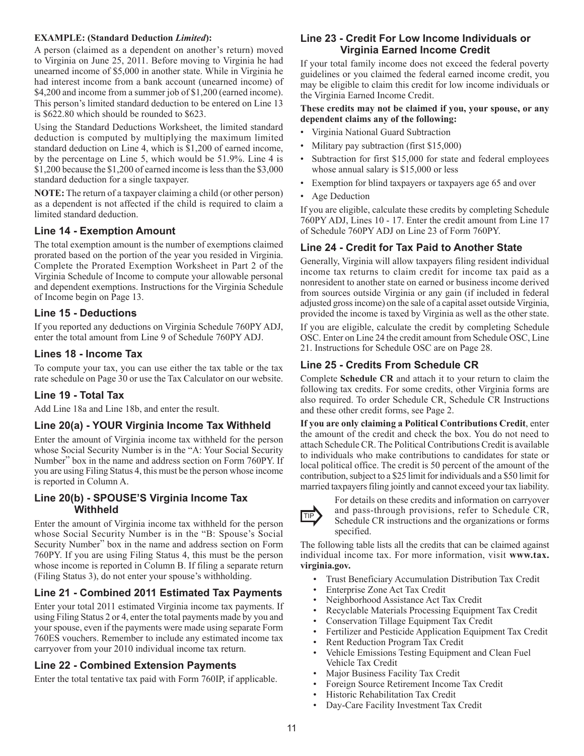**EXAMPLE: (Standard Deduction *Limited*):**

A person (claimed as a dependent on another's return) moved to Virginia on June 25, 2011. Before moving to Virginia he had unearned income of $5,000 in another state. While in Virginia he had interest income from a bank account (unearned income) of $4,200 and income from a summer job of $1,200 (earned income). This person's limited standard deduction to be entered on Line 13 is $622.80 which should be rounded to $623.

Using the Standard Deductions Worksheet, the limited standard deduction is computed by multiplying the maximum limited standard deduction on Line 4, which is $1,200 of earned income, by the percentage on Line 5, which would be 51.9%. Line 4 is $1,200 because the $1,200 of earned income is less than the $3,000 standard deduction for a single taxpayer.

**NOTE:** The return of a taxpayer claiming a child (or other person) as a dependent is not affected if the child is required to claim a limited standard deduction.

## Line 14 - Exemption Amount

The total exemption amount is the number of exemptions claimed prorated based on the portion of the year you resided in Virginia. Complete the Prorated Exemption Worksheet in Part 2 of the Virginia Schedule of Income to compute your allowable personal and dependent exemptions. Instructions for the Virginia Schedule of Income begin on Page 13.

## Line 15 - Deductions

If you reported any deductions on Virginia Schedule 760PY ADJ, enter the total amount from Line 9 of Schedule 760PY ADJ.

## Lines 18 - Income Tax

To compute your tax, you can use either the tax table or the tax rate schedule on Page 30 or use the Tax Calculator on our website.

## Line 19 - Total Tax

Add Line 18a and Line 18b, and enter the result.

## Line 20(a) - YOUR Virginia Income Tax Withheld

Enter the amount of Virginia income tax withheld for the person whose Social Security Number is in the "A: Your Social Security Number" box in the name and address section on Form 760PY. If you are using Filing Status 4, this must be the person whose income is reported in Column A.

## Line 20(b) - SPOUSE'S Virginia Income Tax Withheld

Enter the amount of Virginia income tax withheld for the person whose Social Security Number is in the "B: Spouse's Social Security Number" box in the name and address section on Form 760PY. If you are using Filing Status 4, this must be the person whose income is reported in Column B. If filing a separate return (Filing Status 3), do not enter your spouse's withholding.

## Line 21 - Combined 2011 Estimated Tax Payments

Enter your total 2011 estimated Virginia income tax payments. If using Filing Status 2 or 4, enter the total payments made by you and your spouse, even if the payments were made using separate Form 760ES vouchers. Remember to include any estimated income tax carryover from your 2010 individual income tax return.

## Line 22 - Combined Extension Payments

Enter the total tentative tax paid with Form 760IP, if applicable.

## Line 23 - Credit For Low Income Individuals or Virginia Earned Income Credit

If your total family income does not exceed the federal poverty guidelines or you claimed the federal earned income credit, you may be eligible to claim this credit for low income individuals or the Virginia Earned Income Credit.

**These credits may not be claimed if you, your spouse, or any dependent claims any of the following:**

- Virginia National Guard Subtraction
- Military pay subtraction (first $15,000)
- Subtraction for first $15,000 for state and federal employees whose annual salary is $15,000 or less
- Exemption for blind taxpayers or taxpayers age 65 and over
- Age Deduction

If you are eligible, calculate these credits by completing Schedule 760PY ADJ, Lines 10 - 17. Enter the credit amount from Line 17 of Schedule 760PY ADJ on Line 23 of Form 760PY.

## Line 24 - Credit for Tax Paid to Another State

Generally, Virginia will allow taxpayers filing resident individual income tax returns to claim credit for income tax paid as a nonresident to another state on earned or business income derived from sources outside Virginia or any gain (if included in federal adjusted gross income) on the sale of a capital asset outside Virginia, provided the income is taxed by Virginia as well as the other state.

If you are eligible, calculate the credit by completing Schedule OSC. Enter on Line 24 the credit amount from Schedule OSC, Line 21. Instructions for Schedule OSC are on Page 28.

## Line 25 - Credits From Schedule CR

Complete **Schedule CR** and attach it to your return to claim the following tax credits. For some credits, other Virginia forms are also required. To order Schedule CR, Schedule CR Instructions and these other credit forms, see Page 2.

**If you are only claiming a Political Contributions Credit**, enter the amount of the credit and check the box. You do not need to attach Schedule CR. The Political Contributions Credit is available to individuals who make contributions to candidates for state or local political office. The credit is 50 percent of the amount of the contribution, subject to a $25 limit for individuals and a $50 limit for married taxpayers filing jointly and cannot exceed your tax liability.

TIP: For details on these credits and information on carryover and pass-through provisions, refer to Schedule CR, Schedule CR instructions and the organizations or forms specified.

The following table lists all the credits that can be claimed against individual income tax. For more information, visit **www.tax.virginia.gov.**

- Trust Beneficiary Accumulation Distribution Tax Credit
- Enterprise Zone Act Tax Credit
- Neighborhood Assistance Act Tax Credit
- Recyclable Materials Processing Equipment Tax Credit
- Conservation Tillage Equipment Tax Credit
- Fertilizer and Pesticide Application Equipment Tax Credit
- Rent Reduction Program Tax Credit
- Vehicle Emissions Testing Equipment and Clean Fuel Vehicle Tax Credit
- Major Business Facility Tax Credit
- Foreign Source Retirement Income Tax Credit
- Historic Rehabilitation Tax Credit
- Day-Care Facility Investment Tax Credit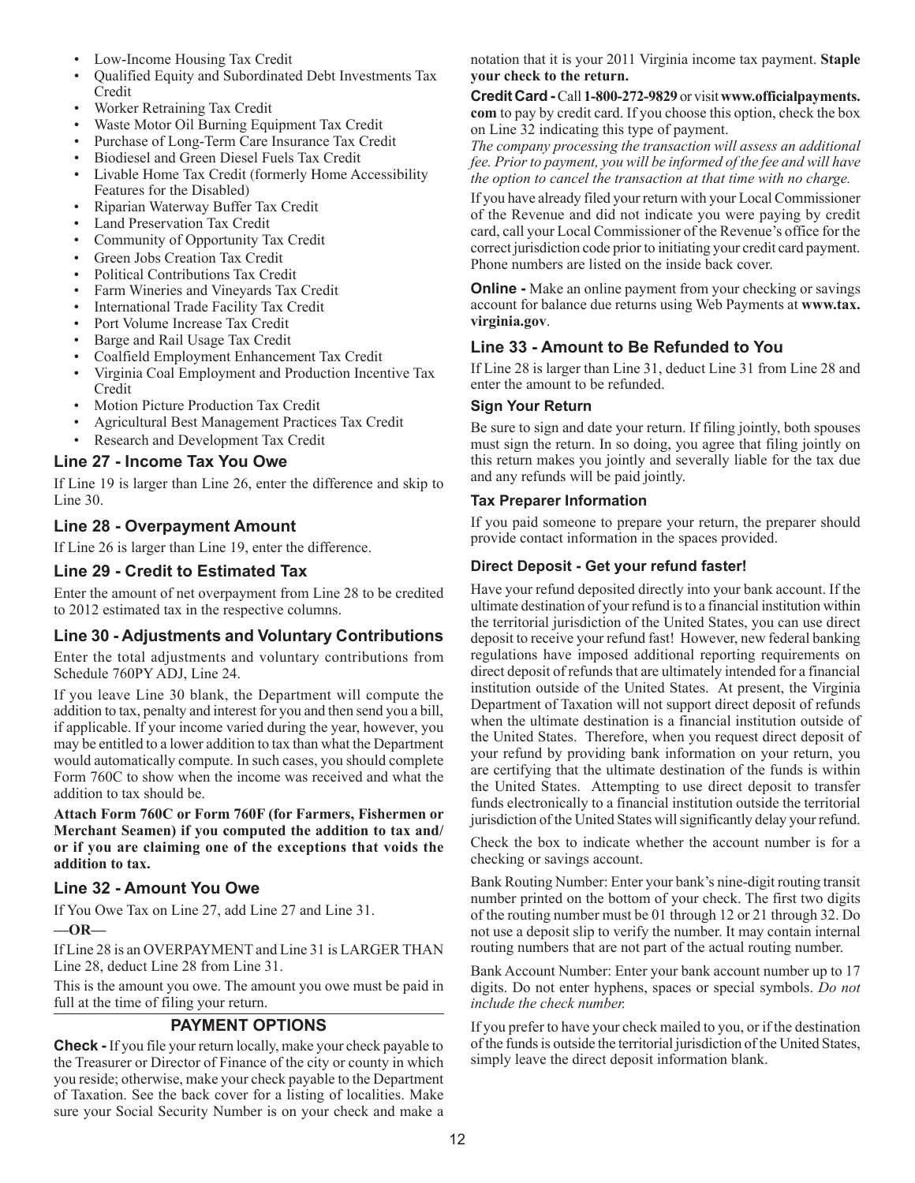- Low-Income Housing Tax Credit
- Qualified Equity and Subordinated Debt Investments Tax Credit
- Worker Retraining Tax Credit
- Waste Motor Oil Burning Equipment Tax Credit
- Purchase of Long-Term Care Insurance Tax Credit
- Biodiesel and Green Diesel Fuels Tax Credit
- Livable Home Tax Credit (formerly Home Accessibility Features for the Disabled)
- Riparian Waterway Buffer Tax Credit
- Land Preservation Tax Credit
- Community of Opportunity Tax Credit
- Green Jobs Creation Tax Credit
- Political Contributions Tax Credit
- Farm Wineries and Vineyards Tax Credit
- International Trade Facility Tax Credit
- Port Volume Increase Tax Credit
- Barge and Rail Usage Tax Credit
- Coalfield Employment Enhancement Tax Credit
- Virginia Coal Employment and Production Incentive Tax Credit
- Motion Picture Production Tax Credit
- Agricultural Best Management Practices Tax Credit
- Research and Development Tax Credit

### Line 27 - Income Tax You Owe

If Line 19 is larger than Line 26, enter the difference and skip to Line 30.

### Line 28 - Overpayment Amount

If Line 26 is larger than Line 19, enter the difference.

### Line 29 - Credit to Estimated Tax

Enter the amount of net overpayment from Line 28 to be credited to 2012 estimated tax in the respective columns.

### Line 30 - Adjustments and Voluntary Contributions

Enter the total adjustments and voluntary contributions from Schedule 760PY ADJ, Line 24.

If you leave Line 30 blank, the Department will compute the addition to tax, penalty and interest for you and then send you a bill, if applicable. If your income varied during the year, however, you may be entitled to a lower addition to tax than what the Department would automatically compute. In such cases, you should complete Form 760C to show when the income was received and what the addition to tax should be.

**Attach Form 760C or Form 760F (for Farmers, Fishermen or Merchant Seamen) if you computed the addition to tax and/or if you are claiming one of the exceptions that voids the addition to tax.**

### Line 32 - Amount You Owe

If You Owe Tax on Line 27, add Line 27 and Line 31.

**—OR—**

If Line 28 is an OVERPAYMENT and Line 31 is LARGER THAN Line 28, deduct Line 28 from Line 31.

This is the amount you owe. The amount you owe must be paid in full at the time of filing your return.

## PAYMENT OPTIONS

**Check -** If you file your return locally, make your check payable to the Treasurer or Director of Finance of the city or county in which you reside; otherwise, make your check payable to the Department of Taxation. See the back cover for a listing of localities. Make sure your Social Security Number is on your check and make a notation that it is your 2011 Virginia income tax payment. **Staple your check to the return.**

**Credit Card -** Call **1-800-272-9829** or visit **www.officialpayments.com** to pay by credit card. If you choose this option, check the box on Line 32 indicating this type of payment.

*The company processing the transaction will assess an additional fee. Prior to payment, you will be informed of the fee and will have the option to cancel the transaction at that time with no charge.*

If you have already filed your return with your Local Commissioner of the Revenue and did not indicate you were paying by credit card, call your Local Commissioner of the Revenue's office for the correct jurisdiction code prior to initiating your credit card payment. Phone numbers are listed on the inside back cover.

**Online -** Make an online payment from your checking or savings account for balance due returns using Web Payments at **www.tax.virginia.gov**.

### Line 33 - Amount to Be Refunded to You

If Line 28 is larger than Line 31, deduct Line 31 from Line 28 and enter the amount to be refunded.

#### Sign Your Return

Be sure to sign and date your return. If filing jointly, both spouses must sign the return. In so doing, you agree that filing jointly on this return makes you jointly and severally liable for the tax due and any refunds will be paid jointly.

#### Tax Preparer Information

If you paid someone to prepare your return, the preparer should provide contact information in the spaces provided.

#### Direct Deposit - Get your refund faster!

Have your refund deposited directly into your bank account. If the ultimate destination of your refund is to a financial institution within the territorial jurisdiction of the United States, you can use direct deposit to receive your refund fast! However, new federal banking regulations have imposed additional reporting requirements on direct deposit of refunds that are ultimately intended for a financial institution outside of the United States. At present, the Virginia Department of Taxation will not support direct deposit of refunds when the ultimate destination is a financial institution outside of the United States. Therefore, when you request direct deposit of your refund by providing bank information on your return, you are certifying that the ultimate destination of the funds is within the United States. Attempting to use direct deposit to transfer funds electronically to a financial institution outside the territorial jurisdiction of the United States will significantly delay your refund.

Check the box to indicate whether the account number is for a checking or savings account.

Bank Routing Number: Enter your bank's nine-digit routing transit number printed on the bottom of your check. The first two digits of the routing number must be 01 through 12 or 21 through 32. Do not use a deposit slip to verify the number. It may contain internal routing numbers that are not part of the actual routing number.

Bank Account Number: Enter your bank account number up to 17 digits. Do not enter hyphens, spaces or special symbols. *Do not include the check number.*

If you prefer to have your check mailed to you, or if the destination of the funds is outside the territorial jurisdiction of the United States, simply leave the direct deposit information blank.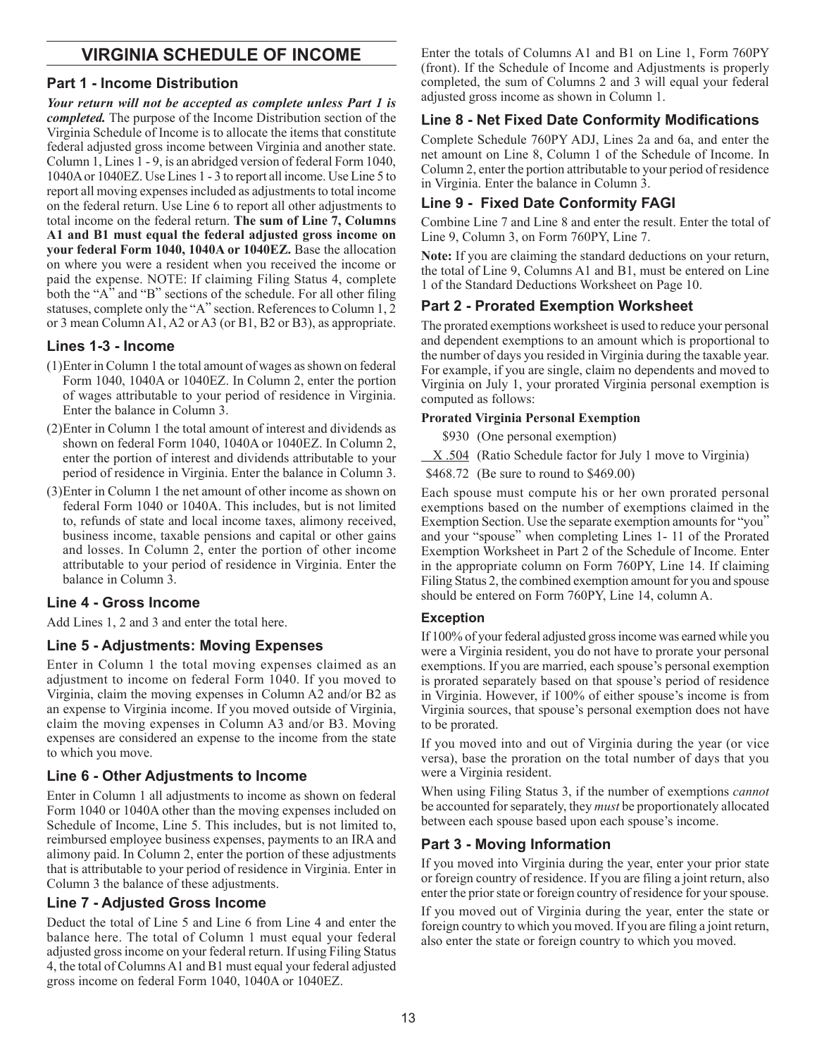# VIRGINIA SCHEDULE OF INCOME

## Part 1 - Income Distribution

***Your return will not be accepted as complete unless Part 1 is completed.*** The purpose of the Income Distribution section of the Virginia Schedule of Income is to allocate the items that constitute federal adjusted gross income between Virginia and another state. Column 1, Lines 1 - 9, is an abridged version of federal Form 1040, 1040A or 1040EZ. Use Lines 1 - 3 to report all income. Use Line 5 to report all moving expenses included as adjustments to total income on the federal return. Use Line 6 to report all other adjustments to total income on the federal return. **The sum of Line 7, Columns A1 and B1 must equal the federal adjusted gross income on your federal Form 1040, 1040A or 1040EZ.** Base the allocation on where you were a resident when you received the income or paid the expense. NOTE: If claiming Filing Status 4, complete both the "A" and "B" sections of the schedule. For all other filing statuses, complete only the "A" section. References to Column 1, 2 or 3 mean Column A1, A2 or A3 (or B1, B2 or B3), as appropriate.

### Lines 1-3 - Income

(1) Enter in Column 1 the total amount of wages as shown on federal Form 1040, 1040A or 1040EZ. In Column 2, enter the portion of wages attributable to your period of residence in Virginia. Enter the balance in Column 3.

(2) Enter in Column 1 the total amount of interest and dividends as shown on federal Form 1040, 1040A or 1040EZ. In Column 2, enter the portion of interest and dividends attributable to your period of residence in Virginia. Enter the balance in Column 3.

(3) Enter in Column 1 the net amount of other income as shown on federal Form 1040 or 1040A. This includes, but is not limited to, refunds of state and local income taxes, alimony received, business income, taxable pensions and capital or other gains and losses. In Column 2, enter the portion of other income attributable to your period of residence in Virginia. Enter the balance in Column 3.

### Line 4 - Gross Income

Add Lines 1, 2 and 3 and enter the total here.

### Line 5 - Adjustments: Moving Expenses

Enter in Column 1 the total moving expenses claimed as an adjustment to income on federal Form 1040. If you moved to Virginia, claim the moving expenses in Column A2 and/or B2 as an expense to Virginia income. If you moved outside of Virginia, claim the moving expenses in Column A3 and/or B3. Moving expenses are considered an expense to the income from the state to which you move.

### Line 6 - Other Adjustments to Income

Enter in Column 1 all adjustments to income as shown on federal Form 1040 or 1040A other than the moving expenses included on Schedule of Income, Line 5. This includes, but is not limited to, reimbursed employee business expenses, payments to an IRA and alimony paid. In Column 2, enter the portion of these adjustments that is attributable to your period of residence in Virginia. Enter in Column 3 the balance of these adjustments.

### Line 7 - Adjusted Gross Income

Deduct the total of Line 5 and Line 6 from Line 4 and enter the balance here. The total of Column 1 must equal your federal adjusted gross income on your federal return. If using Filing Status 4, the total of Columns A1 and B1 must equal your federal adjusted gross income on federal Form 1040, 1040A or 1040EZ.

Enter the totals of Columns A1 and B1 on Line 1, Form 760PY (front). If the Schedule of Income and Adjustments is properly completed, the sum of Columns 2 and 3 will equal your federal adjusted gross income as shown in Column 1.

### Line 8 - Net Fixed Date Conformity Modifications

Complete Schedule 760PY ADJ, Lines 2a and 6a, and enter the net amount on Line 8, Column 1 of the Schedule of Income. In Column 2, enter the portion attributable to your period of residence in Virginia. Enter the balance in Column 3.

### Line 9 - Fixed Date Conformity FAGI

Combine Line 7 and Line 8 and enter the result. Enter the total of Line 9, Column 3, on Form 760PY, Line 7.

**Note:** If you are claiming the standard deductions on your return, the total of Line 9, Columns A1 and B1, must be entered on Line 1 of the Standard Deductions Worksheet on Page 10.

## Part 2 - Prorated Exemption Worksheet

The prorated exemptions worksheet is used to reduce your personal and dependent exemptions to an amount which is proportional to the number of days you resided in Virginia during the taxable year. For example, if you are single, claim no dependents and moved to Virginia on July 1, your prorated Virginia personal exemption is computed as follows:

**Prorated Virginia Personal Exemption**

| | |
|---|---|
| \$930 | (One personal exemption) |
| X .504 | (Ratio Schedule factor for July 1 move to Virginia) |
| \$468.72 | (Be sure to round to \$469.00) |

Each spouse must compute his or her own prorated personal exemptions based on the number of exemptions claimed in the Exemption Section. Use the separate exemption amounts for "you" and your "spouse" when completing Lines 1- 11 of the Prorated Exemption Worksheet in Part 2 of the Schedule of Income. Enter in the appropriate column on Form 760PY, Line 14. If claiming Filing Status 2, the combined exemption amount for you and spouse should be entered on Form 760PY, Line 14, column A.

### Exception

If 100% of your federal adjusted gross income was earned while you were a Virginia resident, you do not have to prorate your personal exemptions. If you are married, each spouse's personal exemption is prorated separately based on that spouse's period of residence in Virginia. However, if 100% of either spouse's income is from Virginia sources, that spouse's personal exemption does not have to be prorated.

If you moved into and out of Virginia during the year (or vice versa), base the proration on the total number of days that you were a Virginia resident.

When using Filing Status 3, if the number of exemptions *cannot* be accounted for separately, they *must* be proportionately allocated between each spouse based upon each spouse's income.

## Part 3 - Moving Information

If you moved into Virginia during the year, enter your prior state or foreign country of residence. If you are filing a joint return, also enter the prior state or foreign country of residence for your spouse.

If you moved out of Virginia during the year, enter the state or foreign country to which you moved. If you are filing a joint return, also enter the state or foreign country to which you moved.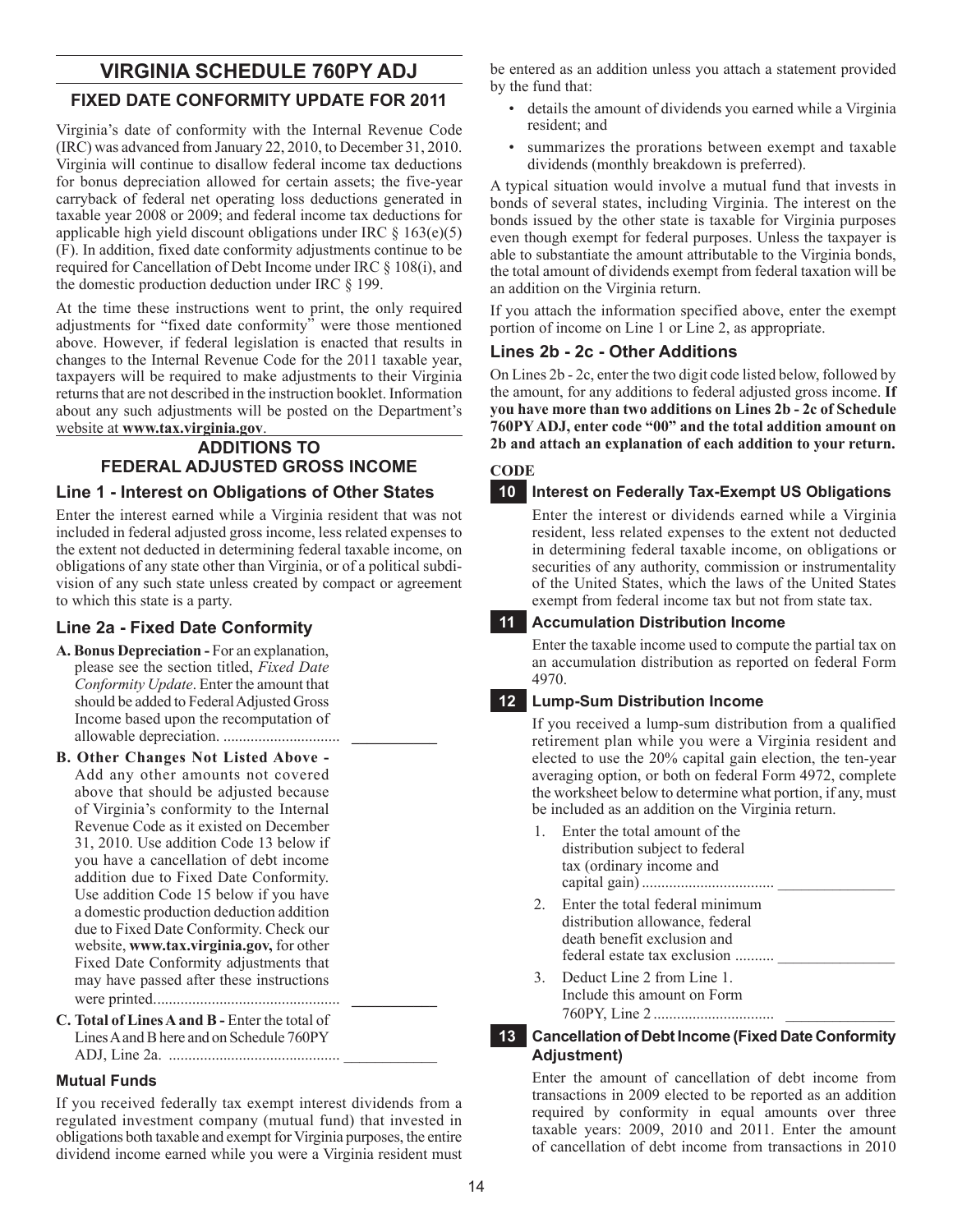# VIRGINIA SCHEDULE 760PY ADJ

## FIXED DATE CONFORMITY UPDATE FOR 2011

Virginia's date of conformity with the Internal Revenue Code (IRC) was advanced from January 22, 2010, to December 31, 2010. Virginia will continue to disallow federal income tax deductions for bonus depreciation allowed for certain assets; the five-year carryback of federal net operating loss deductions generated in taxable year 2008 or 2009; and federal income tax deductions for applicable high yield discount obligations under IRC § 163(e)(5)(F). In addition, fixed date conformity adjustments continue to be required for Cancellation of Debt Income under IRC § 108(i), and the domestic production deduction under IRC § 199.

At the time these instructions went to print, the only required adjustments for "fixed date conformity" were those mentioned above. However, if federal legislation is enacted that results in changes to the Internal Revenue Code for the 2011 taxable year, taxpayers will be required to make adjustments to their Virginia returns that are not described in the instruction booklet. Information about any such adjustments will be posted on the Department's website at **www.tax.virginia.gov**.

## ADDITIONS TO FEDERAL ADJUSTED GROSS INCOME

### Line 1 - Interest on Obligations of Other States

Enter the interest earned while a Virginia resident that was not included in federal adjusted gross income, less related expenses to the extent not deducted in determining federal taxable income, on obligations of any state other than Virginia, or of a political subdivision of any such state unless created by compact or agreement to which this state is a party.

### Line 2a - Fixed Date Conformity

**A. Bonus Depreciation -** For an explanation, please see the section titled, *Fixed Date Conformity Update*. Enter the amount that should be added to Federal Adjusted Gross Income based upon the recomputation of allowable depreciation. .............................. ___________

**B. Other Changes Not Listed Above -** Add any other amounts not covered above that should be adjusted because of Virginia's conformity to the Internal Revenue Code as it existed on December 31, 2010. Use addition Code 13 below if you have a cancellation of debt income addition due to Fixed Date Conformity. Use addition Code 15 below if you have a domestic production deduction addition due to Fixed Date Conformity. Check our website, **www.tax.virginia.gov,** for other Fixed Date Conformity adjustments that may have passed after these instructions were printed................................................ ___________

**C. Total of Lines A and B -** Enter the total of Lines A and B here and on Schedule 760PY ADJ, Line 2a. ............................................ ____________

### Mutual Funds

If you received federally tax exempt interest dividends from a regulated investment company (mutual fund) that invested in obligations both taxable and exempt for Virginia purposes, the entire dividend income earned while you were a Virginia resident must be entered as an addition unless you attach a statement provided by the fund that:

- details the amount of dividends you earned while a Virginia resident; and
- summarizes the prorations between exempt and taxable dividends (monthly breakdown is preferred).

A typical situation would involve a mutual fund that invests in bonds of several states, including Virginia. The interest on the bonds issued by the other state is taxable for Virginia purposes even though exempt for federal purposes. Unless the taxpayer is able to substantiate the amount attributable to the Virginia bonds, the total amount of dividends exempt from federal taxation will be an addition on the Virginia return.

If you attach the information specified above, enter the exempt portion of income on Line 1 or Line 2, as appropriate.

### Lines 2b - 2c - Other Additions

On Lines 2b - 2c, enter the two digit code listed below, followed by the amount, for any additions to federal adjusted gross income. **If you have more than two additions on Lines 2b - 2c of Schedule 760PY ADJ, enter code "00" and the total addition amount on 2b and attach an explanation of each addition to your return.**

**CODE**

**10 Interest on Federally Tax-Exempt US Obligations**

Enter the interest or dividends earned while a Virginia resident, less related expenses to the extent not deducted in determining federal taxable income, on obligations or securities of any authority, commission or instrumentality of the United States, which the laws of the United States exempt from federal income tax but not from state tax.

**11 Accumulation Distribution Income**

Enter the taxable income used to compute the partial tax on an accumulation distribution as reported on federal Form 4970.

**12 Lump-Sum Distribution Income**

If you received a lump-sum distribution from a qualified retirement plan while you were a Virginia resident and elected to use the 20% capital gain election, the ten-year averaging option, or both on federal Form 4972, complete the worksheet below to determine what portion, if any, must be included as an addition on the Virginia return.

1. Enter the total amount of the distribution subject to federal tax (ordinary income and capital gain) .................................. _______________
2. Enter the total federal minimum distribution allowance, federal death benefit exclusion and federal estate tax exclusion .......... _______________
3. Deduct Line 2 from Line 1. Include this amount on Form 760PY, Line 2 ............................... ______________

**13 Cancellation of Debt Income (Fixed Date Conformity Adjustment)**

Enter the amount of cancellation of debt income from transactions in 2009 elected to be reported as an addition required by conformity in equal amounts over three taxable years: 2009, 2010 and 2011. Enter the amount of cancellation of debt income from transactions in 2010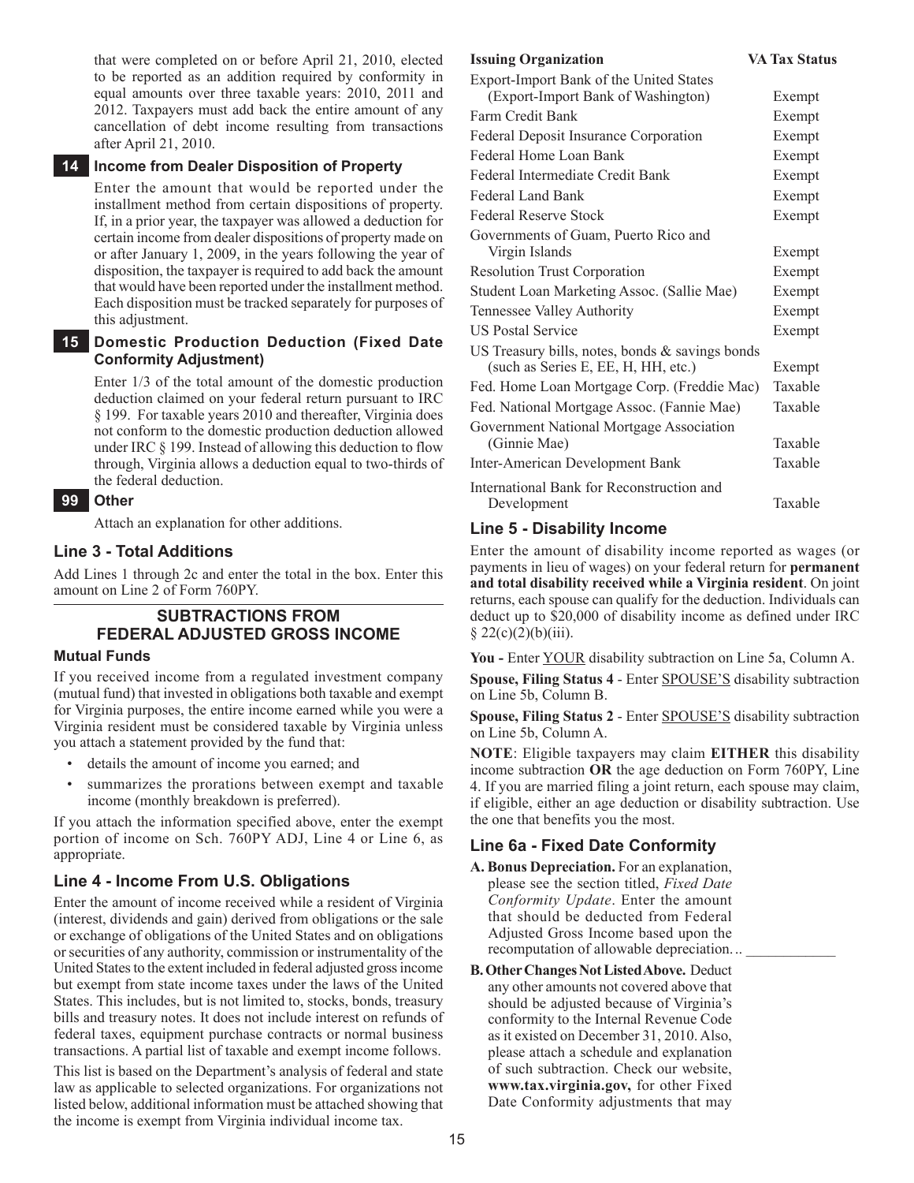that were completed on or before April 21, 2010, elected to be reported as an addition required by conformity in equal amounts over three taxable years: 2010, 2011 and 2012. Taxpayers must add back the entire amount of any cancellation of debt income resulting from transactions after April 21, 2010.

**14 Income from Dealer Disposition of Property**

Enter the amount that would be reported under the installment method from certain dispositions of property. If, in a prior year, the taxpayer was allowed a deduction for certain income from dealer dispositions of property made on or after January 1, 2009, in the years following the year of disposition, the taxpayer is required to add back the amount that would have been reported under the installment method. Each disposition must be tracked separately for purposes of this adjustment.

**15 Domestic Production Deduction (Fixed Date Conformity Adjustment)**

Enter 1/3 of the total amount of the domestic production deduction claimed on your federal return pursuant to IRC § 199. For taxable years 2010 and thereafter, Virginia does not conform to the domestic production deduction allowed under IRC § 199. Instead of allowing this deduction to flow through, Virginia allows a deduction equal to two-thirds of the federal deduction.

**99 Other**

Attach an explanation for other additions.

## Line 3 - Total Additions

Add Lines 1 through 2c and enter the total in the box. Enter this amount on Line 2 of Form 760PY.

## SUBTRACTIONS FROM FEDERAL ADJUSTED GROSS INCOME

### Mutual Funds

If you received income from a regulated investment company (mutual fund) that invested in obligations both taxable and exempt for Virginia purposes, the entire income earned while you were a Virginia resident must be considered taxable by Virginia unless you attach a statement provided by the fund that:

- details the amount of income you earned; and
- summarizes the prorations between exempt and taxable income (monthly breakdown is preferred).

If you attach the information specified above, enter the exempt portion of income on Sch. 760PY ADJ, Line 4 or Line 6, as appropriate.

## Line 4 - Income From U.S. Obligations

Enter the amount of income received while a resident of Virginia (interest, dividends and gain) derived from obligations or the sale or exchange of obligations of the United States and on obligations or securities of any authority, commission or instrumentality of the United States to the extent included in federal adjusted gross income but exempt from state income taxes under the laws of the United States. This includes, but is not limited to, stocks, bonds, treasury bills and treasury notes. It does not include interest on refunds of federal taxes, equipment purchase contracts or normal business transactions. A partial list of taxable and exempt income follows.

This list is based on the Department's analysis of federal and state law as applicable to selected organizations. For organizations not listed below, additional information must be attached showing that the income is exempt from Virginia individual income tax.

| Issuing Organization | VA Tax Status |
|---|---|
| Export-Import Bank of the United States (Export-Import Bank of Washington) | Exempt |
| Farm Credit Bank | Exempt |
| Federal Deposit Insurance Corporation | Exempt |
| Federal Home Loan Bank | Exempt |
| Federal Intermediate Credit Bank | Exempt |
| Federal Land Bank | Exempt |
| Federal Reserve Stock | Exempt |
| Governments of Guam, Puerto Rico and Virgin Islands | Exempt |
| Resolution Trust Corporation | Exempt |
| Student Loan Marketing Assoc. (Sallie Mae) | Exempt |
| Tennessee Valley Authority | Exempt |
| US Postal Service | Exempt |
| US Treasury bills, notes, bonds & savings bonds (such as Series E, EE, H, HH, etc.) | Exempt |
| Fed. Home Loan Mortgage Corp. (Freddie Mac) | Taxable |
| Fed. National Mortgage Assoc. (Fannie Mae) | Taxable |
| Government National Mortgage Association (Ginnie Mae) | Taxable |
| Inter-American Development Bank | Taxable |
| International Bank for Reconstruction and Development | Taxable |

## Line 5 - Disability Income

Enter the amount of disability income reported as wages (or payments in lieu of wages) on your federal return for **permanent and total disability received while a Virginia resident**. On joint returns, each spouse can qualify for the deduction. Individuals can deduct up to $20,000 of disability income as defined under IRC § 22(c)(2)(b)(iii).

**You -** Enter YOUR disability subtraction on Line 5a, Column A.

**Spouse, Filing Status 4** - Enter SPOUSE'S disability subtraction on Line 5b, Column B.

**Spouse, Filing Status 2** - Enter SPOUSE'S disability subtraction on Line 5b, Column A.

**NOTE**: Eligible taxpayers may claim **EITHER** this disability income subtraction **OR** the age deduction on Form 760PY, Line 4. If you are married filing a joint return, each spouse may claim, if eligible, either an age deduction or disability subtraction. Use the one that benefits you the most.

## Line 6a - Fixed Date Conformity

**A. Bonus Depreciation.** For an explanation, please see the section titled, *Fixed Date Conformity Update*. Enter the amount that should be deducted from Federal Adjusted Gross Income based upon the recomputation of allowable depreciation... ____________

**B. Other Changes Not Listed Above.** Deduct any other amounts not covered above that should be adjusted because of Virginia's conformity to the Internal Revenue Code as it existed on December 31, 2010. Also, please attach a schedule and explanation of such subtraction. Check our website, **www.tax.virginia.gov,** for other Fixed Date Conformity adjustments that may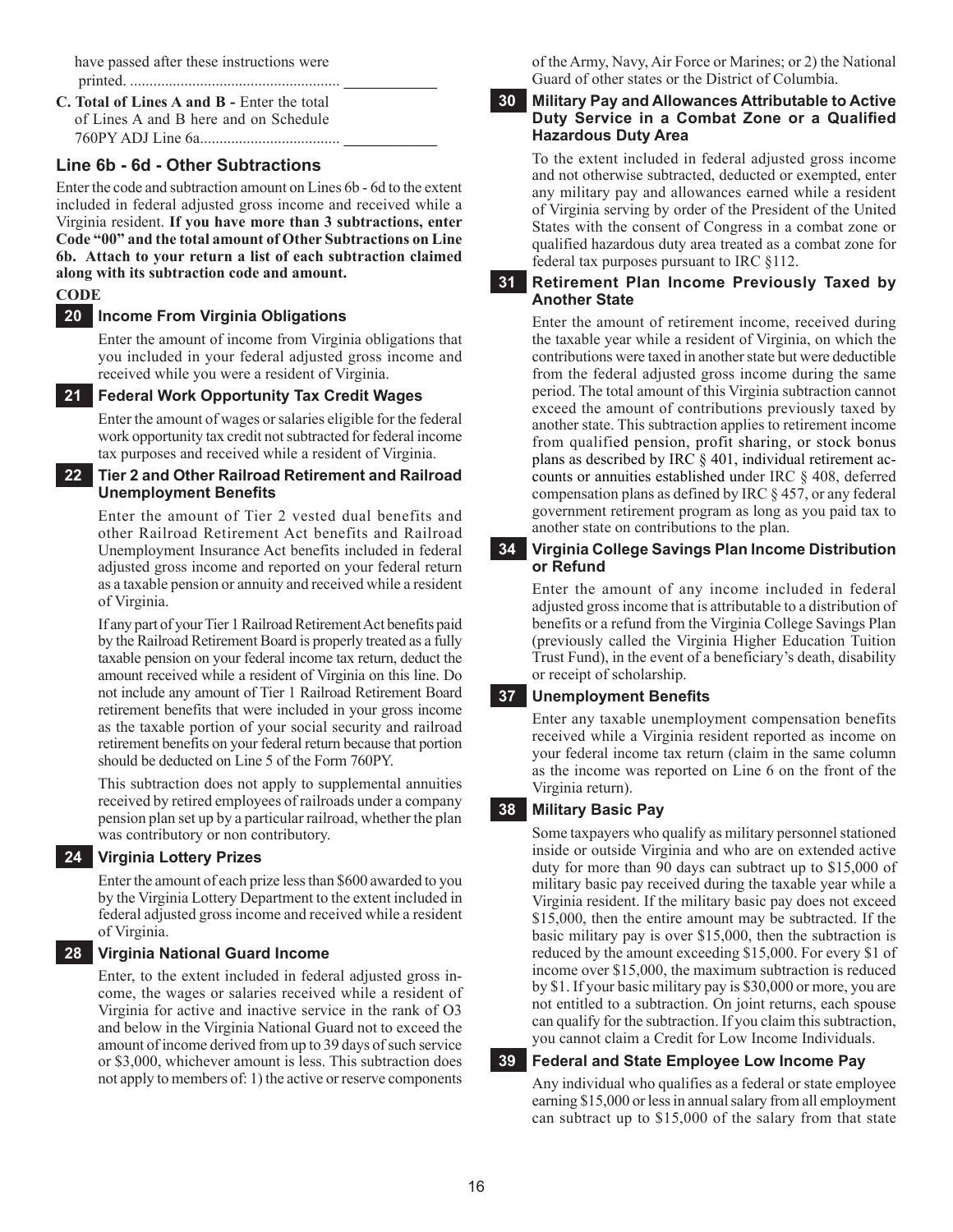have passed after these instructions were printed. ....................................................... ____________

**C. Total of Lines A and B -** Enter the total of Lines A and B here and on Schedule 760PY ADJ Line 6a.................................... ____________

## Line 6b - 6d - Other Subtractions

Enter the code and subtraction amount on Lines 6b - 6d to the extent included in federal adjusted gross income and received while a Virginia resident. **If you have more than 3 subtractions, enter Code "00" and the total amount of Other Subtractions on Line 6b. Attach to your return a list of each subtraction claimed along with its subtraction code and amount.**

**CODE**

### 20 Income From Virginia Obligations

Enter the amount of income from Virginia obligations that you included in your federal adjusted gross income and received while you were a resident of Virginia.

### 21 Federal Work Opportunity Tax Credit Wages

Enter the amount of wages or salaries eligible for the federal work opportunity tax credit not subtracted for federal income tax purposes and received while a resident of Virginia.

### 22 Tier 2 and Other Railroad Retirement and Railroad Unemployment Benefits

Enter the amount of Tier 2 vested dual benefits and other Railroad Retirement Act benefits and Railroad Unemployment Insurance Act benefits included in federal adjusted gross income and reported on your federal return as a taxable pension or annuity and received while a resident of Virginia.

If any part of your Tier 1 Railroad Retirement Act benefits paid by the Railroad Retirement Board is properly treated as a fully taxable pension on your federal income tax return, deduct the amount received while a resident of Virginia on this line. Do not include any amount of Tier 1 Railroad Retirement Board retirement benefits that were included in your gross income as the taxable portion of your social security and railroad retirement benefits on your federal return because that portion should be deducted on Line 5 of the Form 760PY.

This subtraction does not apply to supplemental annuities received by retired employees of railroads under a company pension plan set up by a particular railroad, whether the plan was contributory or non contributory.

### 24 Virginia Lottery Prizes

Enter the amount of each prize less than $600 awarded to you by the Virginia Lottery Department to the extent included in federal adjusted gross income and received while a resident of Virginia.

### 28 Virginia National Guard Income

Enter, to the extent included in federal adjusted gross income, the wages or salaries received while a resident of Virginia for active and inactive service in the rank of O3 and below in the Virginia National Guard not to exceed the amount of income derived from up to 39 days of such service or $3,000, whichever amount is less. This subtraction does not apply to members of: 1) the active or reserve components of the Army, Navy, Air Force or Marines; or 2) the National Guard of other states or the District of Columbia.

### 30 Military Pay and Allowances Attributable to Active Duty Service in a Combat Zone or a Qualified Hazardous Duty Area

To the extent included in federal adjusted gross income and not otherwise subtracted, deducted or exempted, enter any military pay and allowances earned while a resident of Virginia serving by order of the President of the United States with the consent of Congress in a combat zone or qualified hazardous duty area treated as a combat zone for federal tax purposes pursuant to IRC §112.

### 31 Retirement Plan Income Previously Taxed by Another State

Enter the amount of retirement income, received during the taxable year while a resident of Virginia, on which the contributions were taxed in another state but were deductible from the federal adjusted gross income during the same period. The total amount of this Virginia subtraction cannot exceed the amount of contributions previously taxed by another state. This subtraction applies to retirement income from qualified pension, profit sharing, or stock bonus plans as described by IRC § 401, individual retirement accounts or annuities established under IRC § 408, deferred compensation plans as defined by IRC § 457, or any federal government retirement program as long as you paid tax to another state on contributions to the plan.

### 34 Virginia College Savings Plan Income Distribution or Refund

Enter the amount of any income included in federal adjusted gross income that is attributable to a distribution of benefits or a refund from the Virginia College Savings Plan (previously called the Virginia Higher Education Tuition Trust Fund), in the event of a beneficiary's death, disability or receipt of scholarship.

### 37 Unemployment Benefits

Enter any taxable unemployment compensation benefits received while a Virginia resident reported as income on your federal income tax return (claim in the same column as the income was reported on Line 6 on the front of the Virginia return).

### 38 Military Basic Pay

Some taxpayers who qualify as military personnel stationed inside or outside Virginia and who are on extended active duty for more than 90 days can subtract up to $15,000 of military basic pay received during the taxable year while a Virginia resident. If the military basic pay does not exceed $15,000, then the entire amount may be subtracted. If the basic military pay is over $15,000, then the subtraction is reduced by the amount exceeding $15,000. For every $1 of income over $15,000, the maximum subtraction is reduced by $1. If your basic military pay is $30,000 or more, you are not entitled to a subtraction. On joint returns, each spouse can qualify for the subtraction. If you claim this subtraction, you cannot claim a Credit for Low Income Individuals.

### 39 Federal and State Employee Low Income Pay

Any individual who qualifies as a federal or state employee earning $15,000 or less in annual salary from all employment can subtract up to $15,000 of the salary from that state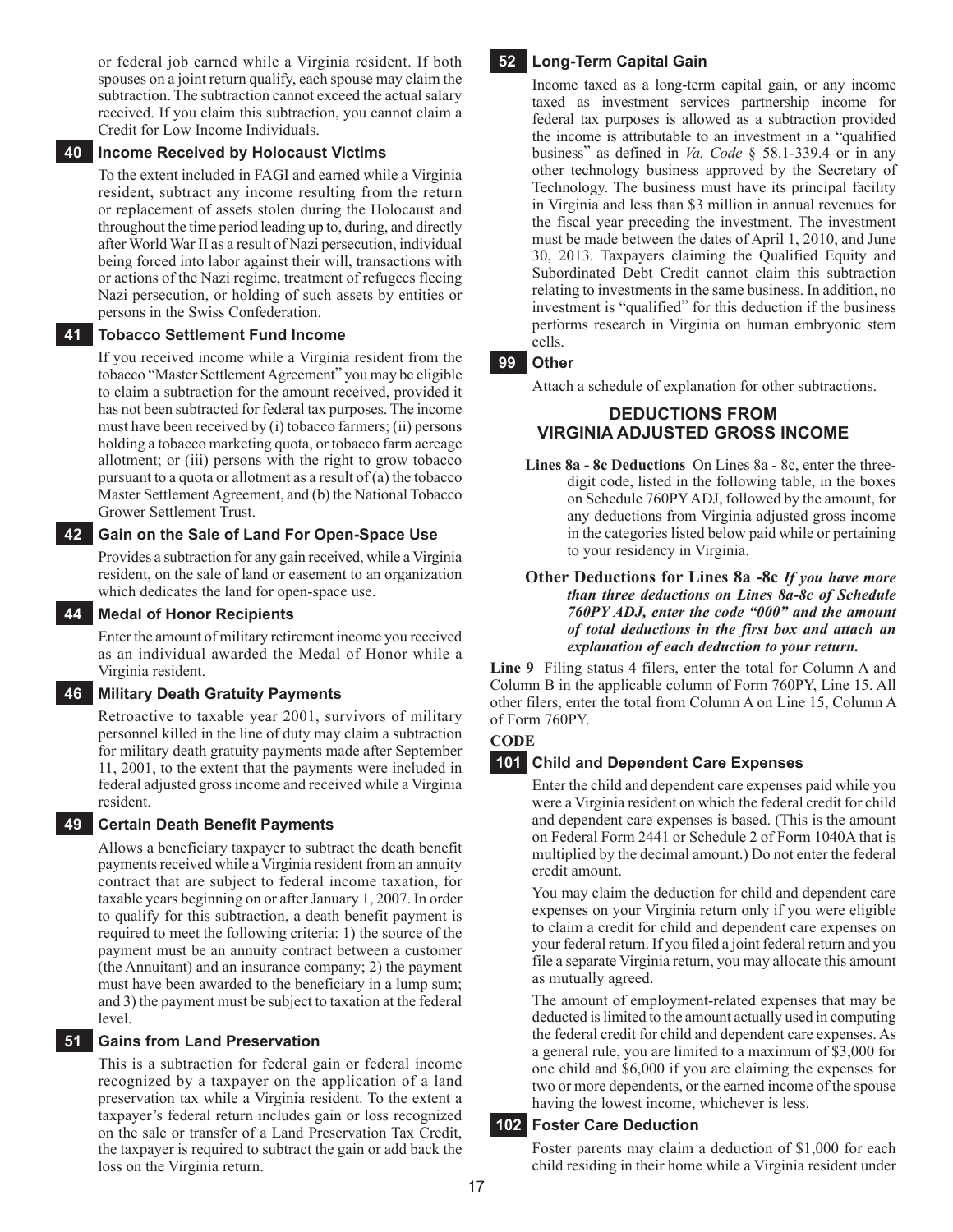or federal job earned while a Virginia resident. If both spouses on a joint return qualify, each spouse may claim the subtraction. The subtraction cannot exceed the actual salary received. If you claim this subtraction, you cannot claim a Credit for Low Income Individuals.

### 40 Income Received by Holocaust Victims

To the extent included in FAGI and earned while a Virginia resident, subtract any income resulting from the return or replacement of assets stolen during the Holocaust and throughout the time period leading up to, during, and directly after World War II as a result of Nazi persecution, individual being forced into labor against their will, transactions with or actions of the Nazi regime, treatment of refugees fleeing Nazi persecution, or holding of such assets by entities or persons in the Swiss Confederation.

### 41 Tobacco Settlement Fund Income

If you received income while a Virginia resident from the tobacco "Master Settlement Agreement" you may be eligible to claim a subtraction for the amount received, provided it has not been subtracted for federal tax purposes. The income must have been received by (i) tobacco farmers; (ii) persons holding a tobacco marketing quota, or tobacco farm acreage allotment; or (iii) persons with the right to grow tobacco pursuant to a quota or allotment as a result of (a) the tobacco Master Settlement Agreement, and (b) the National Tobacco Grower Settlement Trust.

### 42 Gain on the Sale of Land For Open-Space Use

Provides a subtraction for any gain received, while a Virginia resident, on the sale of land or easement to an organization which dedicates the land for open-space use.

### 44 Medal of Honor Recipients

Enter the amount of military retirement income you received as an individual awarded the Medal of Honor while a Virginia resident.

### 46 Military Death Gratuity Payments

Retroactive to taxable year 2001, survivors of military personnel killed in the line of duty may claim a subtraction for military death gratuity payments made after September 11, 2001, to the extent that the payments were included in federal adjusted gross income and received while a Virginia resident.

### 49 Certain Death Benefit Payments

Allows a beneficiary taxpayer to subtract the death benefit payments received while a Virginia resident from an annuity contract that are subject to federal income taxation, for taxable years beginning on or after January 1, 2007. In order to qualify for this subtraction, a death benefit payment is required to meet the following criteria: 1) the source of the payment must be an annuity contract between a customer (the Annuitant) and an insurance company; 2) the payment must have been awarded to the beneficiary in a lump sum; and 3) the payment must be subject to taxation at the federal level.

### 51 Gains from Land Preservation

This is a subtraction for federal gain or federal income recognized by a taxpayer on the application of a land preservation tax while a Virginia resident. To the extent a taxpayer's federal return includes gain or loss recognized on the sale or transfer of a Land Preservation Tax Credit, the taxpayer is required to subtract the gain or add back the loss on the Virginia return.

### 52 Long-Term Capital Gain

Income taxed as a long-term capital gain, or any income taxed as investment services partnership income for federal tax purposes is allowed as a subtraction provided the income is attributable to an investment in a "qualified business" as defined in *Va. Code* § 58.1-339.4 or in any other technology business approved by the Secretary of Technology. The business must have its principal facility in Virginia and less than $3 million in annual revenues for the fiscal year preceding the investment. The investment must be made between the dates of April 1, 2010, and June 30, 2013. Taxpayers claiming the Qualified Equity and Subordinated Debt Credit cannot claim this subtraction relating to investments in the same business. In addition, no investment is "qualified" for this deduction if the business performs research in Virginia on human embryonic stem cells.

### 99 Other

Attach a schedule of explanation for other subtractions.

## DEDUCTIONS FROM VIRGINIA ADJUSTED GROSS INCOME

**Lines 8a - 8c Deductions** On Lines 8a - 8c, enter the three-digit code, listed in the following table, in the boxes on Schedule 760PY ADJ, followed by the amount, for any deductions from Virginia adjusted gross income in the categories listed below paid while or pertaining to your residency in Virginia.

**Other Deductions for Lines 8a -8c** ***If you have more than three deductions on Lines 8a-8c of Schedule 760PY ADJ, enter the code "000" and the amount of total deductions in the first box and attach an explanation of each deduction to your return.***

**Line 9** Filing status 4 filers, enter the total for Column A and Column B in the applicable column of Form 760PY, Line 15. All other filers, enter the total from Column A on Line 15, Column A of Form 760PY.

**CODE**

### 101 Child and Dependent Care Expenses

Enter the child and dependent care expenses paid while you were a Virginia resident on which the federal credit for child and dependent care expenses is based. (This is the amount on Federal Form 2441 or Schedule 2 of Form 1040A that is multiplied by the decimal amount.) Do not enter the federal credit amount.

You may claim the deduction for child and dependent care expenses on your Virginia return only if you were eligible to claim a credit for child and dependent care expenses on your federal return. If you filed a joint federal return and you file a separate Virginia return, you may allocate this amount as mutually agreed.

The amount of employment-related expenses that may be deducted is limited to the amount actually used in computing the federal credit for child and dependent care expenses. As a general rule, you are limited to a maximum of $3,000 for one child and $6,000 if you are claiming the expenses for two or more dependents, or the earned income of the spouse having the lowest income, whichever is less.

### 102 Foster Care Deduction

Foster parents may claim a deduction of $1,000 for each child residing in their home while a Virginia resident under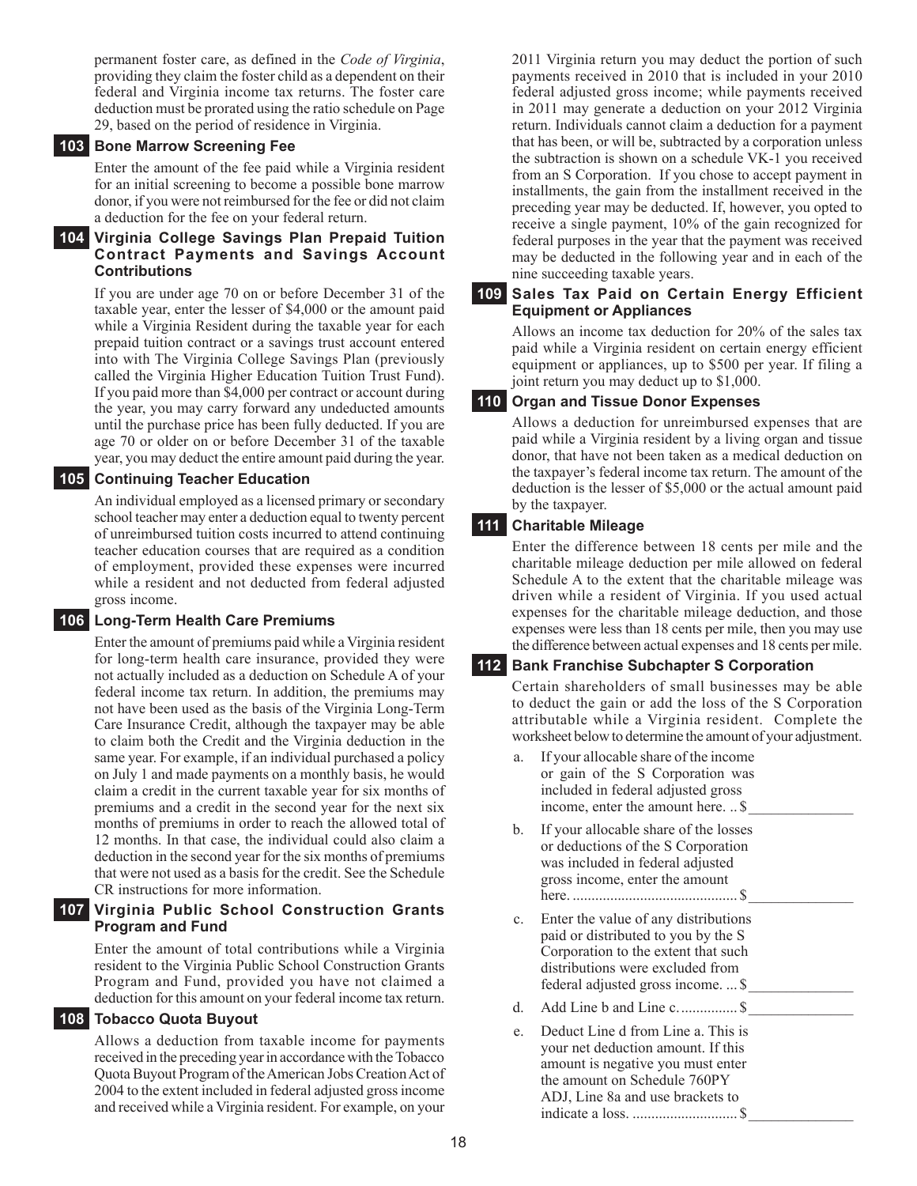permanent foster care, as defined in the *Code of Virginia*, providing they claim the foster child as a dependent on their federal and Virginia income tax returns. The foster care deduction must be prorated using the ratio schedule on Page 29, based on the period of residence in Virginia.

### 103 Bone Marrow Screening Fee

Enter the amount of the fee paid while a Virginia resident for an initial screening to become a possible bone marrow donor, if you were not reimbursed for the fee or did not claim a deduction for the fee on your federal return.

### 104 Virginia College Savings Plan Prepaid Tuition Contract Payments and Savings Account Contributions

If you are under age 70 on or before December 31 of the taxable year, enter the lesser of $4,000 or the amount paid while a Virginia Resident during the taxable year for each prepaid tuition contract or a savings trust account entered into with The Virginia College Savings Plan (previously called the Virginia Higher Education Tuition Trust Fund). If you paid more than $4,000 per contract or account during the year, you may carry forward any undeducted amounts until the purchase price has been fully deducted. If you are age 70 or older on or before December 31 of the taxable year, you may deduct the entire amount paid during the year.

### 105 Continuing Teacher Education

An individual employed as a licensed primary or secondary school teacher may enter a deduction equal to twenty percent of unreimbursed tuition costs incurred to attend continuing teacher education courses that are required as a condition of employment, provided these expenses were incurred while a resident and not deducted from federal adjusted gross income.

### 106 Long-Term Health Care Premiums

Enter the amount of premiums paid while a Virginia resident for long-term health care insurance, provided they were not actually included as a deduction on Schedule A of your federal income tax return. In addition, the premiums may not have been used as the basis of the Virginia Long-Term Care Insurance Credit, although the taxpayer may be able to claim both the Credit and the Virginia deduction in the same year. For example, if an individual purchased a policy on July 1 and made payments on a monthly basis, he would claim a credit in the current taxable year for six months of premiums and a credit in the second year for the next six months of premiums in order to reach the allowed total of 12 months. In that case, the individual could also claim a deduction in the second year for the six months of premiums that were not used as a basis for the credit. See the Schedule CR instructions for more information.

### 107 Virginia Public School Construction Grants Program and Fund

Enter the amount of total contributions while a Virginia resident to the Virginia Public School Construction Grants Program and Fund, provided you have not claimed a deduction for this amount on your federal income tax return.

### 108 Tobacco Quota Buyout

Allows a deduction from taxable income for payments received in the preceding year in accordance with the Tobacco Quota Buyout Program of the American Jobs Creation Act of 2004 to the extent included in federal adjusted gross income and received while a Virginia resident. For example, on your 2011 Virginia return you may deduct the portion of such payments received in 2010 that is included in your 2010 federal adjusted gross income; while payments received in 2011 may generate a deduction on your 2012 Virginia return. Individuals cannot claim a deduction for a payment that has been, or will be, subtracted by a corporation unless the subtraction is shown on a schedule VK-1 you received from an S Corporation. If you chose to accept payment in installments, the gain from the installment received in the preceding year may be deducted. If, however, you opted to receive a single payment, 10% of the gain recognized for federal purposes in the year that the payment was received may be deducted in the following year and in each of the nine succeeding taxable years.

### 109 Sales Tax Paid on Certain Energy Efficient Equipment or Appliances

Allows an income tax deduction for 20% of the sales tax paid while a Virginia resident on certain energy efficient equipment or appliances, up to $500 per year. If filing a joint return you may deduct up to $1,000.

### 110 Organ and Tissue Donor Expenses

Allows a deduction for unreimbursed expenses that are paid while a Virginia resident by a living organ and tissue donor, that have not been taken as a medical deduction on the taxpayer's federal income tax return. The amount of the deduction is the lesser of $5,000 or the actual amount paid by the taxpayer.

### 111 Charitable Mileage

Enter the difference between 18 cents per mile and the charitable mileage deduction per mile allowed on federal Schedule A to the extent that the charitable mileage was driven while a resident of Virginia. If you used actual expenses for the charitable mileage deduction, and those expenses were less than 18 cents per mile, then you may use the difference between actual expenses and 18 cents per mile.

### 112 Bank Franchise Subchapter S Corporation

Certain shareholders of small businesses may be able to deduct the gain or add the loss of the S Corporation attributable while a Virginia resident. Complete the worksheet below to determine the amount of your adjustment.

a. If your allocable share of the income or gain of the S Corporation was included in federal adjusted gross income, enter the amount here. .. $______________

b. If your allocable share of the losses or deductions of the S Corporation was included in federal adjusted gross income, enter the amount here. ........................................... $______________

c. Enter the value of any distributions paid or distributed to you by the S Corporation to the extent that such distributions were excluded from federal adjusted gross income. ... $______________

d. Add Line b and Line c. .............. $______________

e. Deduct Line d from Line a. This is your net deduction amount. If this amount is negative you must enter the amount on Schedule 760PY ADJ, Line 8a and use brackets to indicate a loss. ........................... $______________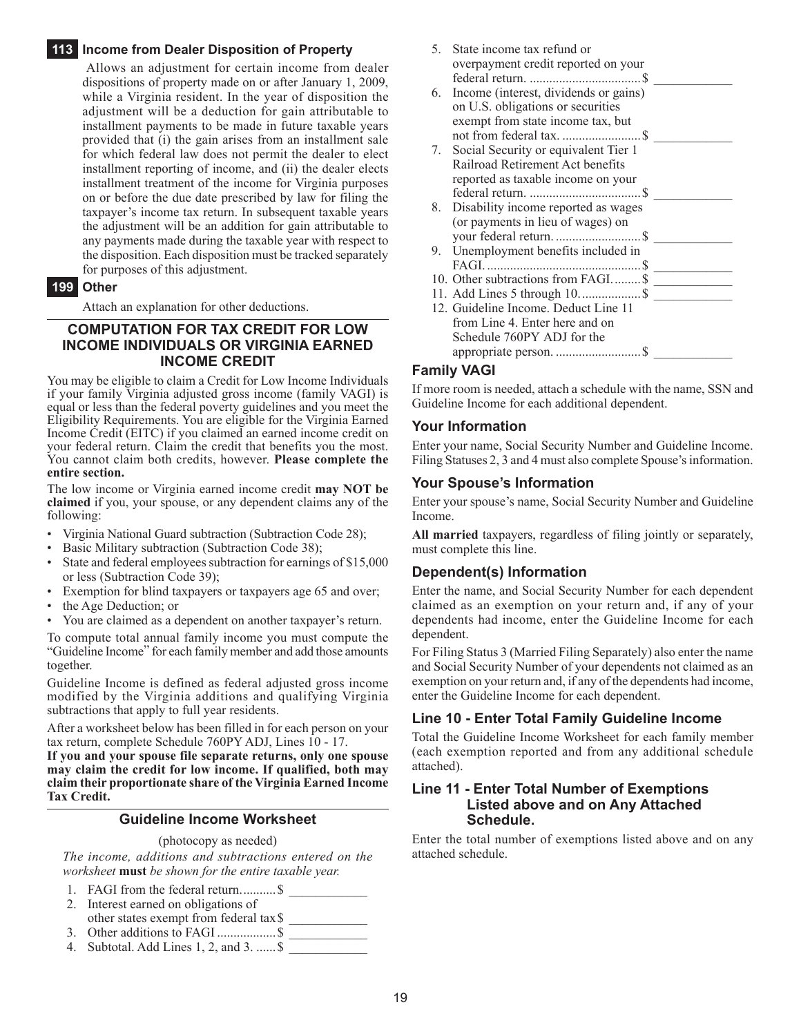### 113 Income from Dealer Disposition of Property

Allows an adjustment for certain income from dealer dispositions of property made on or after January 1, 2009, while a Virginia resident. In the year of disposition the adjustment will be a deduction for gain attributable to installment payments to be made in future taxable years provided that (i) the gain arises from an installment sale for which federal law does not permit the dealer to elect installment reporting of income, and (ii) the dealer elects installment treatment of the income for Virginia purposes on or before the due date prescribed by law for filing the taxpayer's income tax return. In subsequent taxable years the adjustment will be an addition for gain attributable to any payments made during the taxable year with respect to the disposition. Each disposition must be tracked separately for purposes of this adjustment.

### 199 Other

Attach an explanation for other deductions.

## COMPUTATION FOR TAX CREDIT FOR LOW INCOME INDIVIDUALS OR VIRGINIA EARNED INCOME CREDIT

You may be eligible to claim a Credit for Low Income Individuals if your family Virginia adjusted gross income (family VAGI) is equal or less than the federal poverty guidelines and you meet the Eligibility Requirements. You are eligible for the Virginia Earned Income Credit (EITC) if you claimed an earned income credit on your federal return. Claim the credit that benefits you the most. You cannot claim both credits, however. **Please complete the entire section.**

The low income or Virginia earned income credit **may NOT be claimed** if you, your spouse, or any dependent claims any of the following:

- Virginia National Guard subtraction (Subtraction Code 28);
- Basic Military subtraction (Subtraction Code 38);
- State and federal employees subtraction for earnings of $15,000 or less (Subtraction Code 39);
- Exemption for blind taxpayers or taxpayers age 65 and over;
- the Age Deduction; or
- You are claimed as a dependent on another taxpayer's return.

To compute total annual family income you must compute the "Guideline Income" for each family member and add those amounts together.

Guideline Income is defined as federal adjusted gross income modified by the Virginia additions and qualifying Virginia subtractions that apply to full year residents.

After a worksheet below has been filled in for each person on your tax return, complete Schedule 760PY ADJ, Lines 10 - 17.

**If you and your spouse file separate returns, only one spouse may claim the credit for low income. If qualified, both may claim their proportionate share of the Virginia Earned Income Tax Credit.**

### Guideline Income Worksheet

(photocopy as needed)

*The income, additions and subtractions entered on the worksheet* **must** *be shown for the entire taxable year.*

1. FAGI from the federal return..........$ ____________
2. Interest earned on obligations of other states exempt from federal tax $ ____________
3. Other additions to FAGI ..................$ ____________
4. Subtotal. Add Lines 1, 2, and 3. ......$ ____________
5. State income tax refund or overpayment credit reported on your federal return. ..................................$ ____________
6. Income (interest, dividends or gains) on U.S. obligations or securities exempt from state income tax, but not from federal tax. ........................$ ____________
7. Social Security or equivalent Tier 1 Railroad Retirement Act benefits reported as taxable income on your federal return. ..................................$ ____________
8. Disability income reported as wages (or payments in lieu of wages) on your federal return. ..........................$ ____________
9. Unemployment benefits included in FAGI. ...............................................$ ____________
10. Other subtractions from FAGI.........$ ____________
11. Add Lines 5 through 10...................$ ____________
12. Guideline Income. Deduct Line 11 from Line 4. Enter here and on Schedule 760PY ADJ for the appropriate person. ..........................$ ____________

### Family VAGI

If more room is needed, attach a schedule with the name, SSN and Guideline Income for each additional dependent.

### Your Information

Enter your name, Social Security Number and Guideline Income. Filing Statuses 2, 3 and 4 must also complete Spouse's information.

### Your Spouse's Information

Enter your spouse's name, Social Security Number and Guideline Income.

**All married** taxpayers, regardless of filing jointly or separately, must complete this line.

### Dependent(s) Information

Enter the name, and Social Security Number for each dependent claimed as an exemption on your return and, if any of your dependents had income, enter the Guideline Income for each dependent.

For Filing Status 3 (Married Filing Separately) also enter the name and Social Security Number of your dependents not claimed as an exemption on your return and, if any of the dependents had income, enter the Guideline Income for each dependent.

### Line 10 - Enter Total Family Guideline Income

Total the Guideline Income Worksheet for each family member (each exemption reported and from any additional schedule attached).

### Line 11 - Enter Total Number of Exemptions Listed above and on Any Attached Schedule.

Enter the total number of exemptions listed above and on any attached schedule.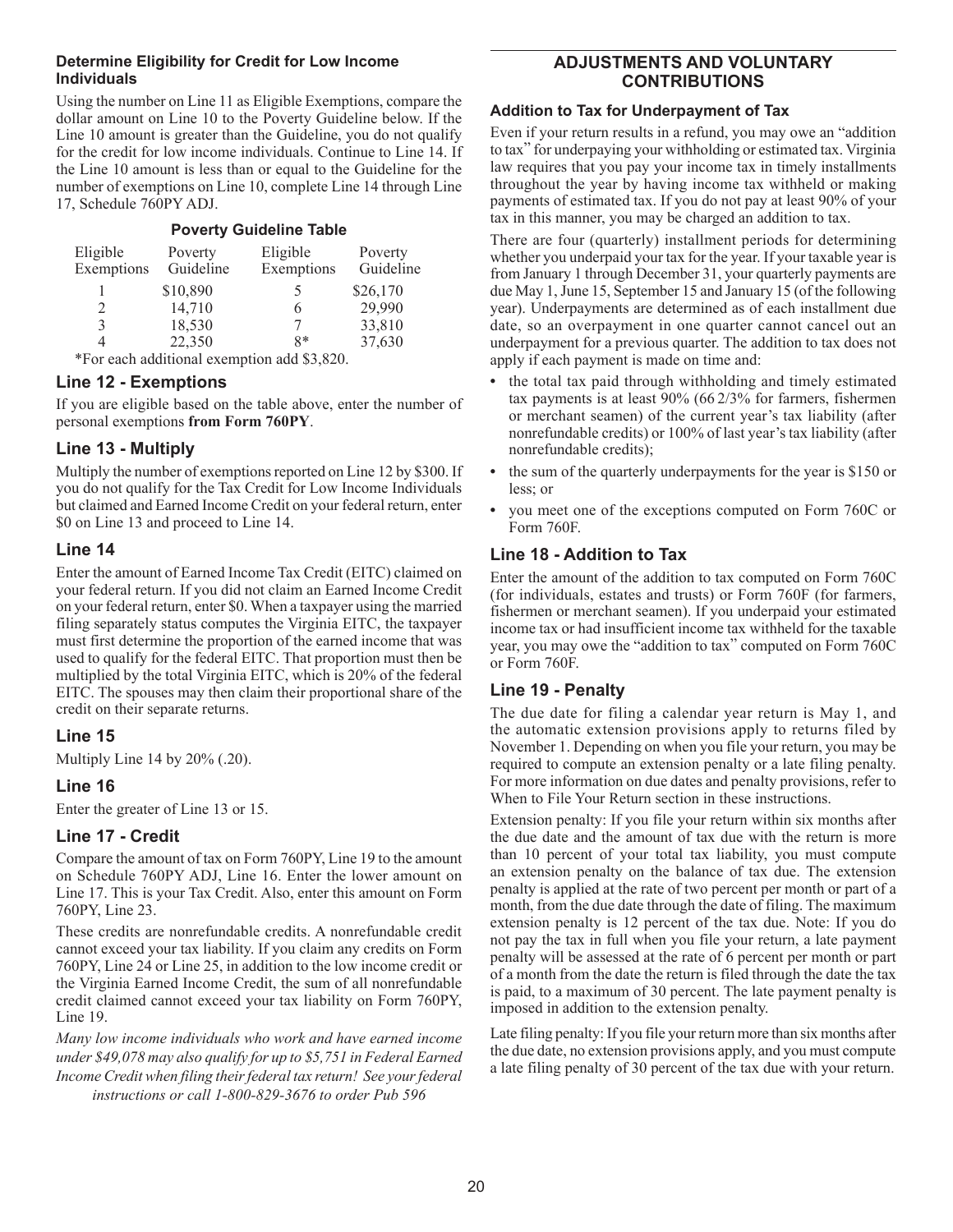#### Determine Eligibility for Credit for Low Income Individuals

Using the number on Line 11 as Eligible Exemptions, compare the dollar amount on Line 10 to the Poverty Guideline below. If the Line 10 amount is greater than the Guideline, you do not qualify for the credit for low income individuals. Continue to Line 14. If the Line 10 amount is less than or equal to the Guideline for the number of exemptions on Line 10, complete Line 14 through Line 17, Schedule 760PY ADJ.

#### Poverty Guideline Table

| Eligible Exemptions | Poverty Guideline | Eligible Exemptions | Poverty Guideline |
|---|---|---|---|
| 1 | $10,890 | 5 | $26,170 |
| 2 | 14,710 | 6 | 29,990 |
| 3 | 18,530 | 7 | 33,810 |
| 4 | 22,350 | 8* | 37,630 |

*For each additional exemption add $3,820.

### Line 12 - Exemptions

If you are eligible based on the table above, enter the number of personal exemptions **from Form 760PY**.

### Line 13 - Multiply

Multiply the number of exemptions reported on Line 12 by $300. If you do not qualify for the Tax Credit for Low Income Individuals but claimed and Earned Income Credit on your federal return, enter $0 on Line 13 and proceed to Line 14.

### Line 14

Enter the amount of Earned Income Tax Credit (EITC) claimed on your federal return. If you did not claim an Earned Income Credit on your federal return, enter $0. When a taxpayer using the married filing separately status computes the Virginia EITC, the taxpayer must first determine the proportion of the earned income that was used to qualify for the federal EITC. That proportion must then be multiplied by the total Virginia EITC, which is 20% of the federal EITC. The spouses may then claim their proportional share of the credit on their separate returns.

### Line 15

Multiply Line 14 by 20% (.20).

### Line 16

Enter the greater of Line 13 or 15.

### Line 17 - Credit

Compare the amount of tax on Form 760PY, Line 19 to the amount on Schedule 760PY ADJ, Line 16. Enter the lower amount on Line 17. This is your Tax Credit. Also, enter this amount on Form 760PY, Line 23.

These credits are nonrefundable credits. A nonrefundable credit cannot exceed your tax liability. If you claim any credits on Form 760PY, Line 24 or Line 25, in addition to the low income credit or the Virginia Earned Income Credit, the sum of all nonrefundable credit claimed cannot exceed your tax liability on Form 760PY, Line 19.

*Many low income individuals who work and have earned income under $49,078 may also qualify for up to $5,751 in Federal Earned Income Credit when filing their federal tax return! See your federal instructions or call 1-800-829-3676 to order Pub 596*

## ADJUSTMENTS AND VOLUNTARY CONTRIBUTIONS

#### Addition to Tax for Underpayment of Tax

Even if your return results in a refund, you may owe an "addition to tax" for underpaying your withholding or estimated tax. Virginia law requires that you pay your income tax in timely installments throughout the year by having income tax withheld or making payments of estimated tax. If you do not pay at least 90% of your tax in this manner, you may be charged an addition to tax.

There are four (quarterly) installment periods for determining whether you underpaid your tax for the year. If your taxable year is from January 1 through December 31, your quarterly payments are due May 1, June 15, September 15 and January 15 (of the following year). Underpayments are determined as of each installment due date, so an overpayment in one quarter cannot cancel out an underpayment for a previous quarter. The addition to tax does not apply if each payment is made on time and:

- the total tax paid through withholding and timely estimated tax payments is at least 90% (66 2/3% for farmers, fishermen or merchant seamen) of the current year's tax liability (after nonrefundable credits) or 100% of last year's tax liability (after nonrefundable credits);
- the sum of the quarterly underpayments for the year is $150 or less; or
- you meet one of the exceptions computed on Form 760C or Form 760F.

### Line 18 - Addition to Tax

Enter the amount of the addition to tax computed on Form 760C (for individuals, estates and trusts) or Form 760F (for farmers, fishermen or merchant seamen). If you underpaid your estimated income tax or had insufficient income tax withheld for the taxable year, you may owe the "addition to tax" computed on Form 760C or Form 760F.

### Line 19 - Penalty

The due date for filing a calendar year return is May 1, and the automatic extension provisions apply to returns filed by November 1. Depending on when you file your return, you may be required to compute an extension penalty or a late filing penalty. For more information on due dates and penalty provisions, refer to When to File Your Return section in these instructions.

Extension penalty: If you file your return within six months after the due date and the amount of tax due with the return is more than 10 percent of your total tax liability, you must compute an extension penalty on the balance of tax due. The extension penalty is applied at the rate of two percent per month or part of a month, from the due date through the date of filing. The maximum extension penalty is 12 percent of the tax due. Note: If you do not pay the tax in full when you file your return, a late payment penalty will be assessed at the rate of 6 percent per month or part of a month from the date the return is filed through the date the tax is paid, to a maximum of 30 percent. The late payment penalty is imposed in addition to the extension penalty.

Late filing penalty: If you file your return more than six months after the due date, no extension provisions apply, and you must compute a late filing penalty of 30 percent of the tax due with your return.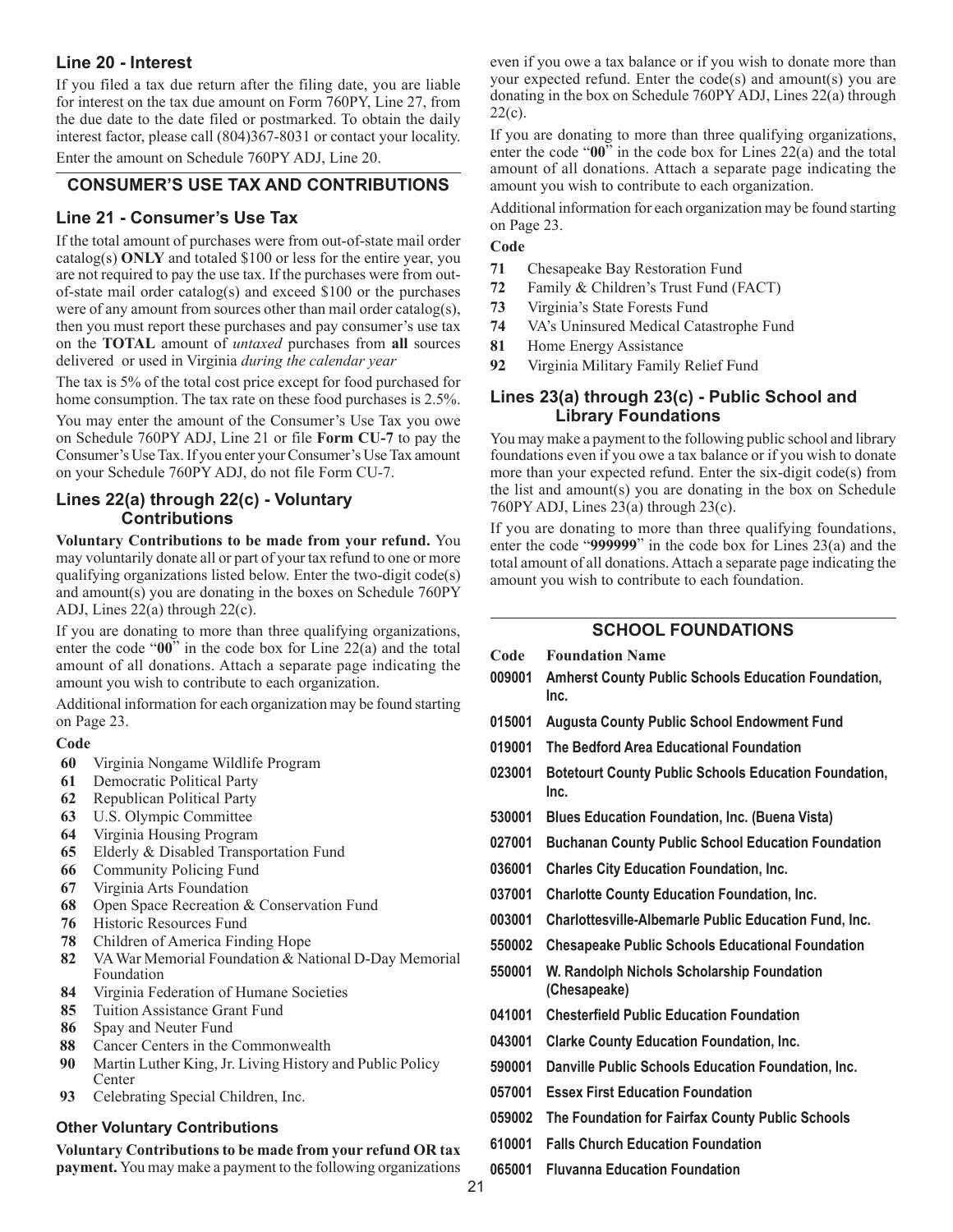### Line 20 - Interest

If you filed a tax due return after the filing date, you are liable for interest on the tax due amount on Form 760PY, Line 27, from the due date to the date filed or postmarked. To obtain the daily interest factor, please call (804)367-8031 or contact your locality.

Enter the amount on Schedule 760PY ADJ, Line 20.

## CONSUMER'S USE TAX AND CONTRIBUTIONS

### Line 21 - Consumer's Use Tax

If the total amount of purchases were from out-of-state mail order catalog(s) **ONLY** and totaled $100 or less for the entire year, you are not required to pay the use tax. If the purchases were from out-of-state mail order catalog(s) and exceed $100 or the purchases were of any amount from sources other than mail order catalog(s), then you must report these purchases and pay consumer's use tax on the **TOTAL** amount of *untaxed* purchases from **all** sources delivered or used in Virginia *during the calendar year*

The tax is 5% of the total cost price except for food purchased for home consumption. The tax rate on these food purchases is 2.5%.

You may enter the amount of the Consumer's Use Tax you owe on Schedule 760PY ADJ, Line 21 or file **Form CU-7** to pay the Consumer's Use Tax. If you enter your Consumer's Use Tax amount on your Schedule 760PY ADJ, do not file Form CU-7.

### Lines 22(a) through 22(c) - Voluntary Contributions

**Voluntary Contributions to be made from your refund.** You may voluntarily donate all or part of your tax refund to one or more qualifying organizations listed below. Enter the two-digit code(s) and amount(s) you are donating in the boxes on Schedule 760PY ADJ, Lines 22(a) through 22(c).

If you are donating to more than three qualifying organizations, enter the code "**00**" in the code box for Line 22(a) and the total amount of all donations. Attach a separate page indicating the amount you wish to contribute to each organization.

Additional information for each organization may be found starting on Page 23.

**Code**

- **60** Virginia Nongame Wildlife Program
- **61** Democratic Political Party
- **62** Republican Political Party
- **63** U.S. Olympic Committee
- **64** Virginia Housing Program
- **65** Elderly & Disabled Transportation Fund
- **66** Community Policing Fund
- **67** Virginia Arts Foundation
- **68** Open Space Recreation & Conservation Fund
- **76** Historic Resources Fund
- **78** Children of America Finding Hope
- **82** VA War Memorial Foundation & National D-Day Memorial Foundation
- **84** Virginia Federation of Humane Societies
- **85** Tuition Assistance Grant Fund
- **86** Spay and Neuter Fund
- **88** Cancer Centers in the Commonwealth
- **90** Martin Luther King, Jr. Living History and Public Policy Center
- **93** Celebrating Special Children, Inc.

#### Other Voluntary Contributions

**Voluntary Contributions to be made from your refund OR tax payment.** You may make a payment to the following organizations even if you owe a tax balance or if you wish to donate more than your expected refund. Enter the code(s) and amount(s) you are donating in the box on Schedule 760PY ADJ, Lines 22(a) through 22(c).

If you are donating to more than three qualifying organizations, enter the code "**00**" in the code box for Lines 22(a) and the total amount of all donations. Attach a separate page indicating the amount you wish to contribute to each organization.

Additional information for each organization may be found starting on Page 23.

**Code**

- **71** Chesapeake Bay Restoration Fund
- **72** Family & Children's Trust Fund (FACT)
- **73** Virginia's State Forests Fund
- **74** VA's Uninsured Medical Catastrophe Fund
- **81** Home Energy Assistance
- **92** Virginia Military Family Relief Fund

### Lines 23(a) through 23(c) - Public School and Library Foundations

You may make a payment to the following public school and library foundations even if you owe a tax balance or if you wish to donate more than your expected refund. Enter the six-digit code(s) from the list and amount(s) you are donating in the box on Schedule 760PY ADJ, Lines 23(a) through 23(c).

If you are donating to more than three qualifying foundations, enter the code "**999999**" in the code box for Lines 23(a) and the total amount of all donations. Attach a separate page indicating the amount you wish to contribute to each foundation.

## SCHOOL FOUNDATIONS

| Code | Foundation Name |
|---|---|
| 009001 | Amherst County Public Schools Education Foundation, Inc. |
| 015001 | Augusta County Public School Endowment Fund |
| 019001 | The Bedford Area Educational Foundation |
| 023001 | Botetourt County Public Schools Education Foundation, Inc. |
| 530001 | Blues Education Foundation, Inc. (Buena Vista) |
| 027001 | Buchanan County Public School Education Foundation |
| 036001 | Charles City Education Foundation, Inc. |
| 037001 | Charlotte County Education Foundation, Inc. |
| 003001 | Charlottesville-Albemarle Public Education Fund, Inc. |
| 550002 | Chesapeake Public Schools Educational Foundation |
| 550001 | W. Randolph Nichols Scholarship Foundation (Chesapeake) |
| 041001 | Chesterfield Public Education Foundation |
| 043001 | Clarke County Education Foundation, Inc. |
| 590001 | Danville Public Schools Education Foundation, Inc. |
| 057001 | Essex First Education Foundation |
| 059002 | The Foundation for Fairfax County Public Schools |
| 610001 | Falls Church Education Foundation |
| 065001 | Fluvanna Education Foundation |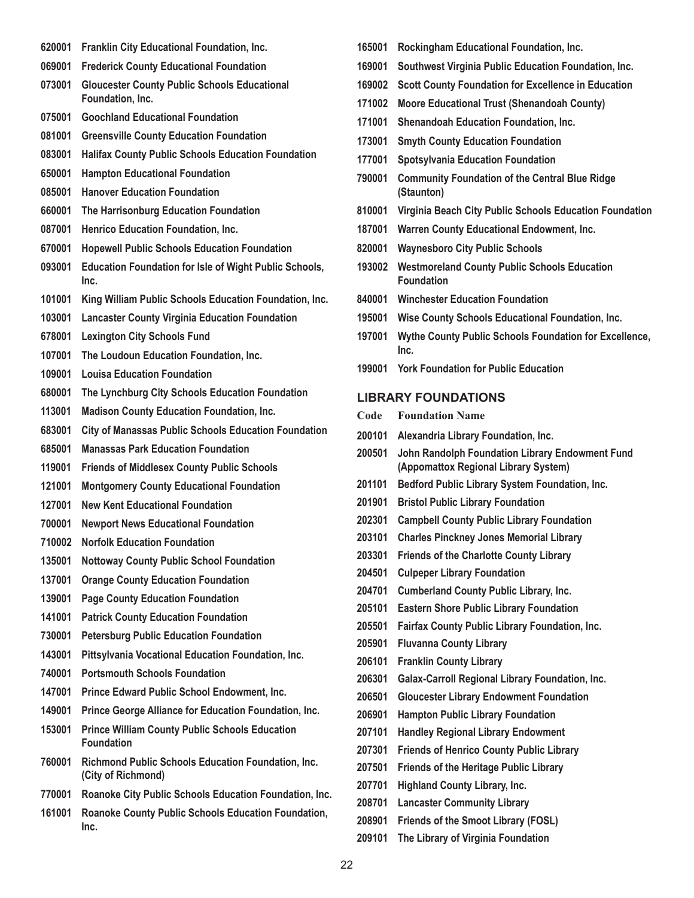620001 **Franklin City Educational Foundation, Inc.**
069001 **Frederick County Educational Foundation**
073001 **Gloucester County Public Schools Educational Foundation, Inc.**
075001 **Goochland Educational Foundation**
081001 **Greensville County Education Foundation**
083001 **Halifax County Public Schools Education Foundation**
650001 **Hampton Educational Foundation**
085001 **Hanover Education Foundation**
660001 **The Harrisonburg Education Foundation**
087001 **Henrico Education Foundation, Inc.**
670001 **Hopewell Public Schools Education Foundation**
093001 **Education Foundation for Isle of Wight Public Schools, Inc.**
101001 **King William Public Schools Education Foundation, Inc.**
103001 **Lancaster County Virginia Education Foundation**
678001 **Lexington City Schools Fund**
107001 **The Loudoun Education Foundation, Inc.**
109001 **Louisa Education Foundation**
680001 **The Lynchburg City Schools Education Foundation**
113001 **Madison County Education Foundation, Inc.**
683001 **City of Manassas Public Schools Education Foundation**
685001 **Manassas Park Education Foundation**
119001 **Friends of Middlesex County Public Schools**
121001 **Montgomery County Educational Foundation**
127001 **New Kent Educational Foundation**
700001 **Newport News Educational Foundation**
710002 **Norfolk Education Foundation**
135001 **Nottoway County Public School Foundation**
137001 **Orange County Education Foundation**
139001 **Page County Education Foundation**
141001 **Patrick County Education Foundation**
730001 **Petersburg Public Education Foundation**
143001 **Pittsylvania Vocational Education Foundation, Inc.**
740001 **Portsmouth Schools Foundation**
147001 **Prince Edward Public School Endowment, Inc.**
149001 **Prince George Alliance for Education Foundation, Inc.**
153001 **Prince William County Public Schools Education Foundation**
760001 **Richmond Public Schools Education Foundation, Inc. (City of Richmond)**
770001 **Roanoke City Public Schools Education Foundation, Inc.**
161001 **Roanoke County Public Schools Education Foundation, Inc.**
165001 **Rockingham Educational Foundation, Inc.**
169001 **Southwest Virginia Public Education Foundation, Inc.**
169002 **Scott County Foundation for Excellence in Education**
171002 **Moore Educational Trust (Shenandoah County)**
171001 **Shenandoah Education Foundation, Inc.**
173001 **Smyth County Education Foundation**
177001 **Spotsylvania Education Foundation**
790001 **Community Foundation of the Central Blue Ridge (Staunton)**
810001 **Virginia Beach City Public Schools Education Foundation**
187001 **Warren County Educational Endowment, Inc.**
820001 **Waynesboro City Public Schools**
193002 **Westmoreland County Public Schools Education Foundation**
840001 **Winchester Education Foundation**
195001 **Wise County Schools Educational Foundation, Inc.**
197001 **Wythe County Public Schools Foundation for Excellence, Inc.**
199001 **York Foundation for Public Education**

## LIBRARY FOUNDATIONS

| Code | Foundation Name |
|---|---|
| 200101 | Alexandria Library Foundation, Inc. |
| 200501 | John Randolph Foundation Library Endowment Fund (Appomattox Regional Library System) |
| 201101 | Bedford Public Library System Foundation, Inc. |
| 201901 | Bristol Public Library Foundation |
| 202301 | Campbell County Public Library Foundation |
| 203101 | Charles Pinckney Jones Memorial Library |
| 203301 | Friends of the Charlotte County Library |
| 204501 | Culpeper Library Foundation |
| 204701 | Cumberland County Public Library, Inc. |
| 205101 | Eastern Shore Public Library Foundation |
| 205501 | Fairfax County Public Library Foundation, Inc. |
| 205901 | Fluvanna County Library |
| 206101 | Franklin County Library |
| 206301 | Galax-Carroll Regional Library Foundation, Inc. |
| 206501 | Gloucester Library Endowment Foundation |
| 206901 | Hampton Public Library Foundation |
| 207101 | Handley Regional Library Endowment |
| 207301 | Friends of Henrico County Public Library |
| 207501 | Friends of the Heritage Public Library |
| 207701 | Highland County Library, Inc. |
| 208701 | Lancaster Community Library |
| 208901 | Friends of the Smoot Library (FOSL) |
| 209101 | The Library of Virginia Foundation |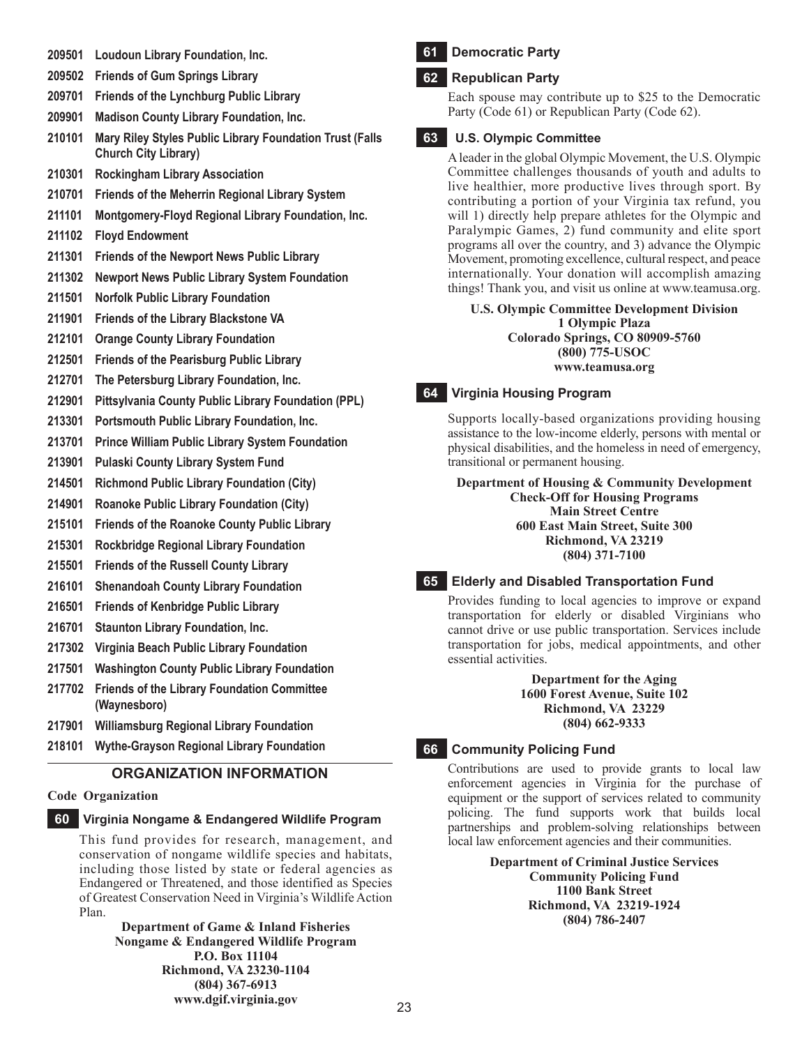**209501 Loudoun Library Foundation, Inc.**

**209502 Friends of Gum Springs Library**

**209701 Friends of the Lynchburg Public Library**

**209901 Madison County Library Foundation, Inc.**

**210101 Mary Riley Styles Public Library Foundation Trust (Falls Church City Library)**

**210301 Rockingham Library Association**

**210701 Friends of the Meherrin Regional Library System**

**211101 Montgomery-Floyd Regional Library Foundation, Inc.**

**211102 Floyd Endowment**

**211301 Friends of the Newport News Public Library**

**211302 Newport News Public Library System Foundation**

**211501 Norfolk Public Library Foundation**

**211901 Friends of the Library Blackstone VA**

**212101 Orange County Library Foundation**

**212501 Friends of the Pearisburg Public Library**

**212701 The Petersburg Library Foundation, Inc.**

**212901 Pittsylvania County Public Library Foundation (PPL)**

**213301 Portsmouth Public Library Foundation, Inc.**

**213701 Prince William Public Library System Foundation**

**213901 Pulaski County Library System Fund**

**214501 Richmond Public Library Foundation (City)**

**214901 Roanoke Public Library Foundation (City)**

**215101 Friends of the Roanoke County Public Library**

**215301 Rockbridge Regional Library Foundation**

**215501 Friends of the Russell County Library**

**216101 Shenandoah County Library Foundation**

**216501 Friends of Kenbridge Public Library**

**216701 Staunton Library Foundation, Inc.**

**217302 Virginia Beach Public Library Foundation**

**217501 Washington County Public Library Foundation**

**217702 Friends of the Library Foundation Committee (Waynesboro)**

**217901 Williamsburg Regional Library Foundation**

**218101 Wythe-Grayson Regional Library Foundation**

## ORGANIZATION INFORMATION

**Code Organization**

### 60 Virginia Nongame & Endangered Wildlife Program

This fund provides for research, management, and conservation of nongame wildlife species and habitats, including those listed by state or federal agencies as Endangered or Threatened, and those identified as Species of Greatest Conservation Need in Virginia's Wildlife Action Plan.

**Department of Game & Inland Fisheries**
**Nongame & Endangered Wildlife Program**
**P.O. Box 11104**
**Richmond, VA 23230-1104**
**(804) 367-6913**
**www.dgif.virginia.gov**

### 61 Democratic Party

### 62 Republican Party

Each spouse may contribute up to $25 to the Democratic Party (Code 61) or Republican Party (Code 62).

### 63 U.S. Olympic Committee

A leader in the global Olympic Movement, the U.S. Olympic Committee challenges thousands of youth and adults to live healthier, more productive lives through sport. By contributing a portion of your Virginia tax refund, you will 1) directly help prepare athletes for the Olympic and Paralympic Games, 2) fund community and elite sport programs all over the country, and 3) advance the Olympic Movement, promoting excellence, cultural respect, and peace internationally. Your donation will accomplish amazing things! Thank you, and visit us online at www.teamusa.org.

**U.S. Olympic Committee Development Division**
**1 Olympic Plaza**
**Colorado Springs, CO 80909-5760**
**(800) 775-USOC**
**www.teamusa.org**

### 64 Virginia Housing Program

Supports locally-based organizations providing housing assistance to the low-income elderly, persons with mental or physical disabilities, and the homeless in need of emergency, transitional or permanent housing.

**Department of Housing & Community Development**
**Check-Off for Housing Programs**
**Main Street Centre**
**600 East Main Street, Suite 300**
**Richmond, VA 23219**
**(804) 371-7100**

### 65 Elderly and Disabled Transportation Fund

Provides funding to local agencies to improve or expand transportation for elderly or disabled Virginians who cannot drive or use public transportation. Services include transportation for jobs, medical appointments, and other essential activities.

**Department for the Aging**
**1600 Forest Avenue, Suite 102**
**Richmond, VA 23229**
**(804) 662-9333**

### 66 Community Policing Fund

Contributions are used to provide grants to local law enforcement agencies in Virginia for the purchase of equipment or the support of services related to community policing. The fund supports work that builds local partnerships and problem-solving relationships between local law enforcement agencies and their communities.

**Department of Criminal Justice Services**
**Community Policing Fund**
**1100 Bank Street**
**Richmond, VA 23219-1924**
**(804) 786-2407**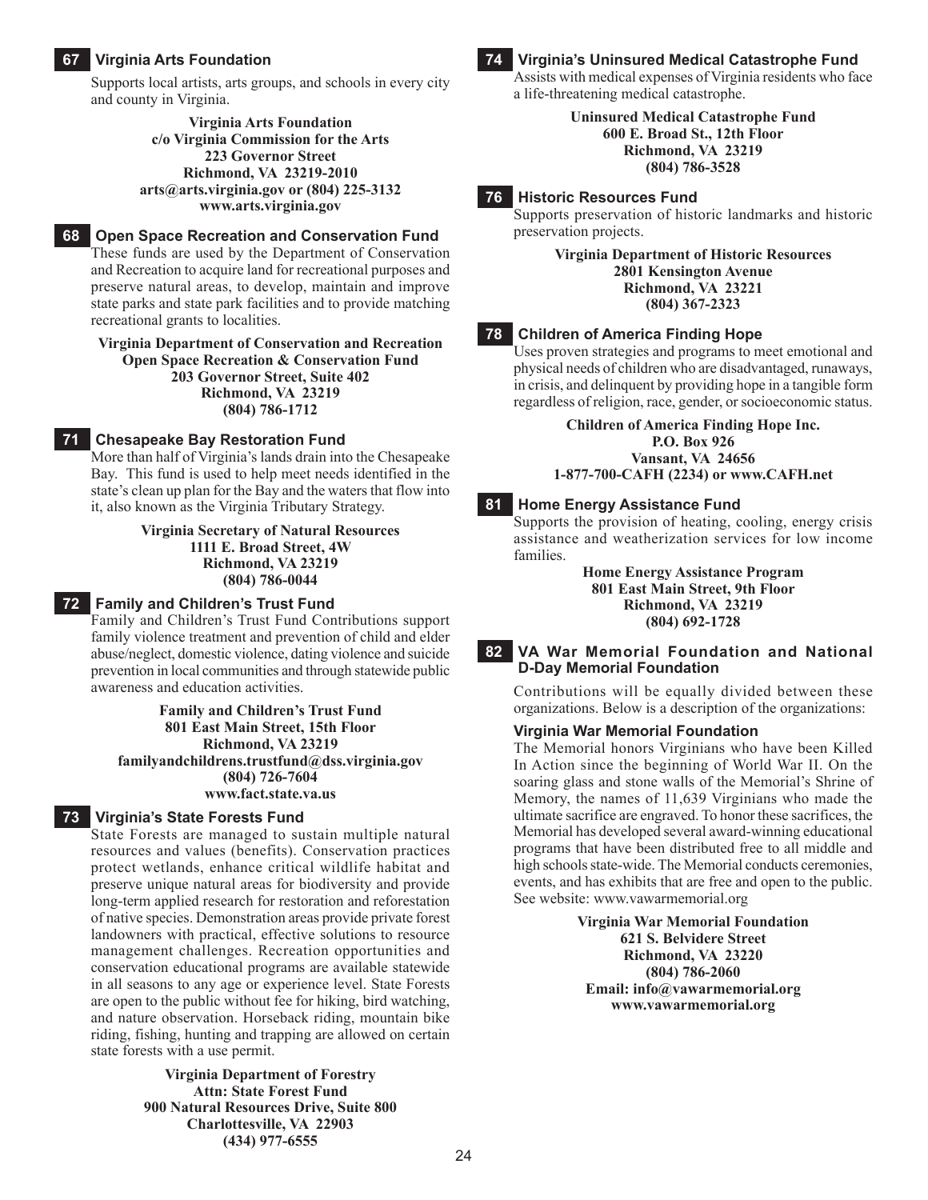## 67 Virginia Arts Foundation

Supports local artists, arts groups, and schools in every city and county in Virginia.

**Virginia Arts Foundation**
**c/o Virginia Commission for the Arts**
**223 Governor Street**
**Richmond, VA 23219-2010**
**arts@arts.virginia.gov or (804) 225-3132**
**www.arts.virginia.gov**

## 68 Open Space Recreation and Conservation Fund

These funds are used by the Department of Conservation and Recreation to acquire land for recreational purposes and preserve natural areas, to develop, maintain and improve state parks and state park facilities and to provide matching recreational grants to localities.

**Virginia Department of Conservation and Recreation**
**Open Space Recreation & Conservation Fund**
**203 Governor Street, Suite 402**
**Richmond, VA 23219**
**(804) 786-1712**

## 71 Chesapeake Bay Restoration Fund

More than half of Virginia's lands drain into the Chesapeake Bay. This fund is used to help meet needs identified in the state's clean up plan for the Bay and the waters that flow into it, also known as the Virginia Tributary Strategy.

**Virginia Secretary of Natural Resources**
**1111 E. Broad Street, 4W**
**Richmond, VA 23219**
**(804) 786-0044**

## 72 Family and Children's Trust Fund

Family and Children's Trust Fund Contributions support family violence treatment and prevention of child and elder abuse/neglect, domestic violence, dating violence and suicide prevention in local communities and through statewide public awareness and education activities.

**Family and Children's Trust Fund**
**801 East Main Street, 15th Floor**
**Richmond, VA 23219**
**familyandchildrens.trustfund@dss.virginia.gov**
**(804) 726-7604**
**www.fact.state.va.us**

## 73 Virginia's State Forests Fund

State Forests are managed to sustain multiple natural resources and values (benefits). Conservation practices protect wetlands, enhance critical wildlife habitat and preserve unique natural areas for biodiversity and provide long-term applied research for restoration and reforestation of native species. Demonstration areas provide private forest landowners with practical, effective solutions to resource management challenges. Recreation opportunities and conservation educational programs are available statewide in all seasons to any age or experience level. State Forests are open to the public without fee for hiking, bird watching, and nature observation. Horseback riding, mountain bike riding, fishing, hunting and trapping are allowed on certain state forests with a use permit.

**Virginia Department of Forestry**
**Attn: State Forest Fund**
**900 Natural Resources Drive, Suite 800**
**Charlottesville, VA 22903**
**(434) 977-6555**

## 74 Virginia's Uninsured Medical Catastrophe Fund

Assists with medical expenses of Virginia residents who face a life-threatening medical catastrophe.

**Uninsured Medical Catastrophe Fund**
**600 E. Broad St., 12th Floor**
**Richmond, VA 23219**
**(804) 786-3528**

## 76 Historic Resources Fund

Supports preservation of historic landmarks and historic preservation projects.

**Virginia Department of Historic Resources**
**2801 Kensington Avenue**
**Richmond, VA 23221**
**(804) 367-2323**

## 78 Children of America Finding Hope

Uses proven strategies and programs to meet emotional and physical needs of children who are disadvantaged, runaways, in crisis, and delinquent by providing hope in a tangible form regardless of religion, race, gender, or socioeconomic status.

**Children of America Finding Hope Inc.**
**P.O. Box 926**
**Vansant, VA 24656**
**1-877-700-CAFH (2234) or www.CAFH.net**

## 81 Home Energy Assistance Fund

Supports the provision of heating, cooling, energy crisis assistance and weatherization services for low income families.

**Home Energy Assistance Program**
**801 East Main Street, 9th Floor**
**Richmond, VA 23219**
**(804) 692-1728**

## 82 VA War Memorial Foundation and National D-Day Memorial Foundation

Contributions will be equally divided between these organizations. Below is a description of the organizations:

### Virginia War Memorial Foundation

The Memorial honors Virginians who have been Killed In Action since the beginning of World War II. On the soaring glass and stone walls of the Memorial's Shrine of Memory, the names of 11,639 Virginians who made the ultimate sacrifice are engraved. To honor these sacrifices, the Memorial has developed several award-winning educational programs that have been distributed free to all middle and high schools state-wide. The Memorial conducts ceremonies, events, and has exhibits that are free and open to the public. See website: www.vawarmemorial.org

**Virginia War Memorial Foundation**
**621 S. Belvidere Street**
**Richmond, VA 23220**
**(804) 786-2060**
**Email: info@vawarmemorial.org**
**www.vawarmemorial.org**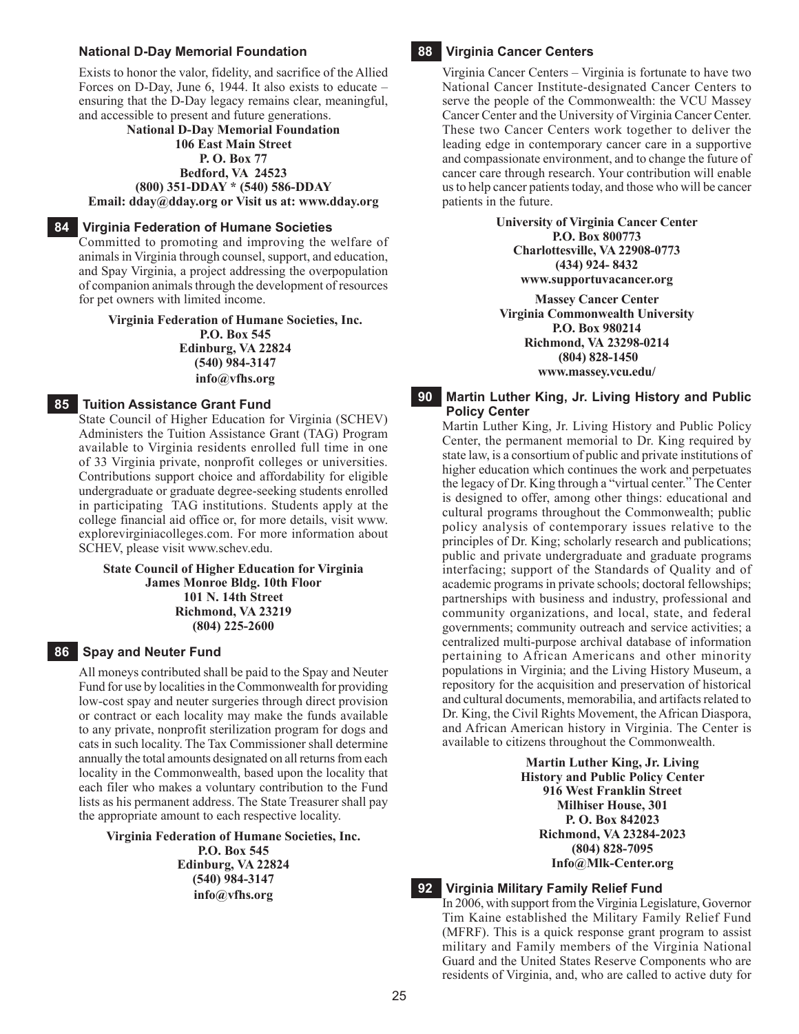### National D-Day Memorial Foundation

Exists to honor the valor, fidelity, and sacrifice of the Allied Forces on D-Day, June 6, 1944. It also exists to educate – ensuring that the D-Day legacy remains clear, meaningful, and accessible to present and future generations.

**National D-Day Memorial Foundation**
**106 East Main Street**
**P. O. Box 77**
**Bedford, VA 24523**
**(800) 351-DDAY * (540) 586-DDAY**
**Email: dday@dday.org or Visit us at: www.dday.org**

### 84 Virginia Federation of Humane Societies

Committed to promoting and improving the welfare of animals in Virginia through counsel, support, and education, and Spay Virginia, a project addressing the overpopulation of companion animals through the development of resources for pet owners with limited income.

**Virginia Federation of Humane Societies, Inc.**
**P.O. Box 545**
**Edinburg, VA 22824**
**(540) 984-3147**
**info@vfhs.org**

### 85 Tuition Assistance Grant Fund

State Council of Higher Education for Virginia (SCHEV) Administers the Tuition Assistance Grant (TAG) Program available to Virginia residents enrolled full time in one of 33 Virginia private, nonprofit colleges or universities. Contributions support choice and affordability for eligible undergraduate or graduate degree-seeking students enrolled in participating TAG institutions. Students apply at the college financial aid office or, for more details, visit www.explorevirginiacolleges.com. For more information about SCHEV, please visit www.schev.edu.

**State Council of Higher Education for Virginia**
**James Monroe Bldg. 10th Floor**
**101 N. 14th Street**
**Richmond, VA 23219**
**(804) 225-2600**

### 86 Spay and Neuter Fund

All moneys contributed shall be paid to the Spay and Neuter Fund for use by localities in the Commonwealth for providing low-cost spay and neuter surgeries through direct provision or contract or each locality may make the funds available to any private, nonprofit sterilization program for dogs and cats in such locality. The Tax Commissioner shall determine annually the total amounts designated on all returns from each locality in the Commonwealth, based upon the locality that each filer who makes a voluntary contribution to the Fund lists as his permanent address. The State Treasurer shall pay the appropriate amount to each respective locality.

**Virginia Federation of Humane Societies, Inc.**
**P.O. Box 545**
**Edinburg, VA 22824**
**(540) 984-3147**
**info@vfhs.org**

### 88 Virginia Cancer Centers

Virginia Cancer Centers – Virginia is fortunate to have two National Cancer Institute-designated Cancer Centers to serve the people of the Commonwealth: the VCU Massey Cancer Center and the University of Virginia Cancer Center. These two Cancer Centers work together to deliver the leading edge in contemporary cancer care in a supportive and compassionate environment, and to change the future of cancer care through research. Your contribution will enable us to help cancer patients today, and those who will be cancer patients in the future.

**University of Virginia Cancer Center**
**P.O. Box 800773**
**Charlottesville, VA 22908-0773**
**(434) 924- 8432**
**www.supportuvacancer.org**

**Massey Cancer Center**
**Virginia Commonwealth University**
**P.O. Box 980214**
**Richmond, VA 23298-0214**
**(804) 828-1450**
**www.massey.vcu.edu/**

### 90 Martin Luther King, Jr. Living History and Public Policy Center

Martin Luther King, Jr. Living History and Public Policy Center, the permanent memorial to Dr. King required by state law, is a consortium of public and private institutions of higher education which continues the work and perpetuates the legacy of Dr. King through a "virtual center." The Center is designed to offer, among other things: educational and cultural programs throughout the Commonwealth; public policy analysis of contemporary issues relative to the principles of Dr. King; scholarly research and publications; public and private undergraduate and graduate programs interfacing; support of the Standards of Quality and of academic programs in private schools; doctoral fellowships; partnerships with business and industry, professional and community organizations, and local, state, and federal governments; community outreach and service activities; a centralized multi-purpose archival database of information pertaining to African Americans and other minority populations in Virginia; and the Living History Museum, a repository for the acquisition and preservation of historical and cultural documents, memorabilia, and artifacts related to Dr. King, the Civil Rights Movement, the African Diaspora, and African American history in Virginia. The Center is available to citizens throughout the Commonwealth.

**Martin Luther King, Jr. Living**
**History and Public Policy Center**
**916 West Franklin Street**
**Milhiser House, 301**
**P. O. Box 842023**
**Richmond, VA 23284-2023**
**(804) 828-7095**
**Info@Mlk-Center.org**

### 92 Virginia Military Family Relief Fund

In 2006, with support from the Virginia Legislature, Governor Tim Kaine established the Military Family Relief Fund (MFRF). This is a quick response grant program to assist military and Family members of the Virginia National Guard and the United States Reserve Components who are residents of Virginia, and, who are called to active duty for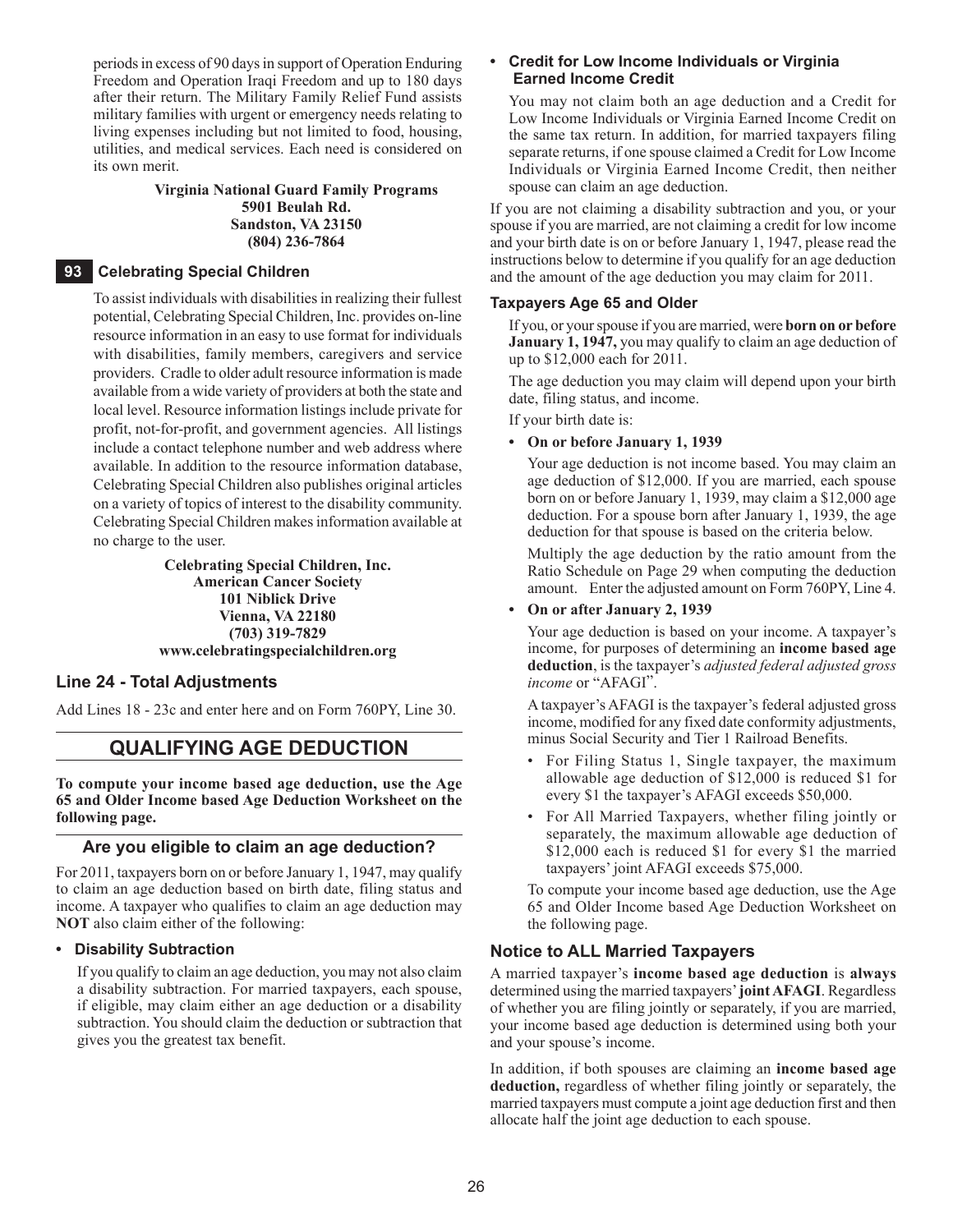periods in excess of 90 days in support of Operation Enduring Freedom and Operation Iraqi Freedom and up to 180 days after their return. The Military Family Relief Fund assists military families with urgent or emergency needs relating to living expenses including but not limited to food, housing, utilities, and medical services. Each need is considered on its own merit.

**Virginia National Guard Family Programs**
**5901 Beulah Rd.**
**Sandston, VA 23150**
**(804) 236-7864**

### 93 Celebrating Special Children

To assist individuals with disabilities in realizing their fullest potential, Celebrating Special Children, Inc. provides on-line resource information in an easy to use format for individuals with disabilities, family members, caregivers and service providers. Cradle to older adult resource information is made available from a wide variety of providers at both the state and local level. Resource information listings include private for profit, not-for-profit, and government agencies. All listings include a contact telephone number and web address where available. In addition to the resource information database, Celebrating Special Children also publishes original articles on a variety of topics of interest to the disability community. Celebrating Special Children makes information available at no charge to the user.

**Celebrating Special Children, Inc.**
**American Cancer Society**
**101 Niblick Drive**
**Vienna, VA 22180**
**(703) 319-7829**
**www.celebratingspecialchildren.org**

### Line 24 - Total Adjustments

Add Lines 18 - 23c and enter here and on Form 760PY, Line 30.

## QUALIFYING AGE DEDUCTION

**To compute your income based age deduction, use the Age 65 and Older Income based Age Deduction Worksheet on the following page.**

### Are you eligible to claim an age deduction?

For 2011, taxpayers born on or before January 1, 1947, may qualify to claim an age deduction based on birth date, filing status and income. A taxpayer who qualifies to claim an age deduction may **NOT** also claim either of the following:

- **Disability Subtraction**

  If you qualify to claim an age deduction, you may not also claim a disability subtraction. For married taxpayers, each spouse, if eligible, may claim either an age deduction or a disability subtraction. You should claim the deduction or subtraction that gives you the greatest tax benefit.

- **Credit for Low Income Individuals or Virginia Earned Income Credit**

  You may not claim both an age deduction and a Credit for Low Income Individuals or Virginia Earned Income Credit on the same tax return. In addition, for married taxpayers filing separate returns, if one spouse claimed a Credit for Low Income Individuals or Virginia Earned Income Credit, then neither spouse can claim an age deduction.

If you are not claiming a disability subtraction and you, or your spouse if you are married, are not claiming a credit for low income and your birth date is on or before January 1, 1947, please read the instructions below to determine if you qualify for an age deduction and the amount of the age deduction you may claim for 2011.

### Taxpayers Age 65 and Older

If you, or your spouse if you are married, were **born on or before January 1, 1947,** you may qualify to claim an age deduction of up to $12,000 each for 2011.

The age deduction you may claim will depend upon your birth date, filing status, and income.

If your birth date is:

- **On or before January 1, 1939**

  Your age deduction is not income based. You may claim an age deduction of $12,000. If you are married, each spouse born on or before January 1, 1939, may claim a $12,000 age deduction. For a spouse born after January 1, 1939, the age deduction for that spouse is based on the criteria below.

  Multiply the age deduction by the ratio amount from the Ratio Schedule on Page 29 when computing the deduction amount. Enter the adjusted amount on Form 760PY, Line 4.

- **On or after January 2, 1939**

  Your age deduction is based on your income. A taxpayer's income, for purposes of determining an **income based age deduction**, is the taxpayer's *adjusted federal adjusted gross income* or "AFAGI".

  A taxpayer's AFAGI is the taxpayer's federal adjusted gross income, modified for any fixed date conformity adjustments, minus Social Security and Tier 1 Railroad Benefits.

  - For Filing Status 1, Single taxpayer, the maximum allowable age deduction of $12,000 is reduced $1 for every $1 the taxpayer's AFAGI exceeds $50,000.
  - For All Married Taxpayers, whether filing jointly or separately, the maximum allowable age deduction of $12,000 each is reduced $1 for every $1 the married taxpayers' joint AFAGI exceeds $75,000.

  To compute your income based age deduction, use the Age 65 and Older Income based Age Deduction Worksheet on the following page.

### Notice to ALL Married Taxpayers

A married taxpayer's **income based age deduction** is **always** determined using the married taxpayers' **joint AFAGI**. Regardless of whether you are filing jointly or separately, if you are married, your income based age deduction is determined using both your and your spouse's income.

In addition, if both spouses are claiming an **income based age deduction,** regardless of whether filing jointly or separately, the married taxpayers must compute a joint age deduction first and then allocate half the joint age deduction to each spouse.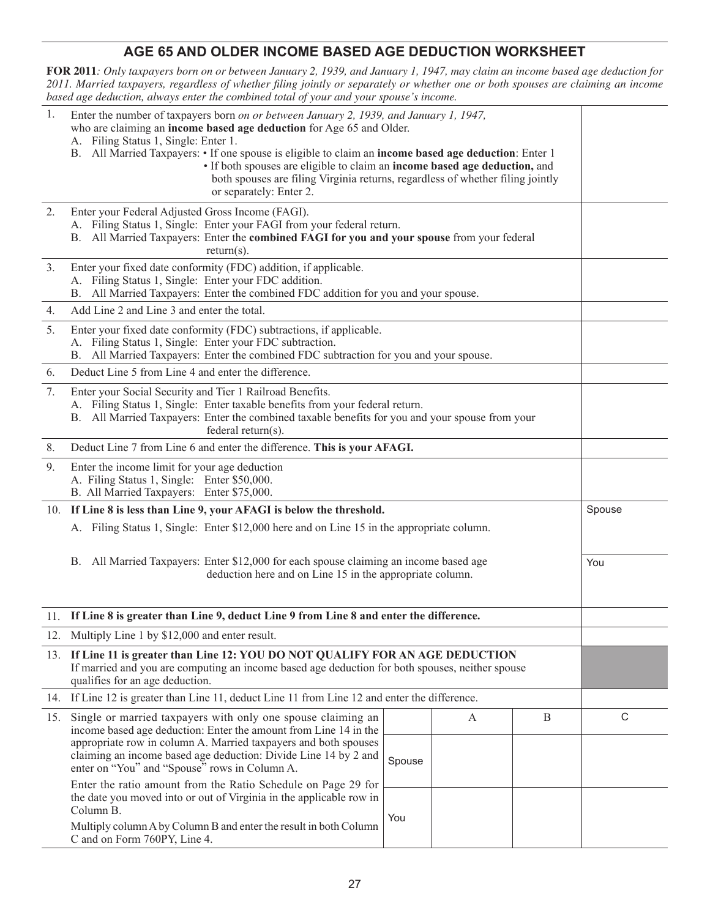## AGE 65 AND OLDER INCOME BASED AGE DEDUCTION WORKSHEET

**FOR 2011**: *Only taxpayers born on or between January 2, 1939, and January 1, 1947, may claim an income based age deduction for 2011. Married taxpayers, regardless of whether filing jointly or separately or whether one or both spouses are claiming an income based age deduction, always enter the combined total of your and your spouse's income.*

| | | |
|---|---|---|
| 1. | Enter the number of taxpayers born *on or between January 2, 1939, and January 1, 1947,* who are claiming an **income based age deduction** for Age 65 and Older.<br>A. Filing Status 1, Single: Enter 1.<br>B. All Married Taxpayers: • If one spouse is eligible to claim an **income based age deduction**: Enter 1<br>• If both spouses are eligible to claim an **income based age deduction,** and both spouses are filing Virginia returns, regardless of whether filing jointly or separately: Enter 2. | |
| 2. | Enter your Federal Adjusted Gross Income (FAGI).<br>A. Filing Status 1, Single: Enter your FAGI from your federal return.<br>B. All Married Taxpayers: Enter the **combined FAGI for you and your spouse** from your federal return(s). | |
| 3. | Enter your fixed date conformity (FDC) addition, if applicable.<br>A. Filing Status 1, Single: Enter your FDC addition.<br>B. All Married Taxpayers: Enter the combined FDC addition for you and your spouse. | |
| 4. | Add Line 2 and Line 3 and enter the total. | |
| 5. | Enter your fixed date conformity (FDC) subtractions, if applicable.<br>A. Filing Status 1, Single: Enter your FDC subtraction.<br>B. All Married Taxpayers: Enter the combined FDC subtraction for you and your spouse. | |
| 6. | Deduct Line 5 from Line 4 and enter the difference. | |
| 7. | Enter your Social Security and Tier 1 Railroad Benefits.<br>A. Filing Status 1, Single: Enter taxable benefits from your federal return.<br>B. All Married Taxpayers: Enter the combined taxable benefits for you and your spouse from your federal return(s). | |
| 8. | Deduct Line 7 from Line 6 and enter the difference. **This is your AFAGI.** | |
| 9. | Enter the income limit for your age deduction<br>A. Filing Status 1, Single: Enter $50,000.<br>B. All Married Taxpayers: Enter $75,000. | |
| 10. | **If Line 8 is less than Line 9, your AFAGI is below the threshold.**<br>A. Filing Status 1, Single: Enter $12,000 here and on Line 15 in the appropriate column. | Spouse |
| | B. All Married Taxpayers: Enter $12,000 for each spouse claiming an income based age deduction here and on Line 15 in the appropriate column. | You |
| 11. | **If Line 8 is greater than Line 9, deduct Line 9 from Line 8 and enter the difference.** | |
| 12. | Multiply Line 1 by $12,000 and enter result. | |
| 13. | **If Line 11 is greater than Line 12: YOU DO NOT QUALIFY FOR AN AGE DEDUCTION**<br>If married and you are computing an income based age deduction for both spouses, neither spouse qualifies for an age deduction. | |
| 14. | If Line 12 is greater than Line 11, deduct Line 11 from Line 12 and enter the difference. | |

| 15. | | A | B | C |
|---|---|---|---|---|
| Single or married taxpayers with only one spouse claiming an income based age deduction: Enter the amount from Line 14 in the appropriate row in column A. Married taxpayers and both spouses claiming an income based age deduction: Divide Line 14 by 2 and enter on "You" and "Spouse" rows in Column A. | Spouse | | | |
| Enter the ratio amount from the Ratio Schedule on Page 29 for the date you moved into or out of Virginia in the applicable row in Column B.<br>Multiply column A by Column B and enter the result in both Column C and on Form 760PY, Line 4. | You | | | |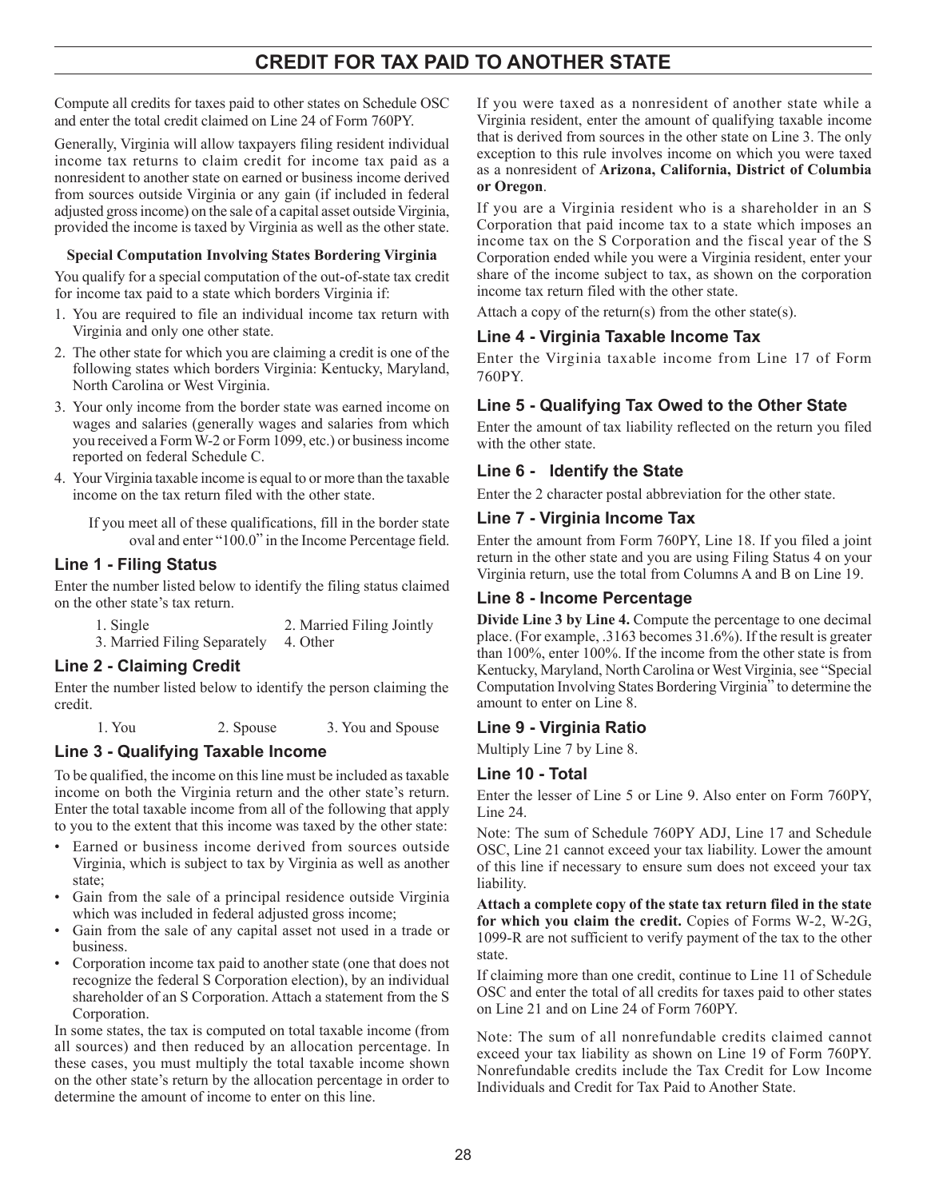# CREDIT FOR TAX PAID TO ANOTHER STATE

Compute all credits for taxes paid to other states on Schedule OSC and enter the total credit claimed on Line 24 of Form 760PY.

Generally, Virginia will allow taxpayers filing resident individual income tax returns to claim credit for income tax paid as a nonresident to another state on earned or business income derived from sources outside Virginia or any gain (if included in federal adjusted gross income) on the sale of a capital asset outside Virginia, provided the income is taxed by Virginia as well as the other state.

**Special Computation Involving States Bordering Virginia**

You qualify for a special computation of the out-of-state tax credit for income tax paid to a state which borders Virginia if:

1. You are required to file an individual income tax return with Virginia and only one other state.
2. The other state for which you are claiming a credit is one of the following states which borders Virginia: Kentucky, Maryland, North Carolina or West Virginia.
3. Your only income from the border state was earned income on wages and salaries (generally wages and salaries from which you received a Form W-2 or Form 1099, etc.) or business income reported on federal Schedule C.
4. Your Virginia taxable income is equal to or more than the taxable income on the tax return filed with the other state.

If you meet all of these qualifications, fill in the border state oval and enter "100.0" in the Income Percentage field.

### Line 1 - Filing Status

Enter the number listed below to identify the filing status claimed on the other state's tax return.

1. Single
2. Married Filing Jointly
3. Married Filing Separately
4. Other

### Line 2 - Claiming Credit

Enter the number listed below to identify the person claiming the credit.

1. You
2. Spouse
3. You and Spouse

### Line 3 - Qualifying Taxable Income

To be qualified, the income on this line must be included as taxable income on both the Virginia return and the other state's return. Enter the total taxable income from all of the following that apply to you to the extent that this income was taxed by the other state:

- Earned or business income derived from sources outside Virginia, which is subject to tax by Virginia as well as another state;
- Gain from the sale of a principal residence outside Virginia which was included in federal adjusted gross income;
- Gain from the sale of any capital asset not used in a trade or business.
- Corporation income tax paid to another state (one that does not recognize the federal S Corporation election), by an individual shareholder of an S Corporation. Attach a statement from the S Corporation.

In some states, the tax is computed on total taxable income (from all sources) and then reduced by an allocation percentage. In these cases, you must multiply the total taxable income shown on the other state's return by the allocation percentage in order to determine the amount of income to enter on this line.

If you were taxed as a nonresident of another state while a Virginia resident, enter the amount of qualifying taxable income that is derived from sources in the other state on Line 3. The only exception to this rule involves income on which you were taxed as a nonresident of **Arizona, California, District of Columbia or Oregon**.

If you are a Virginia resident who is a shareholder in an S Corporation that paid income tax to a state which imposes an income tax on the S Corporation and the fiscal year of the S Corporation ended while you were a Virginia resident, enter your share of the income subject to tax, as shown on the corporation income tax return filed with the other state.

Attach a copy of the return(s) from the other state(s).

### Line 4 - Virginia Taxable Income Tax

Enter the Virginia taxable income from Line 17 of Form 760PY.

### Line 5 - Qualifying Tax Owed to the Other State

Enter the amount of tax liability reflected on the return you filed with the other state.

### Line 6 - Identify the State

Enter the 2 character postal abbreviation for the other state.

### Line 7 - Virginia Income Tax

Enter the amount from Form 760PY, Line 18. If you filed a joint return in the other state and you are using Filing Status 4 on your Virginia return, use the total from Columns A and B on Line 19.

### Line 8 - Income Percentage

**Divide Line 3 by Line 4.** Compute the percentage to one decimal place. (For example, .3163 becomes 31.6%). If the result is greater than 100%, enter 100%. If the income from the other state is from Kentucky, Maryland, North Carolina or West Virginia, see "Special Computation Involving States Bordering Virginia" to determine the amount to enter on Line 8.

### Line 9 - Virginia Ratio

Multiply Line 7 by Line 8.

### Line 10 - Total

Enter the lesser of Line 5 or Line 9. Also enter on Form 760PY, Line 24.

Note: The sum of Schedule 760PY ADJ, Line 17 and Schedule OSC, Line 21 cannot exceed your tax liability. Lower the amount of this line if necessary to ensure sum does not exceed your tax liability.

**Attach a complete copy of the state tax return filed in the state for which you claim the credit.** Copies of Forms W-2, W-2G, 1099-R are not sufficient to verify payment of the tax to the other state.

If claiming more than one credit, continue to Line 11 of Schedule OSC and enter the total of all credits for taxes paid to other states on Line 21 and on Line 24 of Form 760PY.

Note: The sum of all nonrefundable credits claimed cannot exceed your tax liability as shown on Line 19 of Form 760PY. Nonrefundable credits include the Tax Credit for Low Income Individuals and Credit for Tax Paid to Another State.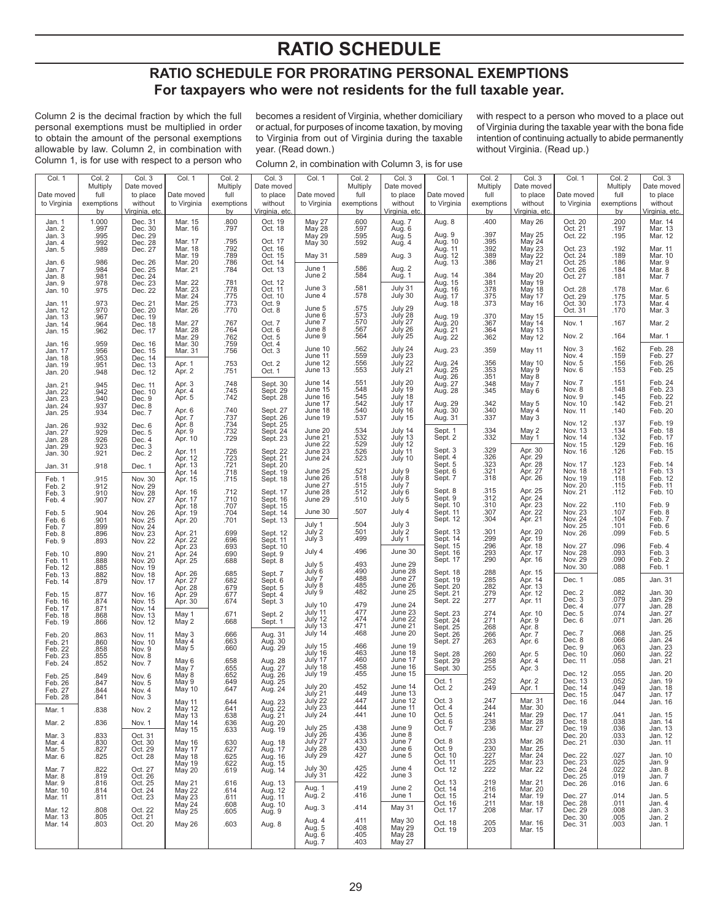# RATIO SCHEDULE

## RATIO SCHEDULE FOR PRORATING PERSONAL EXEMPTIONS

### For taxpayers who were not residents for the full taxable year.

Column 2 is the decimal fraction by which the full personal exemptions must be multiplied in order to obtain the amount of the personal exemptions allowable by law. Column 2, in combination with Column 1, is for use with respect to a person who becomes a resident of Virginia, whether domiciliary or actual, for purposes of income taxation, by moving to Virginia from out of Virginia during the taxable year. (Read down.)

Column 2, in combination with Column 3, is for use with respect to a person who moved to a place out of Virginia during the taxable year with the bona fide intention of continuing actually to abide permanently without Virginia. (Read up.)

| Col. 1 Date moved to Virginia | Col. 2 Multiply full exemptions by | Col. 3 Date moved to place without Virginia, etc. |
|---|---|---|
| Jan. 1 | 1.000 | Dec. 31 |
| Jan. 2 | .997 | Dec. 30 |
| Jan. 3 | .995 | Dec. 29 |
| Jan. 4 | .992 | Dec. 28 |
| Jan. 5 | .989 | Dec. 27 |
| Jan. 6 | .986 | Dec. 26 |
| Jan. 7 | .984 | Dec. 25 |
| Jan. 8 | .981 | Dec. 24 |
| Jan. 9 | .978 | Dec. 23 |
| Jan. 10 | .975 | Dec. 22 |
| Jan. 11 | .973 | Dec. 21 |
| Jan. 12 | .970 | Dec. 20 |
| Jan. 13 | .967 | Dec. 19 |
| Jan. 14 | .964 | Dec. 18 |
| Jan. 15 | .962 | Dec. 17 |
| Jan. 16 | .959 | Dec. 16 |
| Jan. 17 | .956 | Dec. 15 |
| Jan. 18 | .953 | Dec. 14 |
| Jan. 19 | .951 | Dec. 13 |
| Jan. 20 | .948 | Dec. 12 |
| Jan. 21 | .945 | Dec. 11 |
| Jan. 22 | .942 | Dec. 10 |
| Jan. 23 | .940 | Dec. 9 |
| Jan. 24 | .937 | Dec. 8 |
| Jan. 25 | .934 | Dec. 7 |
| Jan. 26 | .932 | Dec. 6 |
| Jan. 27 | .929 | Dec. 5 |
| Jan. 28 | .926 | Dec. 4 |
| Jan. 29 | .923 | Dec. 3 |
| Jan. 30 | .921 | Dec. 2 |
| Jan. 31 | .918 | Dec. 1 |
| Feb. 1 | .915 | Nov. 30 |
| Feb. 2 | .912 | Nov. 29 |
| Feb. 3 | .910 | Nov. 28 |
| Feb. 4 | .907 | Nov. 27 |
| Feb. 5 | .904 | Nov. 26 |
| Feb. 6 | .901 | Nov. 25 |
| Feb. 7 | .899 | Nov. 24 |
| Feb. 8 | .896 | Nov. 23 |
| Feb. 9 | .893 | Nov. 22 |
| Feb. 10 | .890 | Nov. 21 |
| Feb. 11 | .888 | Nov. 20 |
| Feb. 12 | .885 | Nov. 19 |
| Feb. 13 | .882 | Nov. 18 |
| Feb. 14 | .879 | Nov. 17 |
| Feb. 15 | .877 | Nov. 16 |
| Feb. 16 | .874 | Nov. 15 |
| Feb. 17 | .871 | Nov. 14 |
| Feb. 18 | .868 | Nov. 13 |
| Feb. 19 | .866 | Nov. 12 |
| Feb. 20 | .863 | Nov. 11 |
| Feb. 21 | .860 | Nov. 10 |
| Feb. 22 | .858 | Nov. 9 |
| Feb. 23 | .855 | Nov. 8 |
| Feb. 24 | .852 | Nov. 7 |
| Feb. 25 | .849 | Nov. 6 |
| Feb. 26 | .847 | Nov. 5 |
| Feb. 27 | .844 | Nov. 4 |
| Feb. 28 | .841 | Nov. 3 |
| Mar. 1 | .838 | Nov. 2 |
| Mar. 2 | .836 | Nov. 1 |
| Mar. 3 | .833 | Oct. 31 |
| Mar. 4 | .830 | Oct. 30 |
| Mar. 5 | .827 | Oct. 29 |
| Mar. 6 | .825 | Oct. 28 |
| Mar. 7 | .822 | Oct. 27 |
| Mar. 8 | .819 | Oct. 26 |
| Mar. 9 | .816 | Oct. 25 |
| Mar. 10 | .814 | Oct. 24 |
| Mar. 11 | .811 | Oct. 23 |
| Mar. 12 | .808 | Oct. 22 |
| Mar. 13 | .805 | Oct. 21 |
| Mar. 14 | .803 | Oct. 20 |
| Mar. 15 | .800 | Oct. 19 |
| Mar. 16 | .797 | Oct. 18 |
| Mar. 17 | .795 | Oct. 17 |
| Mar. 18 | .792 | Oct. 16 |
| Mar. 19 | .789 | Oct. 15 |
| Mar. 20 | .786 | Oct. 14 |
| Mar. 21 | .784 | Oct. 13 |
| Mar. 22 | .781 | Oct. 12 |
| Mar. 23 | .778 | Oct. 11 |
| Mar. 24 | .775 | Oct. 10 |
| Mar. 25 | .773 | Oct. 9 |
| Mar. 26 | .770 | Oct. 8 |
| Mar. 27 | .767 | Oct. 7 |
| Mar. 28 | .764 | Oct. 6 |
| Mar. 29 | .762 | Oct. 5 |
| Mar. 30 | .759 | Oct. 4 |
| Mar. 31 | .756 | Oct. 3 |
| Apr. 1 | .753 | Oct. 2 |
| Apr. 2 | .751 | Oct. 1 |
| Apr. 3 | .748 | Sept. 30 |
| Apr. 4 | .745 | Sept. 29 |
| Apr. 5 | .742 | Sept. 28 |
| Apr. 6 | .740 | Sept. 27 |
| Apr. 7 | .737 | Sept. 26 |
| Apr. 8 | .734 | Sept. 25 |
| Apr. 9 | .732 | Sept. 24 |
| Apr. 10 | .729 | Sept. 23 |
| Apr. 11 | .726 | Sept. 22 |
| Apr. 12 | .723 | Sept. 21 |
| Apr. 13 | .721 | Sept. 20 |
| Apr. 14 | .718 | Sept. 19 |
| Apr. 15 | .715 | Sept. 18 |
| Apr. 16 | .712 | Sept. 17 |
| Apr. 17 | .710 | Sept. 16 |
| Apr. 18 | .707 | Sept. 15 |
| Apr. 19 | .704 | Sept. 14 |
| Apr. 20 | .701 | Sept. 13 |
| Apr. 21 | .699 | Sept. 12 |
| Apr. 22 | .696 | Sept. 11 |
| Apr. 23 | .693 | Sept. 10 |
| Apr. 24 | .690 | Sept. 9 |
| Apr. 25 | .688 | Sept. 8 |
| Apr. 26 | .685 | Sept. 7 |
| Apr. 27 | .682 | Sept. 6 |
| Apr. 28 | .679 | Sept. 5 |
| Apr. 29 | .677 | Sept. 4 |
| Apr. 30 | .674 | Sept. 3 |
| May 1 | .671 | Sept. 2 |
| May 2 | .668 | Sept. 1 |
| May 3 | .666 | Aug. 31 |
| May 4 | .663 | Aug. 30 |
| May 5 | .660 | Aug. 29 |
| May 6 | .658 | Aug. 28 |
| May 7 | .655 | Aug. 27 |
| May 8 | .652 | Aug. 26 |
| May 9 | .649 | Aug. 25 |
| May 10 | .647 | Aug. 24 |
| May 11 | .644 | Aug. 23 |
| May 12 | .641 | Aug. 22 |
| May 13 | .638 | Aug. 21 |
| May 14 | .636 | Aug. 20 |
| May 15 | .633 | Aug. 19 |
| May 16 | .630 | Aug. 18 |
| May 17 | .627 | Aug. 17 |
| May 18 | .625 | Aug. 16 |
| May 19 | .622 | Aug. 15 |
| May 20 | .619 | Aug. 14 |
| May 21 | .616 | Aug. 13 |
| May 22 | .614 | Aug. 12 |
| May 23 | .611 | Aug. 11 |
| May 24 | .608 | Aug. 10 |
| May 25 | .605 | Aug. 9 |
| May 26 | .603 | Aug. 8 |
| May 27 | .600 | Aug. 7 |
| May 28 | .597 | Aug. 6 |
| May 29 | .595 | Aug. 5 |
| May 30 | .592 | Aug. 4 |
| May 31 | .589 | Aug. 3 |
| June 1 | .586 | Aug. 2 |
| June 2 | .584 | Aug. 1 |
| June 3 | .581 | July 31 |
| June 4 | .578 | July 30 |
| June 5 | .575 | July 29 |
| June 6 | .573 | July 28 |
| June 7 | .570 | July 27 |
| June 8 | .567 | July 26 |
| June 9 | .564 | July 25 |
| June 10 | .562 | July 24 |
| June 11 | .559 | July 23 |
| June 12 | .556 | July 22 |
| June 13 | .553 | July 21 |
| June 14 | .551 | July 20 |
| June 15 | .548 | July 19 |
| June 16 | .545 | July 18 |
| June 17 | .542 | July 17 |
| June 18 | .540 | July 16 |
| June 19 | .537 | July 15 |
| June 20 | .534 | July 14 |
| June 21 | .532 | July 13 |
| June 22 | .529 | July 12 |
| June 23 | .526 | July 11 |
| June 24 | .523 | July 10 |
| June 25 | .521 | July 9 |
| June 26 | .518 | July 8 |
| June 27 | .515 | July 7 |
| June 28 | .512 | July 6 |
| June 29 | .510 | July 5 |
| June 30 | .507 | July 4 |
| July 1 | .504 | July 3 |
| July 2 | .501 | July 2 |
| July 3 | .499 | July 1 |
| July 4 | .496 | June 30 |
| July 5 | .493 | June 29 |
| July 6 | .490 | June 28 |
| July 7 | .488 | June 27 |
| July 8 | .485 | June 26 |
| July 9 | .482 | June 25 |
| July 10 | .479 | June 24 |
| July 11 | .477 | June 23 |
| July 12 | .474 | June 22 |
| July 13 | .471 | June 21 |
| July 14 | .468 | June 20 |
| July 15 | .466 | June 19 |
| July 16 | .463 | June 18 |
| July 17 | .460 | June 17 |
| July 18 | .458 | June 16 |
| July 19 | .455 | June 15 |
| July 20 | .452 | June 14 |
| July 21 | .449 | June 13 |
| July 22 | .447 | June 12 |
| July 23 | .444 | June 11 |
| July 24 | .441 | June 10 |
| July 25 | .438 | June 9 |
| July 26 | .436 | June 8 |
| July 27 | .433 | June 7 |
| July 28 | .430 | June 6 |
| July 29 | .427 | June 5 |
| July 30 | .425 | June 4 |
| July 31 | .422 | June 3 |
| Aug. 1 | .419 | June 2 |
| Aug. 2 | .416 | June 1 |
| Aug. 3 | .414 | May 31 |
| Aug. 4 | .411 | May 30 |
| Aug. 5 | .408 | May 29 |
| Aug. 6 | .405 | May 28 |
| Aug. 7 | .403 | May 27 |
| Aug. 8 | .400 | May 26 |
| Aug. 9 | .397 | May 25 |
| Aug. 10 | .395 | May 24 |
| Aug. 11 | .392 | May 23 |
| Aug. 12 | .389 | May 22 |
| Aug. 13 | .386 | May 21 |
| Aug. 14 | .384 | May 20 |
| Aug. 15 | .381 | May 19 |
| Aug. 16 | .378 | May 18 |
| Aug. 17 | .375 | May 17 |
| Aug. 18 | .373 | May 16 |
| Aug. 19 | .370 | May 15 |
| Aug. 20 | .367 | May 14 |
| Aug. 21 | .364 | May 13 |
| Aug. 22 | .362 | May 12 |
| Aug. 23 | .359 | May 11 |
| Aug. 24 | .356 | May 10 |
| Aug. 25 | .353 | May 9 |
| Aug. 26 | .351 | May 8 |
| Aug. 27 | .348 | May 7 |
| Aug. 28 | .345 | May 6 |
| Aug. 29 | .342 | May 5 |
| Aug. 30 | .340 | May 4 |
| Aug. 31 | .337 | May 3 |
| Sept. 1 | .334 | May 2 |
| Sept. 2 | .332 | May 1 |
| Sept. 3 | .329 | Apr. 30 |
| Sept. 4 | .326 | Apr. 29 |
| Sept. 5 | .323 | Apr. 28 |
| Sept. 6 | .321 | Apr. 27 |
| Sept. 7 | .318 | Apr. 26 |
| Sept. 8 | .315 | Apr. 25 |
| Sept. 9 | .312 | Apr. 24 |
| Sept. 10 | .310 | Apr. 23 |
| Sept. 11 | .307 | Apr. 22 |
| Sept. 12 | .304 | Apr. 21 |
| Sept. 13 | .301 | Apr. 20 |
| Sept. 14 | .299 | Apr. 19 |
| Sept. 15 | .296 | Apr. 18 |
| Sept. 16 | .293 | Apr. 17 |
| Sept. 17 | .290 | Apr. 16 |
| Sept. 18 | .288 | Apr. 15 |
| Sept. 19 | .285 | Apr. 14 |
| Sept. 20 | .282 | Apr. 13 |
| Sept. 21 | .279 | Apr. 12 |
| Sept. 22 | .277 | Apr. 11 |
| Sept. 23 | .274 | Apr. 10 |
| Sept. 24 | .271 | Apr. 9 |
| Sept. 25 | .268 | Apr. 8 |
| Sept. 26 | .266 | Apr. 7 |
| Sept. 27 | .263 | Apr. 6 |
| Sept. 28 | .260 | Apr. 5 |
| Sept. 29 | .258 | Apr. 4 |
| Sept. 30 | .255 | Apr. 3 |
| Oct. 1 | .252 | Apr. 2 |
| Oct. 2 | .249 | Apr. 1 |
| Oct. 3 | .247 | Mar. 31 |
| Oct. 4 | .244 | Mar. 30 |
| Oct. 5 | .241 | Mar. 29 |
| Oct. 6 | .238 | Mar. 28 |
| Oct. 7 | .236 | Mar. 27 |
| Oct. 8 | .233 | Mar. 26 |
| Oct. 9 | .230 | Mar. 25 |
| Oct. 10 | .227 | Mar. 24 |
| Oct. 11 | .225 | Mar. 23 |
| Oct. 12 | .222 | Mar. 22 |
| Oct. 13 | .219 | Mar. 21 |
| Oct. 14 | .216 | Mar. 20 |
| Oct. 15 | .214 | Mar. 19 |
| Oct. 16 | .211 | Mar. 18 |
| Oct. 17 | .208 | Mar. 17 |
| Oct. 18 | .205 | Mar. 16 |
| Oct. 19 | .203 | Mar. 15 |
| Oct. 20 | .200 | Mar. 14 |
| Oct. 21 | .197 | Mar. 13 |
| Oct. 22 | .195 | Mar. 12 |
| Oct. 23 | .192 | Mar. 11 |
| Oct. 24 | .189 | Mar. 10 |
| Oct. 25 | .186 | Mar. 9 |
| Oct. 26 | .184 | Mar. 8 |
| Oct. 27 | .181 | Mar. 7 |
| Oct. 28 | .178 | Mar. 6 |
| Oct. 29 | .175 | Mar. 5 |
| Oct. 30 | .173 | Mar. 4 |
| Oct. 31 | .170 | Mar. 3 |
| Nov. 1 | .167 | Mar. 2 |
| Nov. 2 | .164 | Mar. 1 |
| Nov. 3 | .162 | Feb. 28 |
| Nov. 4 | .159 | Feb. 27 |
| Nov. 5 | .156 | Feb. 26 |
| Nov. 6 | .153 | Feb. 25 |
| Nov. 7 | .151 | Feb. 24 |
| Nov. 8 | .148 | Feb. 23 |
| Nov. 9 | .145 | Feb. 22 |
| Nov. 10 | .142 | Feb. 21 |
| Nov. 11 | .140 | Feb. 20 |
| Nov. 12 | .137 | Feb. 19 |
| Nov. 13 | .134 | Feb. 18 |
| Nov. 14 | .132 | Feb. 17 |
| Nov. 15 | .129 | Feb. 16 |
| Nov. 16 | .126 | Feb. 15 |
| Nov. 17 | .123 | Feb. 14 |
| Nov. 18 | .121 | Feb. 13 |
| Nov. 19 | .118 | Feb. 12 |
| Nov. 20 | .115 | Feb. 11 |
| Nov. 21 | .112 | Feb. 10 |
| Nov. 22 | .110 | Feb. 9 |
| Nov. 23 | .107 | Feb. 8 |
| Nov. 24 | .104 | Feb. 7 |
| Nov. 25 | .101 | Feb. 6 |
| Nov. 26 | .099 | Feb. 5 |
| Nov. 27 | .096 | Feb. 4 |
| Nov. 28 | .093 | Feb. 3 |
| Nov. 29 | .090 | Feb. 2 |
| Nov. 30 | .088 | Feb. 1 |
| Dec. 1 | .085 | Jan. 31 |
| Dec. 2 | .082 | Jan. 30 |
| Dec. 3 | .079 | Jan. 29 |
| Dec. 4 | .077 | Jan. 28 |
| Dec. 5 | .074 | Jan. 27 |
| Dec. 6 | .071 | Jan. 26 |
| Dec. 7 | .068 | Jan. 25 |
| Dec. 8 | .066 | Jan. 24 |
| Dec. 9 | .063 | Jan. 23 |
| Dec. 10 | .060 | Jan. 22 |
| Dec. 11 | .058 | Jan. 21 |
| Dec. 12 | .055 | Jan. 20 |
| Dec. 13 | .052 | Jan. 19 |
| Dec. 14 | .049 | Jan. 18 |
| Dec. 15 | .047 | Jan. 17 |
| Dec. 16 | .044 | Jan. 16 |
| Dec. 17 | .041 | Jan. 15 |
| Dec. 18 | .038 | Jan. 14 |
| Dec. 19 | .036 | Jan. 13 |
| Dec. 20 | .033 | Jan. 12 |
| Dec. 21 | .030 | Jan. 11 |
| Dec. 22 | .027 | Jan. 10 |
| Dec. 23 | .025 | Jan. 9 |
| Dec. 24 | .022 | Jan. 8 |
| Dec. 25 | .019 | Jan. 7 |
| Dec. 26 | .016 | Jan. 6 |
| Dec. 27 | .014 | Jan. 5 |
| Dec. 28 | .011 | Jan. 4 |
| Dec. 29 | .008 | Jan. 3 |
| Dec. 30 | .005 | Jan. 2 |
| Dec. 31 | .003 | Jan. 1 |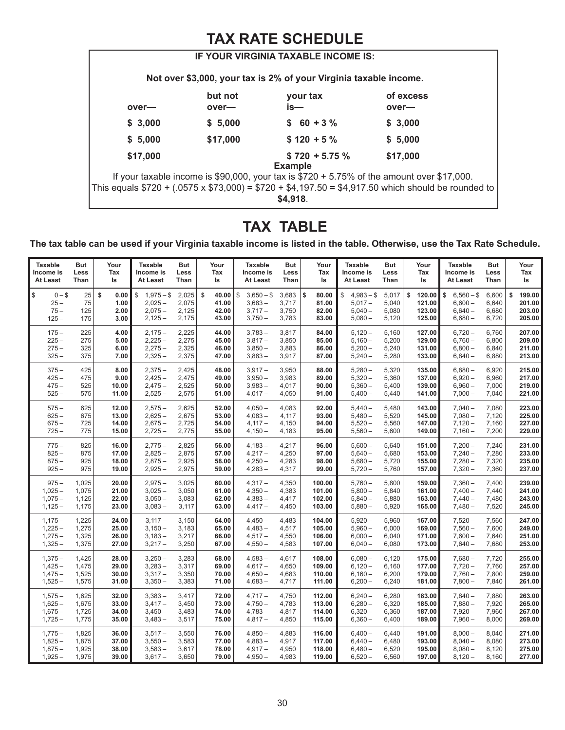# TAX RATE SCHEDULE

**IF YOUR VIRGINIA TAXABLE INCOME IS:**

**Not over $3,000, your tax is 2% of your Virginia taxable income.**

| over— | but not over— | your tax is— | of excess over— |
|---|---|---|---|
| $ 3,000 | $ 5,000 | $ 60 + 3 % | $ 3,000 |
| $ 5,000 | $17,000 | $ 120 + 5 % | $ 5,000 |
| $17,000 | | $ 720 + 5.75 % | $17,000 |

**Example**

If your taxable income is $90,000, your tax is $720 + 5.75% of the amount over $17,000. This equals $720 + (.0575 x $73,000) **=** $720 + $4,197.50 **=** $4,917.50 which should be rounded to **$4,918**.

# TAX TABLE

**The tax table can be used if your Virginia taxable income is listed in the table. Otherwise, use the Tax Rate Schedule.**

| Taxable Income is At Least | But Less Than | Your Tax Is | Taxable Income is At Least | But Less Than | Your Tax Is | Taxable Income is At Least | But Less Than | Your Tax Is | Taxable Income is At Least | But Less Than | Your Tax Is | Taxable Income is At Least | But Less Than | Your Tax Is |
|---|---|---|---|---|---|---|---|---|---|---|---|---|---|---|
| $ 0 – | $ 25 | $ 0.00 | $ 1,975 – | $ 2,025 | $ 40.00 | $ 3,650 – | $ 3,683 | $ 80.00 | $ 4,983 – | $ 5,017 | $ 120.00 | $ 6,560 – | $ 6,600 | $ 199.00 |
| 25 – | 75 | 1.00 | 2,025 – | 2,075 | 41.00 | 3,683 – | 3,717 | 81.00 | 5,017 – | 5,040 | 121.00 | 6,600 – | 6,640 | 201.00 |
| 75 – | 125 | 2.00 | 2,075 – | 2,125 | 42.00 | 3,717 – | 3,750 | 82.00 | 5,040 – | 5,080 | 123.00 | 6,640 – | 6,680 | 203.00 |
| 125 – | 175 | 3.00 | 2,125 – | 2,175 | 43.00 | 3,750 – | 3,783 | 83.00 | 5,080 – | 5,120 | 125.00 | 6,680 – | 6,720 | 205.00 |
| 175 – | 225 | 4.00 | 2,175 – | 2,225 | 44.00 | 3,783 – | 3,817 | 84.00 | 5,120 – | 5,160 | 127.00 | 6,720 – | 6,760 | 207.00 |
| 225 – | 275 | 5.00 | 2,225 – | 2,275 | 45.00 | 3,817 – | 3,850 | 85.00 | 5,160 – | 5,200 | 129.00 | 6,760 – | 6,800 | 209.00 |
| 275 – | 325 | 6.00 | 2,275 – | 2,325 | 46.00 | 3,850 – | 3,883 | 86.00 | 5,200 – | 5,240 | 131.00 | 6,800 – | 6,840 | 211.00 |
| 325 – | 375 | 7.00 | 2,325 – | 2,375 | 47.00 | 3,883 – | 3,917 | 87.00 | 5,240 – | 5,280 | 133.00 | 6,840 – | 6,880 | 213.00 |
| 375 – | 425 | 8.00 | 2,375 – | 2,425 | 48.00 | 3,917 – | 3,950 | 88.00 | 5,280 – | 5,320 | 135.00 | 6,880 – | 6,920 | 215.00 |
| 425 – | 475 | 9.00 | 2,425 – | 2,475 | 49.00 | 3,950 – | 3,983 | 89.00 | 5,320 – | 5,360 | 137.00 | 6,920 – | 6,960 | 217.00 |
| 475 – | 525 | 10.00 | 2,475 – | 2,525 | 50.00 | 3,983 – | 4,017 | 90.00 | 5,360 – | 5,400 | 139.00 | 6,960 – | 7,000 | 219.00 |
| 525 – | 575 | 11.00 | 2,525 – | 2,575 | 51.00 | 4,017 – | 4,050 | 91.00 | 5,400 – | 5,440 | 141.00 | 7,000 – | 7,040 | 221.00 |
| 575 – | 625 | 12.00 | 2,575 – | 2,625 | 52.00 | 4,050 – | 4,083 | 92.00 | 5,440 – | 5,480 | 143.00 | 7,040 – | 7,080 | 223.00 |
| 625 – | 675 | 13.00 | 2,625 – | 2,675 | 53.00 | 4,083 – | 4,117 | 93.00 | 5,480 – | 5,520 | 145.00 | 7,080 – | 7,120 | 225.00 |
| 675 – | 725 | 14.00 | 2,675 – | 2,725 | 54.00 | 4,117 – | 4,150 | 94.00 | 5,520 – | 5,560 | 147.00 | 7,120 – | 7,160 | 227.00 |
| 725 – | 775 | 15.00 | 2,725 – | 2,775 | 55.00 | 4,150 – | 4,183 | 95.00 | 5,560 – | 5,600 | 149.00 | 7,160 – | 7,200 | 229.00 |
| 775 – | 825 | 16.00 | 2,775 – | 2,825 | 56.00 | 4,183 – | 4,217 | 96.00 | 5,600 – | 5,640 | 151.00 | 7,200 – | 7,240 | 231.00 |
| 825 – | 875 | 17.00 | 2,825 – | 2,875 | 57.00 | 4,217 – | 4,250 | 97.00 | 5,640 – | 5,680 | 153.00 | 7,240 – | 7,280 | 233.00 |
| 875 – | 925 | 18.00 | 2,875 – | 2,925 | 58.00 | 4,250 – | 4,283 | 98.00 | 5,680 – | 5,720 | 155.00 | 7,280 – | 7,320 | 235.00 |
| 925 – | 975 | 19.00 | 2,925 – | 2,975 | 59.00 | 4,283 – | 4,317 | 99.00 | 5,720 – | 5,760 | 157.00 | 7,320 – | 7,360 | 237.00 |
| 975 – | 1,025 | 20.00 | 2,975 – | 3,025 | 60.00 | 4,317 – | 4,350 | 100.00 | 5,760 – | 5,800 | 159.00 | 7,360 – | 7,400 | 239.00 |
| 1,025 – | 1,075 | 21.00 | 3,025 – | 3,050 | 61.00 | 4,350 – | 4,383 | 101.00 | 5,800 – | 5,840 | 161.00 | 7,400 – | 7,440 | 241.00 |
| 1,075 – | 1,125 | 22.00 | 3,050 – | 3,083 | 62.00 | 4,383 – | 4,417 | 102.00 | 5,840 – | 5,880 | 163.00 | 7,440 – | 7,480 | 243.00 |
| 1,125 – | 1,175 | 23.00 | 3,083 – | 3,117 | 63.00 | 4,417 – | 4,450 | 103.00 | 5,880 – | 5,920 | 165.00 | 7,480 – | 7,520 | 245.00 |
| 1,175 – | 1,225 | 24.00 | 3,117 – | 3,150 | 64.00 | 4,450 – | 4,483 | 104.00 | 5,920 – | 5,960 | 167.00 | 7,520 – | 7,560 | 247.00 |
| 1,225 – | 1,275 | 25.00 | 3,150 – | 3,183 | 65.00 | 4,483 – | 4,517 | 105.00 | 5,960 – | 6,000 | 169.00 | 7,560 – | 7,600 | 249.00 |
| 1,275 – | 1,325 | 26.00 | 3,183 – | 3,217 | 66.00 | 4,517 – | 4,550 | 106.00 | 6,000 – | 6,040 | 171.00 | 7,600 – | 7,640 | 251.00 |
| 1,325 – | 1,375 | 27.00 | 3,217 – | 3,250 | 67.00 | 4,550 – | 4,583 | 107.00 | 6,040 – | 6,080 | 173.00 | 7,640 – | 7,680 | 253.00 |
| 1,375 – | 1,425 | 28.00 | 3,250 – | 3,283 | 68.00 | 4,583 – | 4,617 | 108.00 | 6,080 – | 6,120 | 175.00 | 7,680 – | 7,720 | 255.00 |
| 1,425 – | 1,475 | 29.00 | 3,283 – | 3,317 | 69.00 | 4,617 – | 4,650 | 109.00 | 6,120 – | 6,160 | 177.00 | 7,720 – | 7,760 | 257.00 |
| 1,475 – | 1,525 | 30.00 | 3,317 – | 3,350 | 70.00 | 4,650 – | 4,683 | 110.00 | 6,160 – | 6,200 | 179.00 | 7,760 – | 7,800 | 259.00 |
| 1,525 – | 1,575 | 31.00 | 3,350 – | 3,383 | 71.00 | 4,683 – | 4,717 | 111.00 | 6,200 – | 6,240 | 181.00 | 7,800 – | 7,840 | 261.00 |
| 1,575 – | 1,625 | 32.00 | 3,383 – | 3,417 | 72.00 | 4,717 – | 4,750 | 112.00 | 6,240 – | 6,280 | 183.00 | 7,840 – | 7,880 | 263.00 |
| 1,625 – | 1,675 | 33.00 | 3,417 – | 3,450 | 73.00 | 4,750 – | 4,783 | 113.00 | 6,280 – | 6,320 | 185.00 | 7,880 – | 7,920 | 265.00 |
| 1,675 – | 1,725 | 34.00 | 3,450 – | 3,483 | 74.00 | 4,783 – | 4,817 | 114.00 | 6,320 – | 6,360 | 187.00 | 7,920 – | 7,960 | 267.00 |
| 1,725 – | 1,775 | 35.00 | 3,483 – | 3,517 | 75.00 | 4,817 – | 4,850 | 115.00 | 6,360 – | 6,400 | 189.00 | 7,960 – | 8,000 | 269.00 |
| 1,775 – | 1,825 | 36.00 | 3,517 – | 3,550 | 76.00 | 4,850 – | 4,883 | 116.00 | 6,400 – | 6,440 | 191.00 | 8,000 – | 8,040 | 271.00 |
| 1,825 – | 1,875 | 37.00 | 3,550 – | 3,583 | 77.00 | 4,883 – | 4,917 | 117.00 | 6,440 – | 6,480 | 193.00 | 8,040 – | 8,080 | 273.00 |
| 1,875 – | 1,925 | 38.00 | 3,583 – | 3,617 | 78.00 | 4,917 – | 4,950 | 118.00 | 6,480 – | 6,520 | 195.00 | 8,080 – | 8,120 | 275.00 |
| 1,925 – | 1,975 | 39.00 | 3,617 – | 3,650 | 79.00 | 4,950 – | 4,983 | 119.00 | 6,520 – | 6,560 | 197.00 | 8,120 – | 8,160 | 277.00 |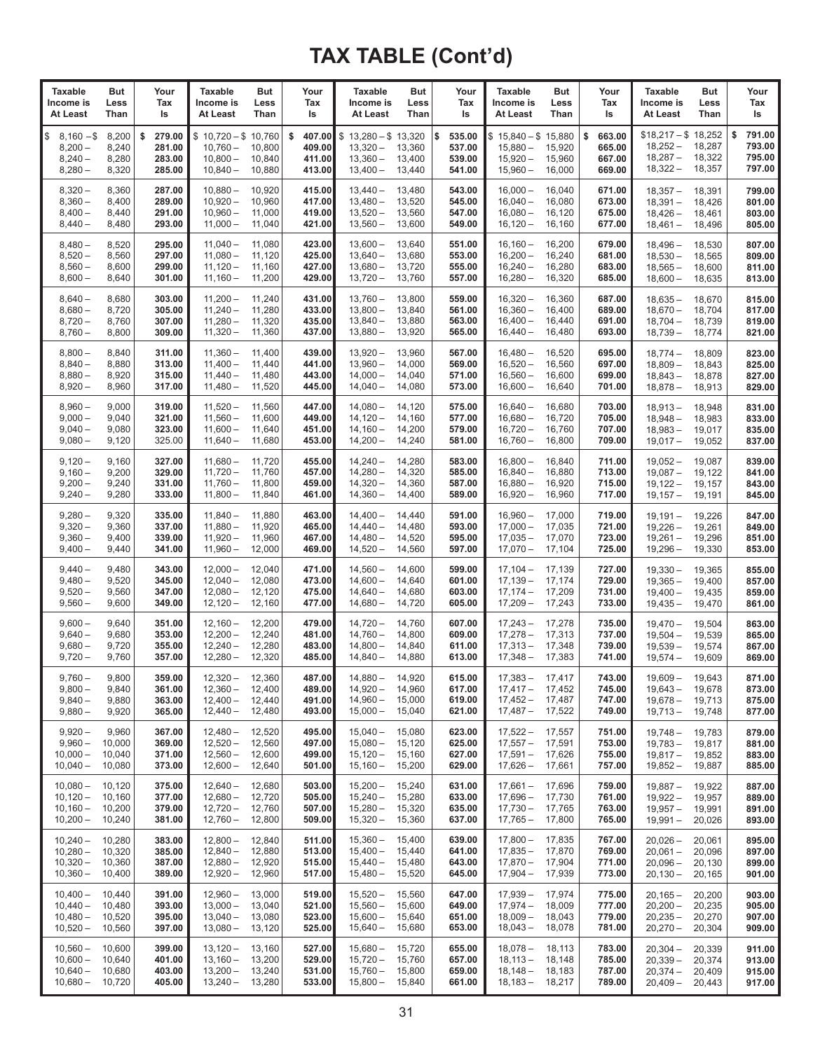# TAX TABLE (Cont'd)

| Taxable Income is At Least | But Less Than | Your Tax Is | Taxable Income is At Least | But Less Than | Your Tax Is | Taxable Income is At Least | But Less Than | Your Tax Is | Taxable Income is At Least | But Less Than | Your Tax Is | Taxable Income is At Least | But Less Than | Your Tax Is |
|---|---|---|---|---|---|---|---|---|---|---|---|---|---|---|
| $ 8,160 – | $ 8,200 | $ 279.00 | $ 10,720 – | $ 10,760 | $ 407.00 | $ 13,280 – | $ 13,320 | $ 535.00 | $ 15,840 – | $ 15,880 | $ 663.00 | $18,217 – | $ 18,252 | $ 791.00 |
| 8,200 – | 8,240 | 281.00 | 10,760 – | 10,800 | 409.00 | 13,320 – | 13,360 | 537.00 | 15,880 – | 15,920 | 665.00 | 18,252 – | 18,287 | 793.00 |
| 8,240 – | 8,280 | 283.00 | 10,800 – | 10,840 | 411.00 | 13,360 – | 13,400 | 539.00 | 15,920 – | 15,960 | 667.00 | 18,287 – | 18,322 | 795.00 |
| 8,280 – | 8,320 | 285.00 | 10,840 – | 10,880 | 413.00 | 13,400 – | 13,440 | 541.00 | 15,960 – | 16,000 | 669.00 | 18,322 – | 18,357 | 797.00 |
| 8,320 – | 8,360 | 287.00 | 10,880 – | 10,920 | 415.00 | 13,440 – | 13,480 | 543.00 | 16,000 – | 16,040 | 671.00 | 18,357 – | 18,391 | 799.00 |
| 8,360 – | 8,400 | 289.00 | 10,920 – | 10,960 | 417.00 | 13,480 – | 13,520 | 545.00 | 16,040 – | 16,080 | 673.00 | 18,391 – | 18,426 | 801.00 |
| 8,400 – | 8,440 | 291.00 | 10,960 – | 11,000 | 419.00 | 13,520 – | 13,560 | 547.00 | 16,080 – | 16,120 | 675.00 | 18,426 – | 18,461 | 803.00 |
| 8,440 – | 8,480 | 293.00 | 11,000 – | 11,040 | 421.00 | 13,560 – | 13,600 | 549.00 | 16,120 – | 16,160 | 677.00 | 18,461 – | 18,496 | 805.00 |
| 8,480 – | 8,520 | 295.00 | 11,040 – | 11,080 | 423.00 | 13,600 – | 13,640 | 551.00 | 16,160 – | 16,200 | 679.00 | 18,496 – | 18,530 | 807.00 |
| 8,520 – | 8,560 | 297.00 | 11,080 – | 11,120 | 425.00 | 13,640 – | 13,680 | 553.00 | 16,200 – | 16,240 | 681.00 | 18,530 – | 18,565 | 809.00 |
| 8,560 – | 8,600 | 299.00 | 11,120 – | 11,160 | 427.00 | 13,680 – | 13,720 | 555.00 | 16,240 – | 16,280 | 683.00 | 18,565 – | 18,600 | 811.00 |
| 8,600 – | 8,640 | 301.00 | 11,160 – | 11,200 | 429.00 | 13,720 – | 13,760 | 557.00 | 16,280 – | 16,320 | 685.00 | 18,600 – | 18,635 | 813.00 |
| 8,640 – | 8,680 | 303.00 | 11,200 – | 11,240 | 431.00 | 13,760 – | 13,800 | 559.00 | 16,320 – | 16,360 | 687.00 | 18,635 – | 18,670 | 815.00 |
| 8,680 – | 8,720 | 305.00 | 11,240 – | 11,280 | 433.00 | 13,800 – | 13,840 | 561.00 | 16,360 – | 16,400 | 689.00 | 18,670 – | 18,704 | 817.00 |
| 8,720 – | 8,760 | 307.00 | 11,280 – | 11,320 | 435.00 | 13,840 – | 13,880 | 563.00 | 16,400 – | 16,440 | 691.00 | 18,704 – | 18,739 | 819.00 |
| 8,760 – | 8,800 | 309.00 | 11,320 – | 11,360 | 437.00 | 13,880 – | 13,920 | 565.00 | 16,440 – | 16,480 | 693.00 | 18,739 – | 18,774 | 821.00 |
| 8,800 – | 8,840 | 311.00 | 11,360 – | 11,400 | 439.00 | 13,920 – | 13,960 | 567.00 | 16,480 – | 16,520 | 695.00 | 18,774 – | 18,809 | 823.00 |
| 8,840 – | 8,880 | 313.00 | 11,400 – | 11,440 | 441.00 | 13,960 – | 14,000 | 569.00 | 16,520 – | 16,560 | 697.00 | 18,809 – | 18,843 | 825.00 |
| 8,880 – | 8,920 | 315.00 | 11,440 – | 11,480 | 443.00 | 14,000 – | 14,040 | 571.00 | 16,560 – | 16,600 | 699.00 | 18,843 – | 18,878 | 827.00 |
| 8,920 – | 8,960 | 317.00 | 11,480 – | 11,520 | 445.00 | 14,040 – | 14,080 | 573.00 | 16,600 – | 16,640 | 701.00 | 18,878 – | 18,913 | 829.00 |
| 8,960 – | 9,000 | 319.00 | 11,520 – | 11,560 | 447.00 | 14,080 – | 14,120 | 575.00 | 16,640 – | 16,680 | 703.00 | 18,913 – | 18,948 | 831.00 |
| 9,000 – | 9,040 | 321.00 | 11,560 – | 11,600 | 449.00 | 14,120 – | 14,160 | 577.00 | 16,680 – | 16,720 | 705.00 | 18,948 – | 18,983 | 833.00 |
| 9,040 – | 9,080 | 323.00 | 11,600 – | 11,640 | 451.00 | 14,160 – | 14,200 | 579.00 | 16,720 – | 16,760 | 707.00 | 18,983 – | 19,017 | 835.00 |
| 9,080 – | 9,120 | 325.00 | 11,640 – | 11,680 | 453.00 | 14,200 – | 14,240 | 581.00 | 16,760 – | 16,800 | 709.00 | 19,017 – | 19,052 | 837.00 |
| 9,120 – | 9,160 | 327.00 | 11,680 – | 11,720 | 455.00 | 14,240 – | 14,280 | 583.00 | 16,800 – | 16,840 | 711.00 | 19,052 – | 19,087 | 839.00 |
| 9,160 – | 9,200 | 329.00 | 11,720 – | 11,760 | 457.00 | 14,280 – | 14,320 | 585.00 | 16,840 – | 16,880 | 713.00 | 19,087 – | 19,122 | 841.00 |
| 9,200 – | 9,240 | 331.00 | 11,760 – | 11,800 | 459.00 | 14,320 – | 14,360 | 587.00 | 16,880 – | 16,920 | 715.00 | 19,122 – | 19,157 | 843.00 |
| 9,240 – | 9,280 | 333.00 | 11,800 – | 11,840 | 461.00 | 14,360 – | 14,400 | 589.00 | 16,920 – | 16,960 | 717.00 | 19,157 – | 19,191 | 845.00 |
| 9,280 – | 9,320 | 335.00 | 11,840 – | 11,880 | 463.00 | 14,400 – | 14,440 | 591.00 | 16,960 – | 17,000 | 719.00 | 19,191 – | 19,226 | 847.00 |
| 9,320 – | 9,360 | 337.00 | 11,880 – | 11,920 | 465.00 | 14,440 – | 14,480 | 593.00 | 17,000 – | 17,035 | 721.00 | 19,226 – | 19,261 | 849.00 |
| 9,360 – | 9,400 | 339.00 | 11,920 – | 11,960 | 467.00 | 14,480 – | 14,520 | 595.00 | 17,035 – | 17,070 | 723.00 | 19,261 – | 19,296 | 851.00 |
| 9,400 – | 9,440 | 341.00 | 11,960 – | 12,000 | 469.00 | 14,520 – | 14,560 | 597.00 | 17,070 – | 17,104 | 725.00 | 19,296 – | 19,330 | 853.00 |
| 9,440 – | 9,480 | 343.00 | 12,000 – | 12,040 | 471.00 | 14,560 – | 14,600 | 599.00 | 17,104 – | 17,139 | 727.00 | 19,330 – | 19,365 | 855.00 |
| 9,480 – | 9,520 | 345.00 | 12,040 – | 12,080 | 473.00 | 14,600 – | 14,640 | 601.00 | 17,139 – | 17,174 | 729.00 | 19,365 – | 19,400 | 857.00 |
| 9,520 – | 9,560 | 347.00 | 12,080 – | 12,120 | 475.00 | 14,640 – | 14,680 | 603.00 | 17,174 – | 17,209 | 731.00 | 19,400 – | 19,435 | 859.00 |
| 9,560 – | 9,600 | 349.00 | 12,120 – | 12,160 | 477.00 | 14,680 – | 14,720 | 605.00 | 17,209 – | 17,243 | 733.00 | 19,435 – | 19,470 | 861.00 |
| 9,600 – | 9,640 | 351.00 | 12,160 – | 12,200 | 479.00 | 14,720 – | 14,760 | 607.00 | 17,243 – | 17,278 | 735.00 | 19,470 – | 19,504 | 863.00 |
| 9,640 – | 9,680 | 353.00 | 12,200 – | 12,240 | 481.00 | 14,760 – | 14,800 | 609.00 | 17,278 – | 17,313 | 737.00 | 19,504 – | 19,539 | 865.00 |
| 9,680 – | 9,720 | 355.00 | 12,240 – | 12,280 | 483.00 | 14,800 – | 14,840 | 611.00 | 17,313 – | 17,348 | 739.00 | 19,539 – | 19,574 | 867.00 |
| 9,720 – | 9,760 | 357.00 | 12,280 – | 12,320 | 485.00 | 14,840 – | 14,880 | 613.00 | 17,348 – | 17,383 | 741.00 | 19,574 – | 19,609 | 869.00 |
| 9,760 – | 9,800 | 359.00 | 12,320 – | 12,360 | 487.00 | 14,880 – | 14,920 | 615.00 | 17,383 – | 17,417 | 743.00 | 19,609 – | 19,643 | 871.00 |
| 9,800 – | 9,840 | 361.00 | 12,360 – | 12,400 | 489.00 | 14,920 – | 14,960 | 617.00 | 17,417 – | 17,452 | 745.00 | 19,643 – | 19,678 | 873.00 |
| 9,840 – | 9,880 | 363.00 | 12,400 – | 12,440 | 491.00 | 14,960 – | 15,000 | 619.00 | 17,452 – | 17,487 | 747.00 | 19,678 – | 19,713 | 875.00 |
| 9,880 – | 9,920 | 365.00 | 12,440 – | 12,480 | 493.00 | 15,000 – | 15,040 | 621.00 | 17,487 – | 17,522 | 749.00 | 19,713 – | 19,748 | 877.00 |
| 9,920 – | 9,960 | 367.00 | 12,480 – | 12,520 | 495.00 | 15,040 – | 15,080 | 623.00 | 17,522 – | 17,557 | 751.00 | 19,748 – | 19,783 | 879.00 |
| 9,960 – | 10,000 | 369.00 | 12,520 – | 12,560 | 497.00 | 15,080 – | 15,120 | 625.00 | 17,557 – | 17,591 | 753.00 | 19,783 – | 19,817 | 881.00 |
| 10,000 – | 10,040 | 371.00 | 12,560 – | 12,600 | 499.00 | 15,120 – | 15,160 | 627.00 | 17,591 – | 17,626 | 755.00 | 19,817 – | 19,852 | 883.00 |
| 10,040 – | 10,080 | 373.00 | 12,600 – | 12,640 | 501.00 | 15,160 – | 15,200 | 629.00 | 17,626 – | 17,661 | 757.00 | 19,852 – | 19,887 | 885.00 |
| 10,080 – | 10,120 | 375.00 | 12,640 – | 12,680 | 503.00 | 15,200 – | 15,240 | 631.00 | 17,661 – | 17,696 | 759.00 | 19,887 – | 19,922 | 887.00 |
| 10,120 – | 10,160 | 377.00 | 12,680 – | 12,720 | 505.00 | 15,240 – | 15,280 | 633.00 | 17,696 – | 17,730 | 761.00 | 19,922 – | 19,957 | 889.00 |
| 10,160 – | 10,200 | 379.00 | 12,720 – | 12,760 | 507.00 | 15,280 – | 15,320 | 635.00 | 17,730 – | 17,765 | 763.00 | 19,957 – | 19,991 | 891.00 |
| 10,200 – | 10,240 | 381.00 | 12,760 – | 12,800 | 509.00 | 15,320 – | 15,360 | 637.00 | 17,765 – | 17,800 | 765.00 | 19,991 – | 20,026 | 893.00 |
| 10,240 – | 10,280 | 383.00 | 12,800 – | 12,840 | 511.00 | 15,360 – | 15,400 | 639.00 | 17,800 – | 17,835 | 767.00 | 20,026 – | 20,061 | 895.00 |
| 10,280 – | 10,320 | 385.00 | 12,840 – | 12,880 | 513.00 | 15,400 – | 15,440 | 641.00 | 17,835 – | 17,870 | 769.00 | 20,061 – | 20,096 | 897.00 |
| 10,320 – | 10,360 | 387.00 | 12,880 – | 12,920 | 515.00 | 15,440 – | 15,480 | 643.00 | 17,870 – | 17,904 | 771.00 | 20,096 – | 20,130 | 899.00 |
| 10,360 – | 10,400 | 389.00 | 12,920 – | 12,960 | 517.00 | 15,480 – | 15,520 | 645.00 | 17,904 – | 17,939 | 773.00 | 20,130 – | 20,165 | 901.00 |
| 10,400 – | 10,440 | 391.00 | 12,960 – | 13,000 | 519.00 | 15,520 – | 15,560 | 647.00 | 17,939 – | 17,974 | 775.00 | 20,165 – | 20,200 | 903.00 |
| 10,440 – | 10,480 | 393.00 | 13,000 – | 13,040 | 521.00 | 15,560 – | 15,600 | 649.00 | 17,974 – | 18,009 | 777.00 | 20,200 – | 20,235 | 905.00 |
| 10,480 – | 10,520 | 395.00 | 13,040 – | 13,080 | 523.00 | 15,600 – | 15,640 | 651.00 | 18,009 – | 18,043 | 779.00 | 20,235 – | 20,270 | 907.00 |
| 10,520 – | 10,560 | 397.00 | 13,080 – | 13,120 | 525.00 | 15,640 – | 15,680 | 653.00 | 18,043 – | 18,078 | 781.00 | 20,270 – | 20,304 | 909.00 |
| 10,560 – | 10,600 | 399.00 | 13,120 – | 13,160 | 527.00 | 15,680 – | 15,720 | 655.00 | 18,078 – | 18,113 | 783.00 | 20,304 – | 20,339 | 911.00 |
| 10,600 – | 10,640 | 401.00 | 13,160 – | 13,200 | 529.00 | 15,720 – | 15,760 | 657.00 | 18,113 – | 18,148 | 785.00 | 20,339 – | 20,374 | 913.00 |
| 10,640 – | 10,680 | 403.00 | 13,200 – | 13,240 | 531.00 | 15,760 – | 15,800 | 659.00 | 18,148 – | 18,183 | 787.00 | 20,374 – | 20,409 | 915.00 |
| 10,680 – | 10,720 | 405.00 | 13,240 – | 13,280 | 533.00 | 15,800 – | 15,840 | 661.00 | 18,183 – | 18,217 | 789.00 | 20,409 – | 20,443 | 917.00 |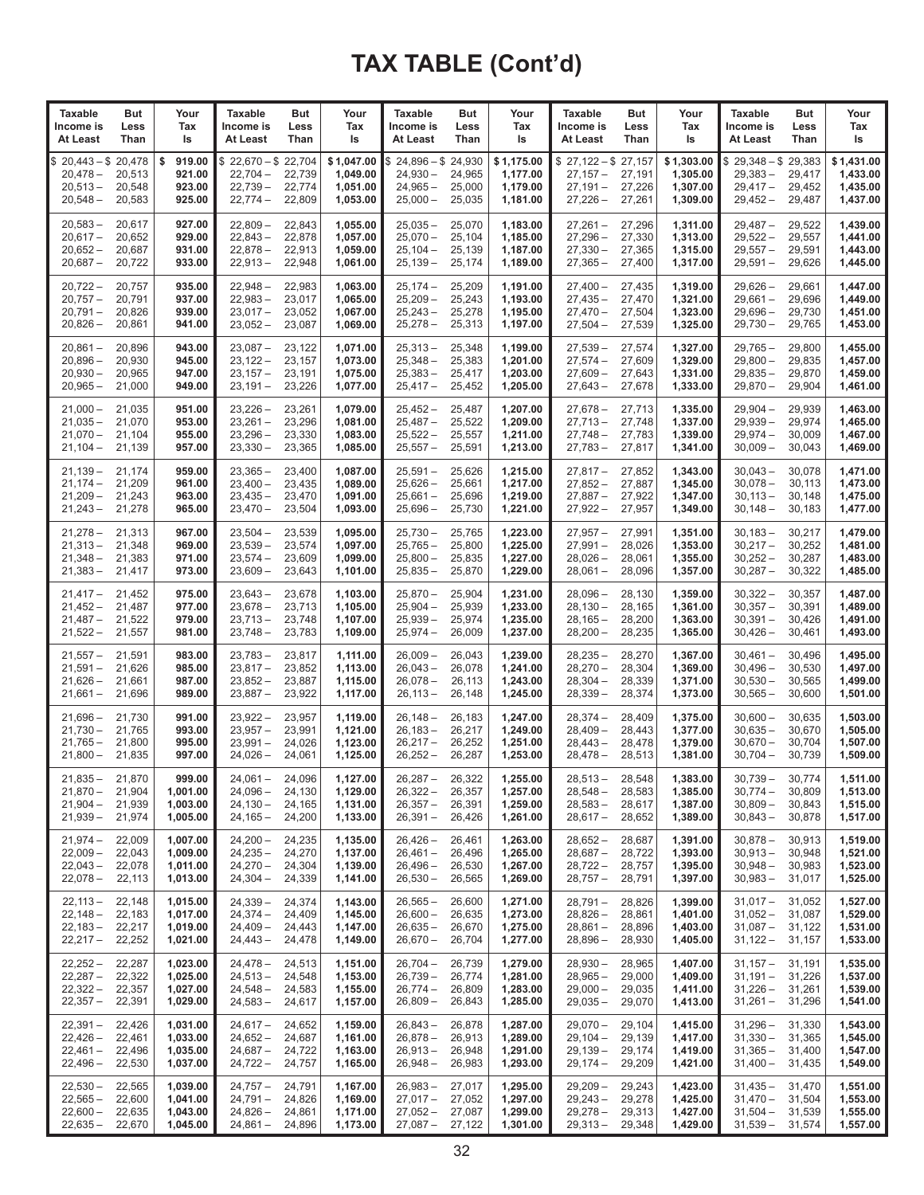# TAX TABLE (Cont'd)

| Taxable Income is At Least | But Less Than | Your Tax Is | Taxable Income is At Least | But Less Than | Your Tax Is | Taxable Income is At Least | But Less Than | Your Tax Is | Taxable Income is At Least | But Less Than | Your Tax Is | Taxable Income is At Least | But Less Than | Your Tax Is |
|---|---|---|---|---|---|---|---|---|---|---|---|---|---|---|
| $ 20,443 – | $ 20,478 | $ 919.00 | $ 22,670 – | $ 22,704 | $ 1,047.00 | $ 24,896 – | $ 24,930 | $ 1,175.00 | $ 27,122 – | $ 27,157 | $ 1,303.00 | $ 29,348 – | $ 29,383 | $ 1,431.00 |
| 20,478 – | 20,513 | 921.00 | 22,704 – | 22,739 | 1,049.00 | 24,930 – | 24,965 | 1,177.00 | 27,157 – | 27,191 | 1,305.00 | 29,383 – | 29,417 | 1,433.00 |
| 20,513 – | 20,548 | 923.00 | 22,739 – | 22,774 | 1,051.00 | 24,965 – | 25,000 | 1,179.00 | 27,191 – | 27,226 | 1,307.00 | 29,417 – | 29,452 | 1,435.00 |
| 20,548 – | 20,583 | 925.00 | 22,774 – | 22,809 | 1,053.00 | 25,000 – | 25,035 | 1,181.00 | 27,226 – | 27,261 | 1,309.00 | 29,452 – | 29,487 | 1,437.00 |
| 20,583 – | 20,617 | 927.00 | 22,809 – | 22,843 | 1,055.00 | 25,035 – | 25,070 | 1,183.00 | 27,261 – | 27,296 | 1,311.00 | 29,487 – | 29,522 | 1,439.00 |
| 20,617 – | 20,652 | 929.00 | 22,843 – | 22,878 | 1,057.00 | 25,070 – | 25,104 | 1,185.00 | 27,296 – | 27,330 | 1,313.00 | 29,522 – | 29,557 | 1,441.00 |
| 20,652 – | 20,687 | 931.00 | 22,878 – | 22,913 | 1,059.00 | 25,104 – | 25,139 | 1,187.00 | 27,330 – | 27,365 | 1,315.00 | 29,557 – | 29,591 | 1,443.00 |
| 20,687 – | 20,722 | 933.00 | 22,913 – | 22,948 | 1,061.00 | 25,139 – | 25,174 | 1,189.00 | 27,365 – | 27,400 | 1,317.00 | 29,591 – | 29,626 | 1,445.00 |
| 20,722 – | 20,757 | 935.00 | 22,948 – | 22,983 | 1,063.00 | 25,174 – | 25,209 | 1,191.00 | 27,400 – | 27,435 | 1,319.00 | 29,626 – | 29,661 | 1,447.00 |
| 20,757 – | 20,791 | 937.00 | 22,983 – | 23,017 | 1,065.00 | 25,209 – | 25,243 | 1,193.00 | 27,435 – | 27,470 | 1,321.00 | 29,661 – | 29,696 | 1,449.00 |
| 20,791 – | 20,826 | 939.00 | 23,017 – | 23,052 | 1,067.00 | 25,243 – | 25,278 | 1,195.00 | 27,470 – | 27,504 | 1,323.00 | 29,696 – | 29,730 | 1,451.00 |
| 20,826 – | 20,861 | 941.00 | 23,052 – | 23,087 | 1,069.00 | 25,278 – | 25,313 | 1,197.00 | 27,504 – | 27,539 | 1,325.00 | 29,730 – | 29,765 | 1,453.00 |
| 20,861 – | 20,896 | 943.00 | 23,087 – | 23,122 | 1,071.00 | 25,313 – | 25,348 | 1,199.00 | 27,539 – | 27,574 | 1,327.00 | 29,765 – | 29,800 | 1,455.00 |
| 20,896 – | 20,930 | 945.00 | 23,122 – | 23,157 | 1,073.00 | 25,348 – | 25,383 | 1,201.00 | 27,574 – | 27,609 | 1,329.00 | 29,800 – | 29,835 | 1,457.00 |
| 20,930 – | 20,965 | 947.00 | 23,157 – | 23,191 | 1,075.00 | 25,383 – | 25,417 | 1,203.00 | 27,609 – | 27,643 | 1,331.00 | 29,835 – | 29,870 | 1,459.00 |
| 20,965 – | 21,000 | 949.00 | 23,191 – | 23,226 | 1,077.00 | 25,417 – | 25,452 | 1,205.00 | 27,643 – | 27,678 | 1,333.00 | 29,870 – | 29,904 | 1,461.00 |
| 21,000 – | 21,035 | 951.00 | 23,226 – | 23,261 | 1,079.00 | 25,452 – | 25,487 | 1,207.00 | 27,678 – | 27,713 | 1,335.00 | 29,904 – | 29,939 | 1,463.00 |
| 21,035 – | 21,070 | 953.00 | 23,261 – | 23,296 | 1,081.00 | 25,487 – | 25,522 | 1,209.00 | 27,713 – | 27,748 | 1,337.00 | 29,939 – | 29,974 | 1,465.00 |
| 21,070 – | 21,104 | 955.00 | 23,296 – | 23,330 | 1,083.00 | 25,522 – | 25,557 | 1,211.00 | 27,748 – | 27,783 | 1,339.00 | 29,974 – | 30,009 | 1,467.00 |
| 21,104 – | 21,139 | 957.00 | 23,330 – | 23,365 | 1,085.00 | 25,557 – | 25,591 | 1,213.00 | 27,783 – | 27,817 | 1,341.00 | 30,009 – | 30,043 | 1,469.00 |
| 21,139 – | 21,174 | 959.00 | 23,365 – | 23,400 | 1,087.00 | 25,591 – | 25,626 | 1,215.00 | 27,817 – | 27,852 | 1,343.00 | 30,043 – | 30,078 | 1,471.00 |
| 21,174 – | 21,209 | 961.00 | 23,400 – | 23,435 | 1,089.00 | 25,626 – | 25,661 | 1,217.00 | 27,852 – | 27,887 | 1,345.00 | 30,078 – | 30,113 | 1,473.00 |
| 21,209 – | 21,243 | 963.00 | 23,435 – | 23,470 | 1,091.00 | 25,661 – | 25,696 | 1,219.00 | 27,887 – | 27,922 | 1,347.00 | 30,113 – | 30,148 | 1,475.00 |
| 21,243 – | 21,278 | 965.00 | 23,470 – | 23,504 | 1,093.00 | 25,696 – | 25,730 | 1,221.00 | 27,922 – | 27,957 | 1,349.00 | 30,148 – | 30,183 | 1,477.00 |
| 21,278 – | 21,313 | 967.00 | 23,504 – | 23,539 | 1,095.00 | 25,730 – | 25,765 | 1,223.00 | 27,957 – | 27,991 | 1,351.00 | 30,183 – | 30,217 | 1,479.00 |
| 21,313 – | 21,348 | 969.00 | 23,539 – | 23,574 | 1,097.00 | 25,765 – | 25,800 | 1,225.00 | 27,991 – | 28,026 | 1,353.00 | 30,217 – | 30,252 | 1,481.00 |
| 21,348 – | 21,383 | 971.00 | 23,574 – | 23,609 | 1,099.00 | 25,800 – | 25,835 | 1,227.00 | 28,026 – | 28,061 | 1,355.00 | 30,252 – | 30,287 | 1,483.00 |
| 21,383 – | 21,417 | 973.00 | 23,609 – | 23,643 | 1,101.00 | 25,835 – | 25,870 | 1,229.00 | 28,061 – | 28,096 | 1,357.00 | 30,287 – | 30,322 | 1,485.00 |
| 21,417 – | 21,452 | 975.00 | 23,643 – | 23,678 | 1,103.00 | 25,870 – | 25,904 | 1,231.00 | 28,096 – | 28,130 | 1,359.00 | 30,322 – | 30,357 | 1,487.00 |
| 21,452 – | 21,487 | 977.00 | 23,678 – | 23,713 | 1,105.00 | 25,904 – | 25,939 | 1,233.00 | 28,130 – | 28,165 | 1,361.00 | 30,357 – | 30,391 | 1,489.00 |
| 21,487 – | 21,522 | 979.00 | 23,713 – | 23,748 | 1,107.00 | 25,939 – | 25,974 | 1,235.00 | 28,165 – | 28,200 | 1,363.00 | 30,391 – | 30,426 | 1,491.00 |
| 21,522 – | 21,557 | 981.00 | 23,748 – | 23,783 | 1,109.00 | 25,974 – | 26,009 | 1,237.00 | 28,200 – | 28,235 | 1,365.00 | 30,426 – | 30,461 | 1,493.00 |
| 21,557 – | 21,591 | 983.00 | 23,783 – | 23,817 | 1,111.00 | 26,009 – | 26,043 | 1,239.00 | 28,235 – | 28,270 | 1,367.00 | 30,461 – | 30,496 | 1,495.00 |
| 21,591 – | 21,626 | 985.00 | 23,817 – | 23,852 | 1,113.00 | 26,043 – | 26,078 | 1,241.00 | 28,270 – | 28,304 | 1,369.00 | 30,496 – | 30,530 | 1,497.00 |
| 21,626 – | 21,661 | 987.00 | 23,852 – | 23,887 | 1,115.00 | 26,078 – | 26,113 | 1,243.00 | 28,304 – | 28,339 | 1,371.00 | 30,530 – | 30,565 | 1,499.00 |
| 21,661 – | 21,696 | 989.00 | 23,887 – | 23,922 | 1,117.00 | 26,113 – | 26,148 | 1,245.00 | 28,339 – | 28,374 | 1,373.00 | 30,565 – | 30,600 | 1,501.00 |
| 21,696 – | 21,730 | 991.00 | 23,922 – | 23,957 | 1,119.00 | 26,148 – | 26,183 | 1,247.00 | 28,374 – | 28,409 | 1,375.00 | 30,600 – | 30,635 | 1,503.00 |
| 21,730 – | 21,765 | 993.00 | 23,957 – | 23,991 | 1,121.00 | 26,183 – | 26,217 | 1,249.00 | 28,409 – | 28,443 | 1,377.00 | 30,635 – | 30,670 | 1,505.00 |
| 21,765 – | 21,800 | 995.00 | 23,991 – | 24,026 | 1,123.00 | 26,217 – | 26,252 | 1,251.00 | 28,443 – | 28,478 | 1,379.00 | 30,670 – | 30,704 | 1,507.00 |
| 21,800 – | 21,835 | 997.00 | 24,026 – | 24,061 | 1,125.00 | 26,252 – | 26,287 | 1,253.00 | 28,478 – | 28,513 | 1,381.00 | 30,704 – | 30,739 | 1,509.00 |
| 21,835 – | 21,870 | 999.00 | 24,061 – | 24,096 | 1,127.00 | 26,287 – | 26,322 | 1,255.00 | 28,513 – | 28,548 | 1,383.00 | 30,739 – | 30,774 | 1,511.00 |
| 21,870 – | 21,904 | 1,001.00 | 24,096 – | 24,130 | 1,129.00 | 26,322 – | 26,357 | 1,257.00 | 28,548 – | 28,583 | 1,385.00 | 30,774 – | 30,809 | 1,513.00 |
| 21,904 – | 21,939 | 1,003.00 | 24,130 – | 24,165 | 1,131.00 | 26,357 – | 26,391 | 1,259.00 | 28,583 – | 28,617 | 1,387.00 | 30,809 – | 30,843 | 1,515.00 |
| 21,939 – | 21,974 | 1,005.00 | 24,165 – | 24,200 | 1,133.00 | 26,391 – | 26,426 | 1,261.00 | 28,617 – | 28,652 | 1,389.00 | 30,843 – | 30,878 | 1,517.00 |
| 21,974 – | 22,009 | 1,007.00 | 24,200 – | 24,235 | 1,135.00 | 26,426 – | 26,461 | 1,263.00 | 28,652 – | 28,687 | 1,391.00 | 30,878 – | 30,913 | 1,519.00 |
| 22,009 – | 22,043 | 1,009.00 | 24,235 – | 24,270 | 1,137.00 | 26,461 – | 26,496 | 1,265.00 | 28,687 – | 28,722 | 1,393.00 | 30,913 – | 30,948 | 1,521.00 |
| 22,043 – | 22,078 | 1,011.00 | 24,270 – | 24,304 | 1,139.00 | 26,496 – | 26,530 | 1,267.00 | 28,722 – | 28,757 | 1,395.00 | 30,948 – | 30,983 | 1,523.00 |
| 22,078 – | 22,113 | 1,013.00 | 24,304 – | 24,339 | 1,141.00 | 26,530 – | 26,565 | 1,269.00 | 28,757 – | 28,791 | 1,397.00 | 30,983 – | 31,017 | 1,525.00 |
| 22,113 – | 22,148 | 1,015.00 | 24,339 – | 24,374 | 1,143.00 | 26,565 – | 26,600 | 1,271.00 | 28,791 – | 28,826 | 1,399.00 | 31,017 – | 31,052 | 1,527.00 |
| 22,148 – | 22,183 | 1,017.00 | 24,374 – | 24,409 | 1,145.00 | 26,600 – | 26,635 | 1,273.00 | 28,826 – | 28,861 | 1,401.00 | 31,052 – | 31,087 | 1,529.00 |
| 22,183 – | 22,217 | 1,019.00 | 24,409 – | 24,443 | 1,147.00 | 26,635 – | 26,670 | 1,275.00 | 28,861 – | 28,896 | 1,403.00 | 31,087 – | 31,122 | 1,531.00 |
| 22,217 – | 22,252 | 1,021.00 | 24,443 – | 24,478 | 1,149.00 | 26,670 – | 26,704 | 1,277.00 | 28,896 – | 28,930 | 1,405.00 | 31,122 – | 31,157 | 1,533.00 |
| 22,252 – | 22,287 | 1,023.00 | 24,478 – | 24,513 | 1,151.00 | 26,704 – | 26,739 | 1,279.00 | 28,930 – | 28,965 | 1,407.00 | 31,157 – | 31,191 | 1,535.00 |
| 22,287 – | 22,322 | 1,025.00 | 24,513 – | 24,548 | 1,153.00 | 26,739 – | 26,774 | 1,281.00 | 28,965 – | 29,000 | 1,409.00 | 31,191 – | 31,226 | 1,537.00 |
| 22,322 – | 22,357 | 1,027.00 | 24,548 – | 24,583 | 1,155.00 | 26,774 – | 26,809 | 1,283.00 | 29,000 – | 29,035 | 1,411.00 | 31,226 – | 31,261 | 1,539.00 |
| 22,357 – | 22,391 | 1,029.00 | 24,583 – | 24,617 | 1,157.00 | 26,809 – | 26,843 | 1,285.00 | 29,035 – | 29,070 | 1,413.00 | 31,261 – | 31,296 | 1,541.00 |
| 22,391 – | 22,426 | 1,031.00 | 24,617 – | 24,652 | 1,159.00 | 26,843 – | 26,878 | 1,287.00 | 29,070 – | 29,104 | 1,415.00 | 31,296 – | 31,330 | 1,543.00 |
| 22,426 – | 22,461 | 1,033.00 | 24,652 – | 24,687 | 1,161.00 | 26,878 – | 26,913 | 1,289.00 | 29,104 – | 29,139 | 1,417.00 | 31,330 – | 31,365 | 1,545.00 |
| 22,461 – | 22,496 | 1,035.00 | 24,687 – | 24,722 | 1,163.00 | 26,913 – | 26,948 | 1,291.00 | 29,139 – | 29,174 | 1,419.00 | 31,365 – | 31,400 | 1,547.00 |
| 22,496 – | 22,530 | 1,037.00 | 24,722 – | 24,757 | 1,165.00 | 26,948 – | 26,983 | 1,293.00 | 29,174 – | 29,209 | 1,421.00 | 31,400 – | 31,435 | 1,549.00 |
| 22,530 – | 22,565 | 1,039.00 | 24,757 – | 24,791 | 1,167.00 | 26,983 – | 27,017 | 1,295.00 | 29,209 – | 29,243 | 1,423.00 | 31,435 – | 31,470 | 1,551.00 |
| 22,565 – | 22,600 | 1,041.00 | 24,791 – | 24,826 | 1,169.00 | 27,017 – | 27,052 | 1,297.00 | 29,243 – | 29,278 | 1,425.00 | 31,470 – | 31,504 | 1,553.00 |
| 22,600 – | 22,635 | 1,043.00 | 24,826 – | 24,861 | 1,171.00 | 27,052 – | 27,087 | 1,299.00 | 29,278 – | 29,313 | 1,427.00 | 31,504 – | 31,539 | 1,555.00 |
| 22,635 – | 22,670 | 1,045.00 | 24,861 – | 24,896 | 1,173.00 | 27,087 – | 27,122 | 1,301.00 | 29,313 – | 29,348 | 1,429.00 | 31,539 – | 31,574 | 1,557.00 |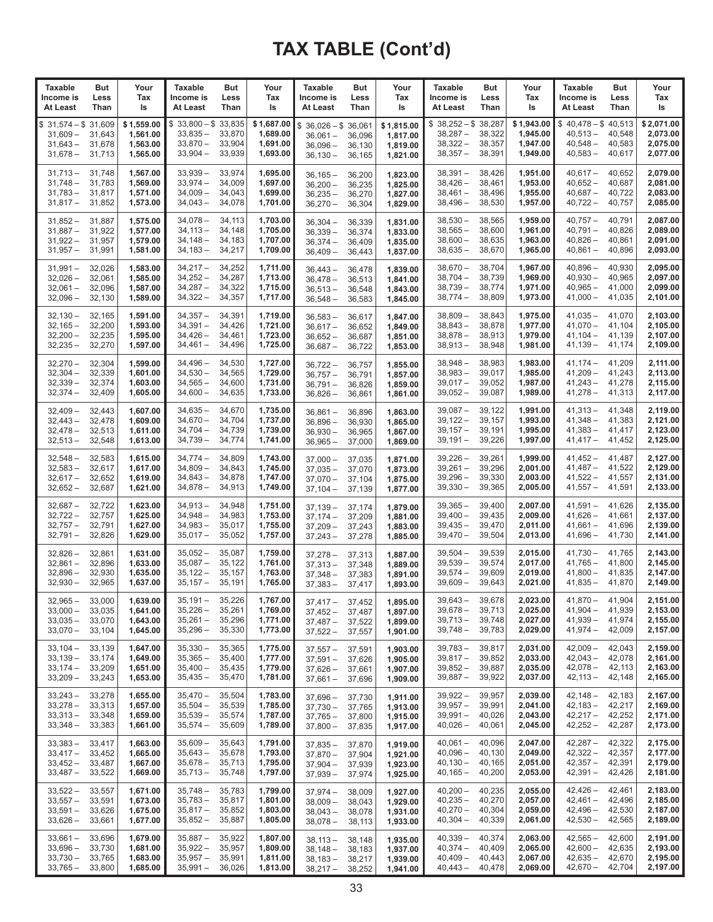# TAX TABLE (Cont'd)

| Taxable Income is At Least | But Less Than | Your Tax Is | Taxable Income is At Least | But Less Than | Your Tax Is | Taxable Income is At Least | But Less Than | Your Tax Is | Taxable Income is At Least | But Less Than | Your Tax Is | Taxable Income is At Least | But Less Than | Your Tax Is |
|---|---|---|---|---|---|---|---|---|---|---|---|---|---|---|
| $ 31,574 – | $ 31,609 | $ 1,559.00 | $ 33,800 – | $ 33,835 | $ 1,687.00 | $ 36,026 – | $ 36,061 | $ 1,815.00 | $ 38,252 – | $ 38,287 | $ 1,943.00 | $ 40,478 – | $ 40,513 | $ 2,071.00 |
| 31,609 – | 31,643 | 1,561.00 | 33,835 – | 33,870 | 1,689.00 | 36,061 – | 36,096 | 1,817.00 | 38,287 – | 38,322 | 1,945.00 | 40,513 – | 40,548 | 2,073.00 |
| 31,643 – | 31,678 | 1,563.00 | 33,870 – | 33,904 | 1,691.00 | 36,096 – | 36,130 | 1,819.00 | 38,322 – | 38,357 | 1,947.00 | 40,548 – | 40,583 | 2,075.00 |
| 31,678 – | 31,713 | 1,565.00 | 33,904 – | 33,939 | 1,693.00 | 36,130 – | 36,165 | 1,821.00 | 38,357 – | 38,391 | 1,949.00 | 40,583 – | 40,617 | 2,077.00 |
| 31,713 – | 31,748 | 1,567.00 | 33,939 – | 33,974 | 1,695.00 | 36,165 – | 36,200 | 1,823.00 | 38,391 – | 38,426 | 1,951.00 | 40,617 – | 40,652 | 2,079.00 |
| 31,748 – | 31,783 | 1,569.00 | 33,974 – | 34,009 | 1,697.00 | 36,200 – | 36,235 | 1,825.00 | 38,426 – | 38,461 | 1,953.00 | 40,652 – | 40,687 | 2,081.00 |
| 31,783 – | 31,817 | 1,571.00 | 34,009 – | 34,043 | 1,699.00 | 36,235 – | 36,270 | 1,827.00 | 38,461 – | 38,496 | 1,955.00 | 40,687 – | 40,722 | 2,083.00 |
| 31,817 – | 31,852 | 1,573.00 | 34,043 – | 34,078 | 1,701.00 | 36,270 – | 36,304 | 1,829.00 | 38,496 – | 38,530 | 1,957.00 | 40,722 – | 40,757 | 2,085.00 |
| 31,852 – | 31,887 | 1,575.00 | 34,078 – | 34,113 | 1,703.00 | 36,304 – | 36,339 | 1,831.00 | 38,530 – | 38,565 | 1,959.00 | 40,757 – | 40,791 | 2,087.00 |
| 31,887 – | 31,922 | 1,577.00 | 34,113 – | 34,148 | 1,705.00 | 36,339 – | 36,374 | 1,833.00 | 38,565 – | 38,600 | 1,961.00 | 40,791 – | 40,826 | 2,089.00 |
| 31,922 – | 31,957 | 1,579.00 | 34,148 – | 34,183 | 1,707.00 | 36,374 – | 36,409 | 1,835.00 | 38,600 – | 38,635 | 1,963.00 | 40,826 – | 40,861 | 2,091.00 |
| 31,957 – | 31,991 | 1,581.00 | 34,183 – | 34,217 | 1,709.00 | 36,409 – | 36,443 | 1,837.00 | 38,635 – | 38,670 | 1,965.00 | 40,861 – | 40,896 | 2,093.00 |
| 31,991 – | 32,026 | 1,583.00 | 34,217 – | 34,252 | 1,711.00 | 36,443 – | 36,478 | 1,839.00 | 38,670 – | 38,704 | 1,967.00 | 40,896 – | 40,930 | 2,095.00 |
| 32,026 – | 32,061 | 1,585.00 | 34,252 – | 34,287 | 1,713.00 | 36,478 – | 36,513 | 1,841.00 | 38,704 – | 38,739 | 1,969.00 | 40,930 – | 40,965 | 2,097.00 |
| 32,061 – | 32,096 | 1,587.00 | 34,287 – | 34,322 | 1,715.00 | 36,513 – | 36,548 | 1,843.00 | 38,739 – | 38,774 | 1,971.00 | 40,965 – | 41,000 | 2,099.00 |
| 32,096 – | 32,130 | 1,589.00 | 34,322 – | 34,357 | 1,717.00 | 36,548 – | 36,583 | 1,845.00 | 38,774 – | 38,809 | 1,973.00 | 41,000 – | 41,035 | 2,101.00 |
| 32,130 – | 32,165 | 1,591.00 | 34,357 – | 34,391 | 1,719.00 | 36,583 – | 36,617 | 1,847.00 | 38,809 – | 38,843 | 1,975.00 | 41,035 – | 41,070 | 2,103.00 |
| 32,165 – | 32,200 | 1,593.00 | 34,391 – | 34,426 | 1,721.00 | 36,617 – | 36,652 | 1,849.00 | 38,843 – | 38,878 | 1,977.00 | 41,070 – | 41,104 | 2,105.00 |
| 32,200 – | 32,235 | 1,595.00 | 34,426 – | 34,461 | 1,723.00 | 36,652 – | 36,687 | 1,851.00 | 38,878 – | 38,913 | 1,979.00 | 41,104 – | 41,139 | 2,107.00 |
| 32,235 – | 32,270 | 1,597.00 | 34,461 – | 34,496 | 1,725.00 | 36,687 – | 36,722 | 1,853.00 | 38,913 – | 38,948 | 1,981.00 | 41,139 – | 41,174 | 2,109.00 |
| 32,270 – | 32,304 | 1,599.00 | 34,496 – | 34,530 | 1,727.00 | 36,722 – | 36,757 | 1,855.00 | 38,948 – | 38,983 | 1,983.00 | 41,174 – | 41,209 | 2,111.00 |
| 32,304 – | 32,339 | 1,601.00 | 34,530 – | 34,565 | 1,729.00 | 36,757 – | 36,791 | 1,857.00 | 38,983 – | 39,017 | 1,985.00 | 41,209 – | 41,243 | 2,113.00 |
| 32,339 – | 32,374 | 1,603.00 | 34,565 – | 34,600 | 1,731.00 | 36,791 – | 36,826 | 1,859.00 | 39,017 – | 39,052 | 1,987.00 | 41,243 – | 41,278 | 2,115.00 |
| 32,374 – | 32,409 | 1,605.00 | 34,600 – | 34,635 | 1,733.00 | 36,826 – | 36,861 | 1,861.00 | 39,052 – | 39,087 | 1,989.00 | 41,278 – | 41,313 | 2,117.00 |
| 32,409 – | 32,443 | 1,607.00 | 34,635 – | 34,670 | 1,735.00 | 36,861 – | 36,896 | 1,863.00 | 39,087 – | 39,122 | 1,991.00 | 41,313 – | 41,348 | 2,119.00 |
| 32,443 – | 32,478 | 1,609.00 | 34,670 – | 34,704 | 1,737.00 | 36,896 – | 36,930 | 1,865.00 | 39,122 – | 39,157 | 1,993.00 | 41,348 – | 41,383 | 2,121.00 |
| 32,478 – | 32,513 | 1,611.00 | 34,704 – | 34,739 | 1,739.00 | 36,930 – | 36,965 | 1,867.00 | 39,157 – | 39,191 | 1,995.00 | 41,383 – | 41,417 | 2,123.00 |
| 32,513 – | 32,548 | 1,613.00 | 34,739 – | 34,774 | 1,741.00 | 36,965 – | 37,000 | 1,869.00 | 39,191 – | 39,226 | 1,997.00 | 41,417 – | 41,452 | 2,125.00 |
| 32,548 – | 32,583 | 1,615.00 | 34,774 – | 34,809 | 1,743.00 | 37,000 – | 37,035 | 1,871.00 | 39,226 – | 39,261 | 1,999.00 | 41,452 – | 41,487 | 2,127.00 |
| 32,583 – | 32,617 | 1,617.00 | 34,809 – | 34,843 | 1,745.00 | 37,035 – | 37,070 | 1,873.00 | 39,261 – | 39,296 | 2,001.00 | 41,487 – | 41,522 | 2,129.00 |
| 32,617 – | 32,652 | 1,619.00 | 34,843 – | 34,878 | 1,747.00 | 37,070 – | 37,104 | 1,875.00 | 39,296 – | 39,330 | 2,003.00 | 41,522 – | 41,557 | 2,131.00 |
| 32,652 – | 32,687 | 1,621.00 | 34,878 – | 34,913 | 1,749.00 | 37,104 – | 37,139 | 1,877.00 | 39,330 – | 39,365 | 2,005.00 | 41,557 – | 41,591 | 2,133.00 |
| 32,687 – | 32,722 | 1,623.00 | 34,913 – | 34,948 | 1,751.00 | 37,139 – | 37,174 | 1,879.00 | 39,365 – | 39,400 | 2,007.00 | 41,591 – | 41,626 | 2,135.00 |
| 32,722 – | 32,757 | 1,625.00 | 34,948 – | 34,983 | 1,753.00 | 37,174 – | 37,209 | 1,881.00 | 39,400 – | 39,435 | 2,009.00 | 41,626 – | 41,661 | 2,137.00 |
| 32,757 – | 32,791 | 1,627.00 | 34,983 – | 35,017 | 1,755.00 | 37,209 – | 37,243 | 1,883.00 | 39,435 – | 39,470 | 2,011.00 | 41,661 – | 41,696 | 2,139.00 |
| 32,791 – | 32,826 | 1,629.00 | 35,017 – | 35,052 | 1,757.00 | 37,243 – | 37,278 | 1,885.00 | 39,470 – | 39,504 | 2,013.00 | 41,696 – | 41,730 | 2,141.00 |
| 32,826 – | 32,861 | 1,631.00 | 35,052 – | 35,087 | 1,759.00 | 37,278 – | 37,313 | 1,887.00 | 39,504 – | 39,539 | 2,015.00 | 41,730 – | 41,765 | 2,143.00 |
| 32,861 – | 32,896 | 1,633.00 | 35,087 – | 35,122 | 1,761.00 | 37,313 – | 37,348 | 1,889.00 | 39,539 – | 39,574 | 2,017.00 | 41,765 – | 41,800 | 2,145.00 |
| 32,896 – | 32,930 | 1,635.00 | 35,122 – | 35,157 | 1,763.00 | 37,348 – | 37,383 | 1,891.00 | 39,574 – | 39,609 | 2,019.00 | 41,800 – | 41,835 | 2,147.00 |
| 32,930 – | 32,965 | 1,637.00 | 35,157 – | 35,191 | 1,765.00 | 37,383 – | 37,417 | 1,893.00 | 39,609 – | 39,643 | 2,021.00 | 41,835 – | 41,870 | 2,149.00 |
| 32,965 – | 33,000 | 1,639.00 | 35,191 – | 35,226 | 1,767.00 | 37,417 – | 37,452 | 1,895.00 | 39,643 – | 39,678 | 2,023.00 | 41,870 – | 41,904 | 2,151.00 |
| 33,000 – | 33,035 | 1,641.00 | 35,226 – | 35,261 | 1,769.00 | 37,452 – | 37,487 | 1,897.00 | 39,678 – | 39,713 | 2,025.00 | 41,904 – | 41,939 | 2,153.00 |
| 33,035 – | 33,070 | 1,643.00 | 35,261 – | 35,296 | 1,771.00 | 37,487 – | 37,522 | 1,899.00 | 39,713 – | 39,748 | 2,027.00 | 41,939 – | 41,974 | 2,155.00 |
| 33,070 – | 33,104 | 1,645.00 | 35,296 – | 35,330 | 1,773.00 | 37,522 – | 37,557 | 1,901.00 | 39,748 – | 39,783 | 2,029.00 | 41,974 – | 42,009 | 2,157.00 |
| 33,104 – | 33,139 | 1,647.00 | 35,330 – | 35,365 | 1,775.00 | 37,557 – | 37,591 | 1,903.00 | 39,783 – | 39,817 | 2,031.00 | 42,009 – | 42,043 | 2,159.00 |
| 33,139 – | 33,174 | 1,649.00 | 35,365 – | 35,400 | 1,777.00 | 37,591 – | 37,626 | 1,905.00 | 39,817 – | 39,852 | 2,033.00 | 42,043 – | 42,078 | 2,161.00 |
| 33,174 – | 33,209 | 1,651.00 | 35,400 – | 35,435 | 1,779.00 | 37,626 – | 37,661 | 1,907.00 | 39,852 – | 39,887 | 2,035.00 | 42,078 – | 42,113 | 2,163.00 |
| 33,209 – | 33,243 | 1,653.00 | 35,435 – | 35,470 | 1,781.00 | 37,661 – | 37,696 | 1,909.00 | 39,887 – | 39,922 | 2,037.00 | 42,113 – | 42,148 | 2,165.00 |
| 33,243 – | 33,278 | 1,655.00 | 35,470 – | 35,504 | 1,783.00 | 37,696 – | 37,730 | 1,911.00 | 39,922 – | 39,957 | 2,039.00 | 42,148 – | 42,183 | 2,167.00 |
| 33,278 – | 33,313 | 1,657.00 | 35,504 – | 35,539 | 1,785.00 | 37,730 – | 37,765 | 1,913.00 | 39,957 – | 39,991 | 2,041.00 | 42,183 – | 42,217 | 2,169.00 |
| 33,313 – | 33,348 | 1,659.00 | 35,539 – | 35,574 | 1,787.00 | 37,765 – | 37,800 | 1,915.00 | 39,991 – | 40,026 | 2,043.00 | 42,217 – | 42,252 | 2,171.00 |
| 33,348 – | 33,383 | 1,661.00 | 35,574 – | 35,609 | 1,789.00 | 37,800 – | 37,835 | 1,917.00 | 40,026 – | 40,061 | 2,045.00 | 42,252 – | 42,287 | 2,173.00 |
| 33,383 – | 33,417 | 1,663.00 | 35,609 – | 35,643 | 1,791.00 | 37,835 – | 37,870 | 1,919.00 | 40,061 – | 40,096 | 2,047.00 | 42,287 – | 42,322 | 2,175.00 |
| 33,417 – | 33,452 | 1,665.00 | 35,643 – | 35,678 | 1,793.00 | 37,870 – | 37,904 | 1,921.00 | 40,096 – | 40,130 | 2,049.00 | 42,322 – | 42,357 | 2,177.00 |
| 33,452 – | 33,487 | 1,667.00 | 35,678 – | 35,713 | 1,795.00 | 37,904 – | 37,939 | 1,923.00 | 40,130 – | 40,165 | 2,051.00 | 42,357 – | 42,391 | 2,179.00 |
| 33,487 – | 33,522 | 1,669.00 | 35,713 – | 35,748 | 1,797.00 | 37,939 – | 37,974 | 1,925.00 | 40,165 – | 40,200 | 2,053.00 | 42,391 – | 42,426 | 2,181.00 |
| 33,522 – | 33,557 | 1,671.00 | 35,748 – | 35,783 | 1,799.00 | 37,974 – | 38,009 | 1,927.00 | 40,200 – | 40,235 | 2,055.00 | 42,426 – | 42,461 | 2,183.00 |
| 33,557 – | 33,591 | 1,673.00 | 35,783 – | 35,817 | 1,801.00 | 38,009 – | 38,043 | 1,929.00 | 40,235 – | 40,270 | 2,057.00 | 42,461 – | 42,496 | 2,185.00 |
| 33,591 – | 33,626 | 1,675.00 | 35,817 – | 35,852 | 1,803.00 | 38,043 – | 38,078 | 1,931.00 | 40,270 – | 40,304 | 2,059.00 | 42,496 – | 42,530 | 2,187.00 |
| 33,626 – | 33,661 | 1,677.00 | 35,852 – | 35,887 | 1,805.00 | 38,078 – | 38,113 | 1,933.00 | 40,304 – | 40,339 | 2,061.00 | 42,530 – | 42,565 | 2,189.00 |
| 33,661 – | 33,696 | 1,679.00 | 35,887 – | 35,922 | 1,807.00 | 38,113 – | 38,148 | 1,935.00 | 40,339 – | 40,374 | 2,063.00 | 42,565 – | 42,600 | 2,191.00 |
| 33,696 – | 33,730 | 1,681.00 | 35,922 – | 35,957 | 1,809.00 | 38,148 – | 38,183 | 1,937.00 | 40,374 – | 40,409 | 2,065.00 | 42,600 – | 42,635 | 2,193.00 |
| 33,730 – | 33,765 | 1,683.00 | 35,957 – | 35,991 | 1,811.00 | 38,183 – | 38,217 | 1,939.00 | 40,409 – | 40,443 | 2,067.00 | 42,635 – | 42,670 | 2,195.00 |
| 33,765 – | 33,800 | 1,685.00 | 35,991 – | 36,026 | 1,813.00 | 38,217 – | 38,252 | 1,941.00 | 40,443 – | 40,478 | 2,069.00 | 42,670 – | 42,704 | 2,197.00 |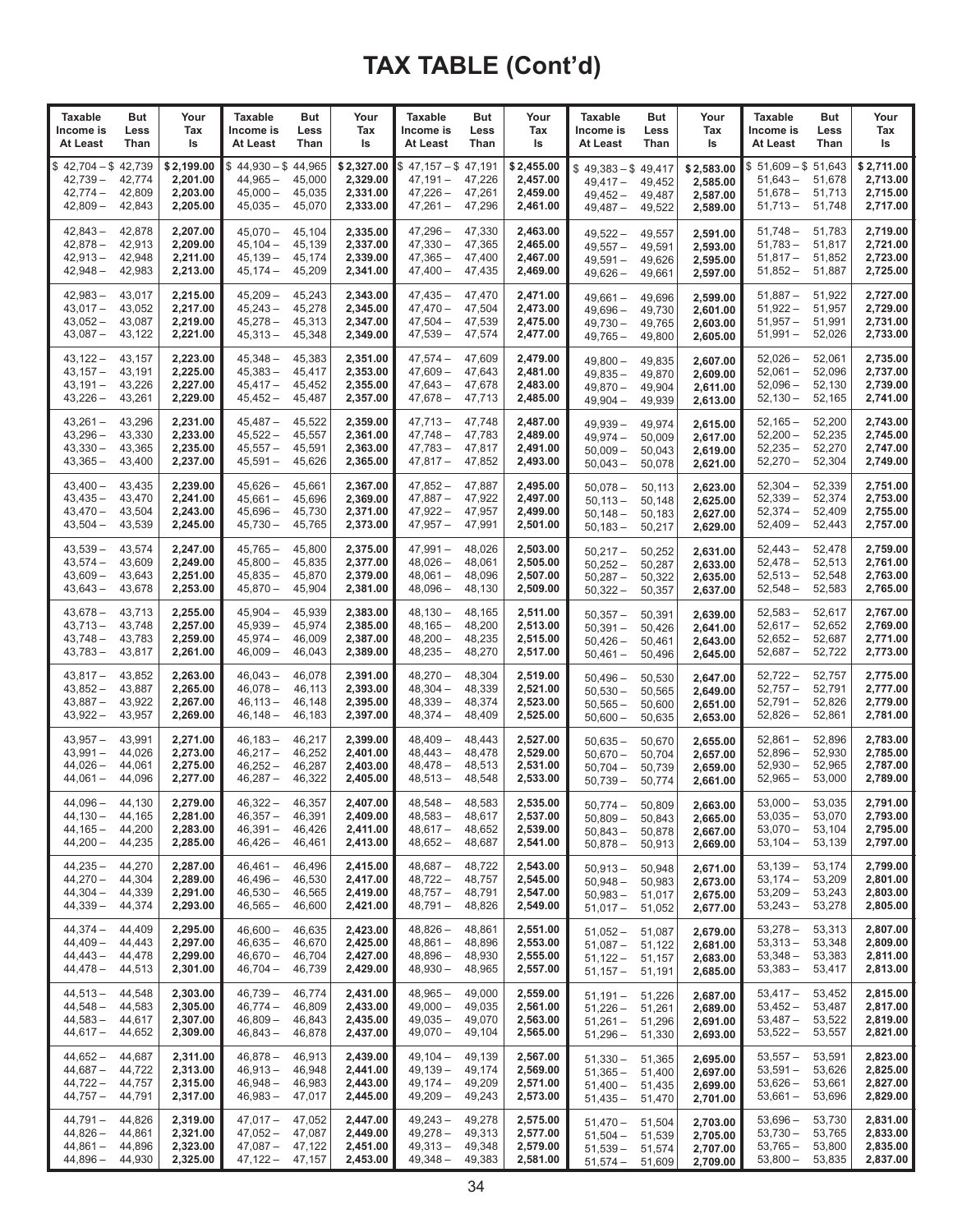# TAX TABLE (Cont'd)

| Taxable Income is At Least | But Less Than | Your Tax Is | Taxable Income is At Least | But Less Than | Your Tax Is | Taxable Income is At Least | But Less Than | Your Tax Is | Taxable Income is At Least | But Less Than | Your Tax Is | Taxable Income is At Least | But Less Than | Your Tax Is |
|---|---|---|---|---|---|---|---|---|---|---|---|---|---|---|
| $ 42,704 – | $ 42,739 | $ 2,199.00 | $ 44,930 – | $ 44,965 | $ 2,327.00 | $ 47,157 – | $ 47,191 | $ 2,455.00 | $ 49,383 – | $ 49,417 | $ 2,583.00 | $ 51,609 – | $ 51,643 | $ 2,711.00 |
| 42,739 – | 42,774 | 2,201.00 | 44,965 – | 45,000 | 2,329.00 | 47,191 – | 47,226 | 2,457.00 | 49,417 – | 49,452 | 2,585.00 | 51,643 – | 51,678 | 2,713.00 |
| 42,774 – | 42,809 | 2,203.00 | 45,000 – | 45,035 | 2,331.00 | 47,226 – | 47,261 | 2,459.00 | 49,452 – | 49,487 | 2,587.00 | 51,678 – | 51,713 | 2,715.00 |
| 42,809 – | 42,843 | 2,205.00 | 45,035 – | 45,070 | 2,333.00 | 47,261 – | 47,296 | 2,461.00 | 49,487 – | 49,522 | 2,589.00 | 51,713 – | 51,748 | 2,717.00 |
| 42,843 – | 42,878 | 2,207.00 | 45,070 – | 45,104 | 2,335.00 | 47,296 – | 47,330 | 2,463.00 | 49,522 – | 49,557 | 2,591.00 | 51,748 – | 51,783 | 2,719.00 |
| 42,878 – | 42,913 | 2,209.00 | 45,104 – | 45,139 | 2,337.00 | 47,330 – | 47,365 | 2,465.00 | 49,557 – | 49,591 | 2,593.00 | 51,783 – | 51,817 | 2,721.00 |
| 42,913 – | 42,948 | 2,211.00 | 45,139 – | 45,174 | 2,339.00 | 47,365 – | 47,400 | 2,467.00 | 49,591 – | 49,626 | 2,595.00 | 51,817 – | 51,852 | 2,723.00 |
| 42,948 – | 42,983 | 2,213.00 | 45,174 – | 45,209 | 2,341.00 | 47,400 – | 47,435 | 2,469.00 | 49,626 – | 49,661 | 2,597.00 | 51,852 – | 51,887 | 2,725.00 |
| 42,983 – | 43,017 | 2,215.00 | 45,209 – | 45,243 | 2,343.00 | 47,435 – | 47,470 | 2,471.00 | 49,661 – | 49,696 | 2,599.00 | 51,887 – | 51,922 | 2,727.00 |
| 43,017 – | 43,052 | 2,217.00 | 45,243 – | 45,278 | 2,345.00 | 47,470 – | 47,504 | 2,473.00 | 49,696 – | 49,730 | 2,601.00 | 51,922 – | 51,957 | 2,729.00 |
| 43,052 – | 43,087 | 2,219.00 | 45,278 – | 45,313 | 2,347.00 | 47,504 – | 47,539 | 2,475.00 | 49,730 – | 49,765 | 2,603.00 | 51,957 – | 51,991 | 2,731.00 |
| 43,087 – | 43,122 | 2,221.00 | 45,313 – | 45,348 | 2,349.00 | 47,539 – | 47,574 | 2,477.00 | 49,765 – | 49,800 | 2,605.00 | 51,991 – | 52,026 | 2,733.00 |
| 43,122 – | 43,157 | 2,223.00 | 45,348 – | 45,383 | 2,351.00 | 47,574 – | 47,609 | 2,479.00 | 49,800 – | 49,835 | 2,607.00 | 52,026 – | 52,061 | 2,735.00 |
| 43,157 – | 43,191 | 2,225.00 | 45,383 – | 45,417 | 2,353.00 | 47,609 – | 47,643 | 2,481.00 | 49,835 – | 49,870 | 2,609.00 | 52,061 – | 52,096 | 2,737.00 |
| 43,191 – | 43,226 | 2,227.00 | 45,417 – | 45,452 | 2,355.00 | 47,643 – | 47,678 | 2,483.00 | 49,870 – | 49,904 | 2,611.00 | 52,096 – | 52,130 | 2,739.00 |
| 43,226 – | 43,261 | 2,229.00 | 45,452 – | 45,487 | 2,357.00 | 47,678 – | 47,713 | 2,485.00 | 49,904 – | 49,939 | 2,613.00 | 52,130 – | 52,165 | 2,741.00 |
| 43,261 – | 43,296 | 2,231.00 | 45,487 – | 45,522 | 2,359.00 | 47,713 – | 47,748 | 2,487.00 | 49,939 – | 49,974 | 2,615.00 | 52,165 – | 52,200 | 2,743.00 |
| 43,296 – | 43,330 | 2,233.00 | 45,522 – | 45,557 | 2,361.00 | 47,748 – | 47,783 | 2,489.00 | 49,974 – | 50,009 | 2,617.00 | 52,200 – | 52,235 | 2,745.00 |
| 43,330 – | 43,365 | 2,235.00 | 45,557 – | 45,591 | 2,363.00 | 47,783 – | 47,817 | 2,491.00 | 50,009 – | 50,043 | 2,619.00 | 52,235 – | 52,270 | 2,747.00 |
| 43,365 – | 43,400 | 2,237.00 | 45,591 – | 45,626 | 2,365.00 | 47,817 – | 47,852 | 2,493.00 | 50,043 – | 50,078 | 2,621.00 | 52,270 – | 52,304 | 2,749.00 |
| 43,400 – | 43,435 | 2,239.00 | 45,626 – | 45,661 | 2,367.00 | 47,852 – | 47,887 | 2,495.00 | 50,078 – | 50,113 | 2,623.00 | 52,304 – | 52,339 | 2,751.00 |
| 43,435 – | 43,470 | 2,241.00 | 45,661 – | 45,696 | 2,369.00 | 47,887 – | 47,922 | 2,497.00 | 50,113 – | 50,148 | 2,625.00 | 52,339 – | 52,374 | 2,753.00 |
| 43,470 – | 43,504 | 2,243.00 | 45,696 – | 45,730 | 2,371.00 | 47,922 – | 47,957 | 2,499.00 | 50,148 – | 50,183 | 2,627.00 | 52,374 – | 52,409 | 2,755.00 |
| 43,504 – | 43,539 | 2,245.00 | 45,730 – | 45,765 | 2,373.00 | 47,957 – | 47,991 | 2,501.00 | 50,183 – | 50,217 | 2,629.00 | 52,409 – | 52,443 | 2,757.00 |
| 43,539 – | 43,574 | 2,247.00 | 45,765 – | 45,800 | 2,375.00 | 47,991 – | 48,026 | 2,503.00 | 50,217 – | 50,252 | 2,631.00 | 52,443 – | 52,478 | 2,759.00 |
| 43,574 – | 43,609 | 2,249.00 | 45,800 – | 45,835 | 2,377.00 | 48,026 – | 48,061 | 2,505.00 | 50,252 – | 50,287 | 2,633.00 | 52,478 – | 52,513 | 2,761.00 |
| 43,609 – | 43,643 | 2,251.00 | 45,835 – | 45,870 | 2,379.00 | 48,061 – | 48,096 | 2,507.00 | 50,287 – | 50,322 | 2,635.00 | 52,513 – | 52,548 | 2,763.00 |
| 43,643 – | 43,678 | 2,253.00 | 45,870 – | 45,904 | 2,381.00 | 48,096 – | 48,130 | 2,509.00 | 50,322 – | 50,357 | 2,637.00 | 52,548 – | 52,583 | 2,765.00 |
| 43,678 – | 43,713 | 2,255.00 | 45,904 – | 45,939 | 2,383.00 | 48,130 – | 48,165 | 2,511.00 | 50,357 – | 50,391 | 2,639.00 | 52,583 – | 52,617 | 2,767.00 |
| 43,713 – | 43,748 | 2,257.00 | 45,939 – | 45,974 | 2,385.00 | 48,165 – | 48,200 | 2,513.00 | 50,391 – | 50,426 | 2,641.00 | 52,617 – | 52,652 | 2,769.00 |
| 43,748 – | 43,783 | 2,259.00 | 45,974 – | 46,009 | 2,387.00 | 48,200 – | 48,235 | 2,515.00 | 50,426 – | 50,461 | 2,643.00 | 52,652 – | 52,687 | 2,771.00 |
| 43,783 – | 43,817 | 2,261.00 | 46,009 – | 46,043 | 2,389.00 | 48,235 – | 48,270 | 2,517.00 | 50,461 – | 50,496 | 2,645.00 | 52,687 – | 52,722 | 2,773.00 |
| 43,817 – | 43,852 | 2,263.00 | 46,043 – | 46,078 | 2,391.00 | 48,270 – | 48,304 | 2,519.00 | 50,496 – | 50,530 | 2,647.00 | 52,722 – | 52,757 | 2,775.00 |
| 43,852 – | 43,887 | 2,265.00 | 46,078 – | 46,113 | 2,393.00 | 48,304 – | 48,339 | 2,521.00 | 50,530 – | 50,565 | 2,649.00 | 52,757 – | 52,791 | 2,777.00 |
| 43,887 – | 43,922 | 2,267.00 | 46,113 – | 46,148 | 2,395.00 | 48,339 – | 48,374 | 2,523.00 | 50,565 – | 50,600 | 2,651.00 | 52,791 – | 52,826 | 2,779.00 |
| 43,922 – | 43,957 | 2,269.00 | 46,148 – | 46,183 | 2,397.00 | 48,374 – | 48,409 | 2,525.00 | 50,600 – | 50,635 | 2,653.00 | 52,826 – | 52,861 | 2,781.00 |
| 43,957 – | 43,991 | 2,271.00 | 46,183 – | 46,217 | 2,399.00 | 48,409 – | 48,443 | 2,527.00 | 50,635 – | 50,670 | 2,655.00 | 52,861 – | 52,896 | 2,783.00 |
| 43,991 – | 44,026 | 2,273.00 | 46,217 – | 46,252 | 2,401.00 | 48,443 – | 48,478 | 2,529.00 | 50,670 – | 50,704 | 2,657.00 | 52,896 – | 52,930 | 2,785.00 |
| 44,026 – | 44,061 | 2,275.00 | 46,252 – | 46,287 | 2,403.00 | 48,478 – | 48,513 | 2,531.00 | 50,704 – | 50,739 | 2,659.00 | 52,930 – | 52,965 | 2,787.00 |
| 44,061 – | 44,096 | 2,277.00 | 46,287 – | 46,322 | 2,405.00 | 48,513 – | 48,548 | 2,533.00 | 50,739 – | 50,774 | 2,661.00 | 52,965 – | 53,000 | 2,789.00 |
| 44,096 – | 44,130 | 2,279.00 | 46,322 – | 46,357 | 2,407.00 | 48,548 – | 48,583 | 2,535.00 | 50,774 – | 50,809 | 2,663.00 | 53,000 – | 53,035 | 2,791.00 |
| 44,130 – | 44,165 | 2,281.00 | 46,357 – | 46,391 | 2,409.00 | 48,583 – | 48,617 | 2,537.00 | 50,809 – | 50,843 | 2,665.00 | 53,035 – | 53,070 | 2,793.00 |
| 44,165 – | 44,200 | 2,283.00 | 46,391 – | 46,426 | 2,411.00 | 48,617 – | 48,652 | 2,539.00 | 50,843 – | 50,878 | 2,667.00 | 53,070 – | 53,104 | 2,795.00 |
| 44,200 – | 44,235 | 2,285.00 | 46,426 – | 46,461 | 2,413.00 | 48,652 – | 48,687 | 2,541.00 | 50,878 – | 50,913 | 2,669.00 | 53,104 – | 53,139 | 2,797.00 |
| 44,235 – | 44,270 | 2,287.00 | 46,461 – | 46,496 | 2,415.00 | 48,687 – | 48,722 | 2,543.00 | 50,913 – | 50,948 | 2,671.00 | 53,139 – | 53,174 | 2,799.00 |
| 44,270 – | 44,304 | 2,289.00 | 46,496 – | 46,530 | 2,417.00 | 48,722 – | 48,757 | 2,545.00 | 50,948 – | 50,983 | 2,673.00 | 53,174 – | 53,209 | 2,801.00 |
| 44,304 – | 44,339 | 2,291.00 | 46,530 – | 46,565 | 2,419.00 | 48,757 – | 48,791 | 2,547.00 | 50,983 – | 51,017 | 2,675.00 | 53,209 – | 53,243 | 2,803.00 |
| 44,339 – | 44,374 | 2,293.00 | 46,565 – | 46,600 | 2,421.00 | 48,791 – | 48,826 | 2,549.00 | 51,017 – | 51,052 | 2,677.00 | 53,243 – | 53,278 | 2,805.00 |
| 44,374 – | 44,409 | 2,295.00 | 46,600 – | 46,635 | 2,423.00 | 48,826 – | 48,861 | 2,551.00 | 51,052 – | 51,087 | 2,679.00 | 53,278 – | 53,313 | 2,807.00 |
| 44,409 – | 44,443 | 2,297.00 | 46,635 – | 46,670 | 2,425.00 | 48,861 – | 48,896 | 2,553.00 | 51,087 – | 51,122 | 2,681.00 | 53,313 – | 53,348 | 2,809.00 |
| 44,443 – | 44,478 | 2,299.00 | 46,670 – | 46,704 | 2,427.00 | 48,896 – | 48,930 | 2,555.00 | 51,122 – | 51,157 | 2,683.00 | 53,348 – | 53,383 | 2,811.00 |
| 44,478 – | 44,513 | 2,301.00 | 46,704 – | 46,739 | 2,429.00 | 48,930 – | 48,965 | 2,557.00 | 51,157 – | 51,191 | 2,685.00 | 53,383 – | 53,417 | 2,813.00 |
| 44,513 – | 44,548 | 2,303.00 | 46,739 – | 46,774 | 2,431.00 | 48,965 – | 49,000 | 2,559.00 | 51,191 – | 51,226 | 2,687.00 | 53,417 – | 53,452 | 2,815.00 |
| 44,548 – | 44,583 | 2,305.00 | 46,774 – | 46,809 | 2,433.00 | 49,000 – | 49,035 | 2,561.00 | 51,226 – | 51,261 | 2,689.00 | 53,452 – | 53,487 | 2,817.00 |
| 44,583 – | 44,617 | 2,307.00 | 46,809 – | 46,843 | 2,435.00 | 49,035 – | 49,070 | 2,563.00 | 51,261 – | 51,296 | 2,691.00 | 53,487 – | 53,522 | 2,819.00 |
| 44,617 – | 44,652 | 2,309.00 | 46,843 – | 46,878 | 2,437.00 | 49,070 – | 49,104 | 2,565.00 | 51,296 – | 51,330 | 2,693.00 | 53,522 – | 53,557 | 2,821.00 |
| 44,652 – | 44,687 | 2,311.00 | 46,878 – | 46,913 | 2,439.00 | 49,104 – | 49,139 | 2,567.00 | 51,330 – | 51,365 | 2,695.00 | 53,557 – | 53,591 | 2,823.00 |
| 44,687 – | 44,722 | 2,313.00 | 46,913 – | 46,948 | 2,441.00 | 49,139 – | 49,174 | 2,569.00 | 51,365 – | 51,400 | 2,697.00 | 53,591 – | 53,626 | 2,825.00 |
| 44,722 – | 44,757 | 2,315.00 | 46,948 – | 46,983 | 2,443.00 | 49,174 – | 49,209 | 2,571.00 | 51,400 – | 51,435 | 2,699.00 | 53,626 – | 53,661 | 2,827.00 |
| 44,757 – | 44,791 | 2,317.00 | 46,983 – | 47,017 | 2,445.00 | 49,209 – | 49,243 | 2,573.00 | 51,435 – | 51,470 | 2,701.00 | 53,661 – | 53,696 | 2,829.00 |
| 44,791 – | 44,826 | 2,319.00 | 47,017 – | 47,052 | 2,447.00 | 49,243 – | 49,278 | 2,575.00 | 51,470 – | 51,504 | 2,703.00 | 53,696 – | 53,730 | 2,831.00 |
| 44,826 – | 44,861 | 2,321.00 | 47,052 – | 47,087 | 2,449.00 | 49,278 – | 49,313 | 2,577.00 | 51,504 – | 51,539 | 2,705.00 | 53,730 – | 53,765 | 2,833.00 |
| 44,861 – | 44,896 | 2,323.00 | 47,087 – | 47,122 | 2,451.00 | 49,313 – | 49,348 | 2,579.00 | 51,539 – | 51,574 | 2,707.00 | 53,765 – | 53,800 | 2,835.00 |
| 44,896 – | 44,930 | 2,325.00 | 47,122 – | 47,157 | 2,453.00 | 49,348 – | 49,383 | 2,581.00 | 51,574 – | 51,609 | 2,709.00 | 53,800 – | 53,835 | 2,837.00 |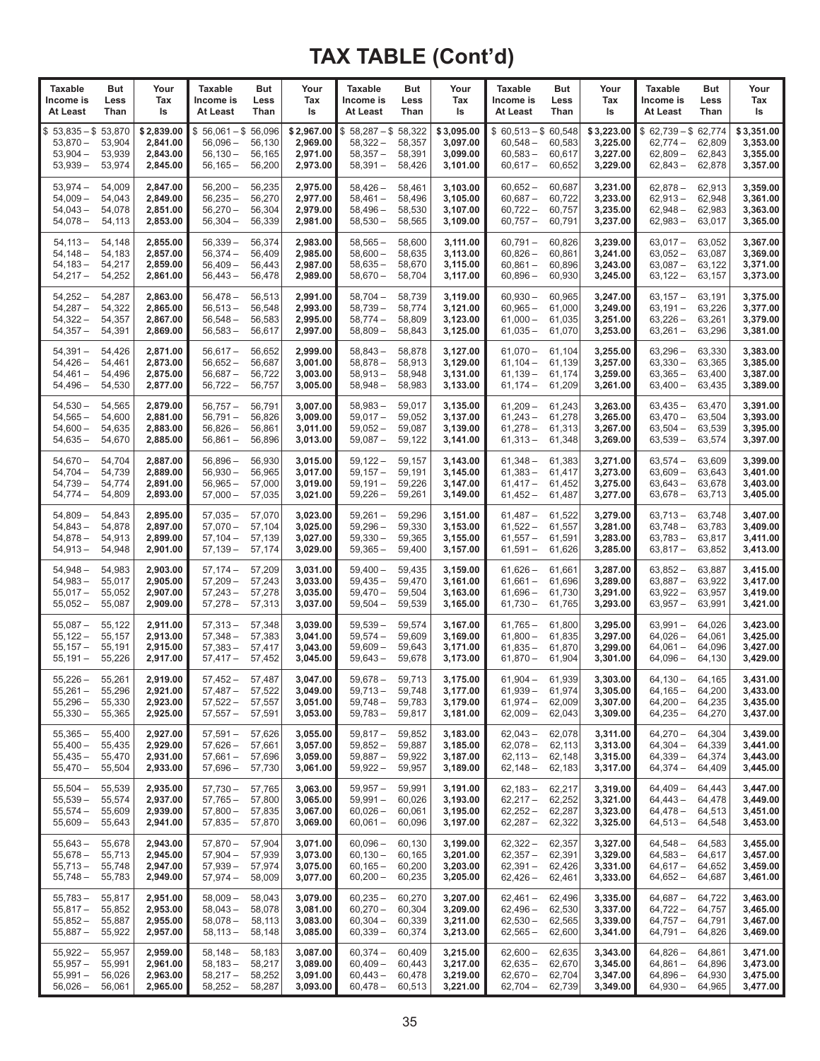# TAX TABLE (Cont'd)

| Taxable Income is At Least | But Less Than | Your Tax Is | Taxable Income is At Least | But Less Than | Your Tax Is | Taxable Income is At Least | But Less Than | Your Tax Is | Taxable Income is At Least | But Less Than | Your Tax Is | Taxable Income is At Least | But Less Than | Your Tax Is |
|---|---|---|---|---|---|---|---|---|---|---|---|---|---|---|
| $ 53,835 – | $ 53,870 | $ 2,839.00 | $ 56,061 – | $ 56,096 | $ 2,967.00 | $ 58,287 – | $ 58,322 | $ 3,095.00 | $ 60,513 – | $ 60,548 | $ 3,223.00 | $ 62,739 – | $ 62,774 | $ 3,351.00 |
| 53,870 – | 53,904 | 2,841.00 | 56,096 – | 56,130 | 2,969.00 | 58,322 – | 58,357 | 3,097.00 | 60,548 – | 60,583 | 3,225.00 | 62,774 – | 62,809 | 3,353.00 |
| 53,904 – | 53,939 | 2,843.00 | 56,130 – | 56,165 | 2,971.00 | 58,357 – | 58,391 | 3,099.00 | 60,583 – | 60,617 | 3,227.00 | 62,809 – | 62,843 | 3,355.00 |
| 53,939 – | 53,974 | 2,845.00 | 56,165 – | 56,200 | 2,973.00 | 58,391 – | 58,426 | 3,101.00 | 60,617 – | 60,652 | 3,229.00 | 62,843 – | 62,878 | 3,357.00 |
| 53,974 – | 54,009 | 2,847.00 | 56,200 – | 56,235 | 2,975.00 | 58,426 – | 58,461 | 3,103.00 | 60,652 – | 60,687 | 3,231.00 | 62,878 – | 62,913 | 3,359.00 |
| 54,009 – | 54,043 | 2,849.00 | 56,235 – | 56,270 | 2,977.00 | 58,461 – | 58,496 | 3,105.00 | 60,687 – | 60,722 | 3,233.00 | 62,913 – | 62,948 | 3,361.00 |
| 54,043 – | 54,078 | 2,851.00 | 56,270 – | 56,304 | 2,979.00 | 58,496 – | 58,530 | 3,107.00 | 60,722 – | 60,757 | 3,235.00 | 62,948 – | 62,983 | 3,363.00 |
| 54,078 – | 54,113 | 2,853.00 | 56,304 – | 56,339 | 2,981.00 | 58,530 – | 58,565 | 3,109.00 | 60,757 – | 60,791 | 3,237.00 | 62,983 – | 63,017 | 3,365.00 |
| 54,113 – | 54,148 | 2,855.00 | 56,339 – | 56,374 | 2,983.00 | 58,565 – | 58,600 | 3,111.00 | 60,791 – | 60,826 | 3,239.00 | 63,017 – | 63,052 | 3,367.00 |
| 54,148 – | 54,183 | 2,857.00 | 56,374 – | 56,409 | 2,985.00 | 58,600 – | 58,635 | 3,113.00 | 60,826 – | 60,861 | 3,241.00 | 63,052 – | 63,087 | 3,369.00 |
| 54,183 – | 54,217 | 2,859.00 | 56,409 – | 56,443 | 2,987.00 | 58,635 – | 58,670 | 3,115.00 | 60,861 – | 60,896 | 3,243.00 | 63,087 – | 63,122 | 3,371.00 |
| 54,217 – | 54,252 | 2,861.00 | 56,443 – | 56,478 | 2,989.00 | 58,670 – | 58,704 | 3,117.00 | 60,896 – | 60,930 | 3,245.00 | 63,122 – | 63,157 | 3,373.00 |
| 54,252 – | 54,287 | 2,863.00 | 56,478 – | 56,513 | 2,991.00 | 58,704 – | 58,739 | 3,119.00 | 60,930 – | 60,965 | 3,247.00 | 63,157 – | 63,191 | 3,375.00 |
| 54,287 – | 54,322 | 2,865.00 | 56,513 – | 56,548 | 2,993.00 | 58,739 – | 58,774 | 3,121.00 | 60,965 – | 61,000 | 3,249.00 | 63,191 – | 63,226 | 3,377.00 |
| 54,322 – | 54,357 | 2,867.00 | 56,548 – | 56,583 | 2,995.00 | 58,774 – | 58,809 | 3,123.00 | 61,000 – | 61,035 | 3,251.00 | 63,226 – | 63,261 | 3,379.00 |
| 54,357 – | 54,391 | 2,869.00 | 56,583 – | 56,617 | 2,997.00 | 58,809 – | 58,843 | 3,125.00 | 61,035 – | 61,070 | 3,253.00 | 63,261 – | 63,296 | 3,381.00 |
| 54,391 – | 54,426 | 2,871.00 | 56,617 – | 56,652 | 2,999.00 | 58,843 – | 58,878 | 3,127.00 | 61,070 – | 61,104 | 3,255.00 | 63,296 – | 63,330 | 3,383.00 |
| 54,426 – | 54,461 | 2,873.00 | 56,652 – | 56,687 | 3,001.00 | 58,878 – | 58,913 | 3,129.00 | 61,104 – | 61,139 | 3,257.00 | 63,330 – | 63,365 | 3,385.00 |
| 54,461 – | 54,496 | 2,875.00 | 56,687 – | 56,722 | 3,003.00 | 58,913 – | 58,948 | 3,131.00 | 61,139 – | 61,174 | 3,259.00 | 63,365 – | 63,400 | 3,387.00 |
| 54,496 – | 54,530 | 2,877.00 | 56,722 – | 56,757 | 3,005.00 | 58,948 – | 58,983 | 3,133.00 | 61,174 – | 61,209 | 3,261.00 | 63,400 – | 63,435 | 3,389.00 |
| 54,530 – | 54,565 | 2,879.00 | 56,757 – | 56,791 | 3,007.00 | 58,983 – | 59,017 | 3,135.00 | 61,209 – | 61,243 | 3,263.00 | 63,435 – | 63,470 | 3,391.00 |
| 54,565 – | 54,600 | 2,881.00 | 56,791 – | 56,826 | 3,009.00 | 59,017 – | 59,052 | 3,137.00 | 61,243 – | 61,278 | 3,265.00 | 63,470 – | 63,504 | 3,393.00 |
| 54,600 – | 54,635 | 2,883.00 | 56,826 – | 56,861 | 3,011.00 | 59,052 – | 59,087 | 3,139.00 | 61,278 – | 61,313 | 3,267.00 | 63,504 – | 63,539 | 3,395.00 |
| 54,635 – | 54,670 | 2,885.00 | 56,861 – | 56,896 | 3,013.00 | 59,087 – | 59,122 | 3,141.00 | 61,313 – | 61,348 | 3,269.00 | 63,539 – | 63,574 | 3,397.00 |
| 54,670 – | 54,704 | 2,887.00 | 56,896 – | 56,930 | 3,015.00 | 59,122 – | 59,157 | 3,143.00 | 61,348 – | 61,383 | 3,271.00 | 63,574 – | 63,609 | 3,399.00 |
| 54,704 – | 54,739 | 2,889.00 | 56,930 – | 56,965 | 3,017.00 | 59,157 – | 59,191 | 3,145.00 | 61,383 – | 61,417 | 3,273.00 | 63,609 – | 63,643 | 3,401.00 |
| 54,739 – | 54,774 | 2,891.00 | 56,965 – | 57,000 | 3,019.00 | 59,191 – | 59,226 | 3,147.00 | 61,417 – | 61,452 | 3,275.00 | 63,643 – | 63,678 | 3,403.00 |
| 54,774 – | 54,809 | 2,893.00 | 57,000 – | 57,035 | 3,021.00 | 59,226 – | 59,261 | 3,149.00 | 61,452 – | 61,487 | 3,277.00 | 63,678 – | 63,713 | 3,405.00 |
| 54,809 – | 54,843 | 2,895.00 | 57,035 – | 57,070 | 3,023.00 | 59,261 – | 59,296 | 3,151.00 | 61,487 – | 61,522 | 3,279.00 | 63,713 – | 63,748 | 3,407.00 |
| 54,843 – | 54,878 | 2,897.00 | 57,070 – | 57,104 | 3,025.00 | 59,296 – | 59,330 | 3,153.00 | 61,522 – | 61,557 | 3,281.00 | 63,748 – | 63,783 | 3,409.00 |
| 54,878 – | 54,913 | 2,899.00 | 57,104 – | 57,139 | 3,027.00 | 59,330 – | 59,365 | 3,155.00 | 61,557 – | 61,591 | 3,283.00 | 63,783 – | 63,817 | 3,411.00 |
| 54,913 – | 54,948 | 2,901.00 | 57,139 – | 57,174 | 3,029.00 | 59,365 – | 59,400 | 3,157.00 | 61,591 – | 61,626 | 3,285.00 | 63,817 – | 63,852 | 3,413.00 |
| 54,948 – | 54,983 | 2,903.00 | 57,174 – | 57,209 | 3,031.00 | 59,400 – | 59,435 | 3,159.00 | 61,626 – | 61,661 | 3,287.00 | 63,852 – | 63,887 | 3,415.00 |
| 54,983 – | 55,017 | 2,905.00 | 57,209 – | 57,243 | 3,033.00 | 59,435 – | 59,470 | 3,161.00 | 61,661 – | 61,696 | 3,289.00 | 63,887 – | 63,922 | 3,417.00 |
| 55,017 – | 55,052 | 2,907.00 | 57,243 – | 57,278 | 3,035.00 | 59,470 – | 59,504 | 3,163.00 | 61,696 – | 61,730 | 3,291.00 | 63,922 – | 63,957 | 3,419.00 |
| 55,052 – | 55,087 | 2,909.00 | 57,278 – | 57,313 | 3,037.00 | 59,504 – | 59,539 | 3,165.00 | 61,730 – | 61,765 | 3,293.00 | 63,957 – | 63,991 | 3,421.00 |
| 55,087 – | 55,122 | 2,911.00 | 57,313 – | 57,348 | 3,039.00 | 59,539 – | 59,574 | 3,167.00 | 61,765 – | 61,800 | 3,295.00 | 63,991 – | 64,026 | 3,423.00 |
| 55,122 – | 55,157 | 2,913.00 | 57,348 – | 57,383 | 3,041.00 | 59,574 – | 59,609 | 3,169.00 | 61,800 – | 61,835 | 3,297.00 | 64,026 – | 64,061 | 3,425.00 |
| 55,157 – | 55,191 | 2,915.00 | 57,383 – | 57,417 | 3,043.00 | 59,609 – | 59,643 | 3,171.00 | 61,835 – | 61,870 | 3,299.00 | 64,061 – | 64,096 | 3,427.00 |
| 55,191 – | 55,226 | 2,917.00 | 57,417 – | 57,452 | 3,045.00 | 59,643 – | 59,678 | 3,173.00 | 61,870 – | 61,904 | 3,301.00 | 64,096 – | 64,130 | 3,429.00 |
| 55,226 – | 55,261 | 2,919.00 | 57,452 – | 57,487 | 3,047.00 | 59,678 – | 59,713 | 3,175.00 | 61,904 – | 61,939 | 3,303.00 | 64,130 – | 64,165 | 3,431.00 |
| 55,261 – | 55,296 | 2,921.00 | 57,487 – | 57,522 | 3,049.00 | 59,713 – | 59,748 | 3,177.00 | 61,939 – | 61,974 | 3,305.00 | 64,165 – | 64,200 | 3,433.00 |
| 55,296 – | 55,330 | 2,923.00 | 57,522 – | 57,557 | 3,051.00 | 59,748 – | 59,783 | 3,179.00 | 61,974 – | 62,009 | 3,307.00 | 64,200 – | 64,235 | 3,435.00 |
| 55,330 – | 55,365 | 2,925.00 | 57,557 – | 57,591 | 3,053.00 | 59,783 – | 59,817 | 3,181.00 | 62,009 – | 62,043 | 3,309.00 | 64,235 – | 64,270 | 3,437.00 |
| 55,365 – | 55,400 | 2,927.00 | 57,591 – | 57,626 | 3,055.00 | 59,817 – | 59,852 | 3,183.00 | 62,043 – | 62,078 | 3,311.00 | 64,270 – | 64,304 | 3,439.00 |
| 55,400 – | 55,435 | 2,929.00 | 57,626 – | 57,661 | 3,057.00 | 59,852 – | 59,887 | 3,185.00 | 62,078 – | 62,113 | 3,313.00 | 64,304 – | 64,339 | 3,441.00 |
| 55,435 – | 55,470 | 2,931.00 | 57,661 – | 57,696 | 3,059.00 | 59,887 – | 59,922 | 3,187.00 | 62,113 – | 62,148 | 3,315.00 | 64,339 – | 64,374 | 3,443.00 |
| 55,470 – | 55,504 | 2,933.00 | 57,696 – | 57,730 | 3,061.00 | 59,922 – | 59,957 | 3,189.00 | 62,148 – | 62,183 | 3,317.00 | 64,374 – | 64,409 | 3,445.00 |
| 55,504 – | 55,539 | 2,935.00 | 57,730 – | 57,765 | 3,063.00 | 59,957 – | 59,991 | 3,191.00 | 62,183 – | 62,217 | 3,319.00 | 64,409 – | 64,443 | 3,447.00 |
| 55,539 – | 55,574 | 2,937.00 | 57,765 – | 57,800 | 3,065.00 | 59,991 – | 60,026 | 3,193.00 | 62,217 – | 62,252 | 3,321.00 | 64,443 – | 64,478 | 3,449.00 |
| 55,574 – | 55,609 | 2,939.00 | 57,800 – | 57,835 | 3,067.00 | 60,026 – | 60,061 | 3,195.00 | 62,252 – | 62,287 | 3,323.00 | 64,478 – | 64,513 | 3,451.00 |
| 55,609 – | 55,643 | 2,941.00 | 57,835 – | 57,870 | 3,069.00 | 60,061 – | 60,096 | 3,197.00 | 62,287 – | 62,322 | 3,325.00 | 64,513 – | 64,548 | 3,453.00 |
| 55,643 – | 55,678 | 2,943.00 | 57,870 – | 57,904 | 3,071.00 | 60,096 – | 60,130 | 3,199.00 | 62,322 – | 62,357 | 3,327.00 | 64,548 – | 64,583 | 3,455.00 |
| 55,678 – | 55,713 | 2,945.00 | 57,904 – | 57,939 | 3,073.00 | 60,130 – | 60,165 | 3,201.00 | 62,357 – | 62,391 | 3,329.00 | 64,583 – | 64,617 | 3,457.00 |
| 55,713 – | 55,748 | 2,947.00 | 57,939 – | 57,974 | 3,075.00 | 60,165 – | 60,200 | 3,203.00 | 62,391 – | 62,426 | 3,331.00 | 64,617 – | 64,652 | 3,459.00 |
| 55,748 – | 55,783 | 2,949.00 | 57,974 – | 58,009 | 3,077.00 | 60,200 – | 60,235 | 3,205.00 | 62,426 – | 62,461 | 3,333.00 | 64,652 – | 64,687 | 3,461.00 |
| 55,783 – | 55,817 | 2,951.00 | 58,009 – | 58,043 | 3,079.00 | 60,235 – | 60,270 | 3,207.00 | 62,461 – | 62,496 | 3,335.00 | 64,687 – | 64,722 | 3,463.00 |
| 55,817 – | 55,852 | 2,953.00 | 58,043 – | 58,078 | 3,081.00 | 60,270 – | 60,304 | 3,209.00 | 62,496 – | 62,530 | 3,337.00 | 64,722 – | 64,757 | 3,465.00 |
| 55,852 – | 55,887 | 2,955.00 | 58,078 – | 58,113 | 3,083.00 | 60,304 – | 60,339 | 3,211.00 | 62,530 – | 62,565 | 3,339.00 | 64,757 – | 64,791 | 3,467.00 |
| 55,887 – | 55,922 | 2,957.00 | 58,113 – | 58,148 | 3,085.00 | 60,339 – | 60,374 | 3,213.00 | 62,565 – | 62,600 | 3,341.00 | 64,791 – | 64,826 | 3,469.00 |
| 55,922 – | 55,957 | 2,959.00 | 58,148 – | 58,183 | 3,087.00 | 60,374 – | 60,409 | 3,215.00 | 62,600 – | 62,635 | 3,343.00 | 64,826 – | 64,861 | 3,471.00 |
| 55,957 – | 55,991 | 2,961.00 | 58,183 – | 58,217 | 3,089.00 | 60,409 – | 60,443 | 3,217.00 | 62,635 – | 62,670 | 3,345.00 | 64,861 – | 64,896 | 3,473.00 |
| 55,991 – | 56,026 | 2,963.00 | 58,217 – | 58,252 | 3,091.00 | 60,443 – | 60,478 | 3,219.00 | 62,670 – | 62,704 | 3,347.00 | 64,896 – | 64,930 | 3,475.00 |
| 56,026 – | 56,061 | 2,965.00 | 58,252 – | 58,287 | 3,093.00 | 60,478 – | 60,513 | 3,221.00 | 62,704 – | 62,739 | 3,349.00 | 64,930 – | 64,965 | 3,477.00 |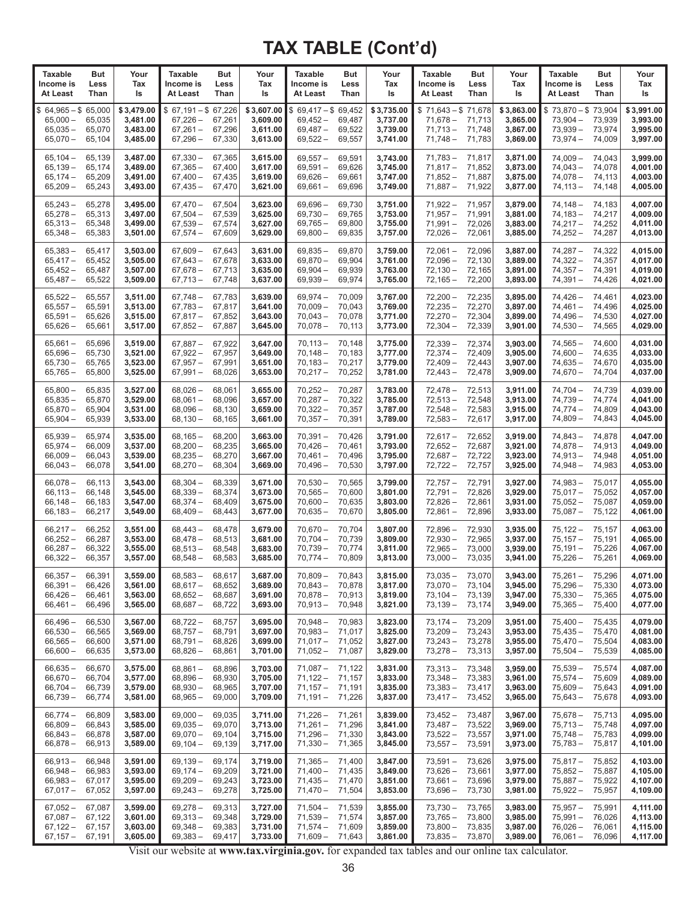# TAX TABLE (Cont'd)

| Taxable Income is At Least | But Less Than | Your Tax Is | Taxable Income is At Least | But Less Than | Your Tax Is | Taxable Income is At Least | But Less Than | Your Tax Is | Taxable Income is At Least | But Less Than | Your Tax Is | Taxable Income is At Least | But Less Than | Your Tax Is |
|---|---|---|---|---|---|---|---|---|---|---|---|---|---|---|
| $ 64,965 – | $ 65,000 | $ 3,479.00 | $ 67,191 – | $ 67,226 | $ 3,607.00 | $ 69,417 – | $ 69,452 | $ 3,735.00 | $ 71,643 – | $ 71,678 | $ 3,863.00 | $ 73,870 – | $ 73,904 | $ 3,991.00 |
| 65,000 – | 65,035 | 3,481.00 | 67,226 – | 67,261 | 3,609.00 | 69,452 – | 69,487 | 3,737.00 | 71,678 – | 71,713 | 3,865.00 | 73,904 – | 73,939 | 3,993.00 |
| 65,035 – | 65,070 | 3,483.00 | 67,261 – | 67,296 | 3,611.00 | 69,487 – | 69,522 | 3,739.00 | 71,713 – | 71,748 | 3,867.00 | 73,939 – | 73,974 | 3,995.00 |
| 65,070 – | 65,104 | 3,485.00 | 67,296 – | 67,330 | 3,613.00 | 69,522 – | 69,557 | 3,741.00 | 71,748 – | 71,783 | 3,869.00 | 73,974 – | 74,009 | 3,997.00 |
| 65,104 – | 65,139 | 3,487.00 | 67,330 – | 67,365 | 3,615.00 | 69,557 – | 69,591 | 3,743.00 | 71,783 – | 71,817 | 3,871.00 | 74,009 – | 74,043 | 3,999.00 |
| 65,139 – | 65,174 | 3,489.00 | 67,365 – | 67,400 | 3,617.00 | 69,591 – | 69,626 | 3,745.00 | 71,817 – | 71,852 | 3,873.00 | 74,043 – | 74,078 | 4,001.00 |
| 65,174 – | 65,209 | 3,491.00 | 67,400 – | 67,435 | 3,619.00 | 69,626 – | 69,661 | 3,747.00 | 71,852 – | 71,887 | 3,875.00 | 74,078 – | 74,113 | 4,003.00 |
| 65,209 – | 65,243 | 3,493.00 | 67,435 – | 67,470 | 3,621.00 | 69,661 – | 69,696 | 3,749.00 | 71,887 – | 71,922 | 3,877.00 | 74,113 – | 74,148 | 4,005.00 |
| 65,243 – | 65,278 | 3,495.00 | 67,470 – | 67,504 | 3,623.00 | 69,696 – | 69,730 | 3,751.00 | 71,922 – | 71,957 | 3,879.00 | 74,148 – | 74,183 | 4,007.00 |
| 65,278 – | 65,313 | 3,497.00 | 67,504 – | 67,539 | 3,625.00 | 69,730 – | 69,765 | 3,753.00 | 71,957 – | 71,991 | 3,881.00 | 74,183 – | 74,217 | 4,009.00 |
| 65,313 – | 65,348 | 3,499.00 | 67,539 – | 67,574 | 3,627.00 | 69,765 – | 69,800 | 3,755.00 | 71,991 – | 72,026 | 3,883.00 | 74,217 – | 74,252 | 4,011.00 |
| 65,348 – | 65,383 | 3,501.00 | 67,574 – | 67,609 | 3,629.00 | 69,800 – | 69,835 | 3,757.00 | 72,026 – | 72,061 | 3,885.00 | 74,252 – | 74,287 | 4,013.00 |
| 65,383 – | 65,417 | 3,503.00 | 67,609 – | 67,643 | 3,631.00 | 69,835 – | 69,870 | 3,759.00 | 72,061 – | 72,096 | 3,887.00 | 74,287 – | 74,322 | 4,015.00 |
| 65,417 – | 65,452 | 3,505.00 | 67,643 – | 67,678 | 3,633.00 | 69,870 – | 69,904 | 3,761.00 | 72,096 – | 72,130 | 3,889.00 | 74,322 – | 74,357 | 4,017.00 |
| 65,452 – | 65,487 | 3,507.00 | 67,678 – | 67,713 | 3,635.00 | 69,904 – | 69,939 | 3,763.00 | 72,130 – | 72,165 | 3,891.00 | 74,357 – | 74,391 | 4,019.00 |
| 65,487 – | 65,522 | 3,509.00 | 67,713 – | 67,748 | 3,637.00 | 69,939 – | 69,974 | 3,765.00 | 72,165 – | 72,200 | 3,893.00 | 74,391 – | 74,426 | 4,021.00 |
| 65,522 – | 65,557 | 3,511.00 | 67,748 – | 67,783 | 3,639.00 | 69,974 – | 70,009 | 3,767.00 | 72,200 – | 72,235 | 3,895.00 | 74,426 – | 74,461 | 4,023.00 |
| 65,557 – | 65,591 | 3,513.00 | 67,783 – | 67,817 | 3,641.00 | 70,009 – | 70,043 | 3,769.00 | 72,235 – | 72,270 | 3,897.00 | 74,461 – | 74,496 | 4,025.00 |
| 65,591 – | 65,626 | 3,515.00 | 67,817 – | 67,852 | 3,643.00 | 70,043 – | 70,078 | 3,771.00 | 72,270 – | 72,304 | 3,899.00 | 74,496 – | 74,530 | 4,027.00 |
| 65,626 – | 65,661 | 3,517.00 | 67,852 – | 67,887 | 3,645.00 | 70,078 – | 70,113 | 3,773.00 | 72,304 – | 72,339 | 3,901.00 | 74,530 – | 74,565 | 4,029.00 |
| 65,661 – | 65,696 | 3,519.00 | 67,887 – | 67,922 | 3,647.00 | 70,113 – | 70,148 | 3,775.00 | 72,339 – | 72,374 | 3,903.00 | 74,565 – | 74,600 | 4,031.00 |
| 65,696 – | 65,730 | 3,521.00 | 67,922 – | 67,957 | 3,649.00 | 70,148 – | 70,183 | 3,777.00 | 72,374 – | 72,409 | 3,905.00 | 74,600 – | 74,635 | 4,033.00 |
| 65,730 – | 65,765 | 3,523.00 | 67,957 – | 67,991 | 3,651.00 | 70,183 – | 70,217 | 3,779.00 | 72,409 – | 72,443 | 3,907.00 | 74,635 – | 74,670 | 4,035.00 |
| 65,765 – | 65,800 | 3,525.00 | 67,991 – | 68,026 | 3,653.00 | 70,217 – | 70,252 | 3,781.00 | 72,443 – | 72,478 | 3,909.00 | 74,670 – | 74,704 | 4,037.00 |
| 65,800 – | 65,835 | 3,527.00 | 68,026 – | 68,061 | 3,655.00 | 70,252 – | 70,287 | 3,783.00 | 72,478 – | 72,513 | 3,911.00 | 74,704 – | 74,739 | 4,039.00 |
| 65,835 – | 65,870 | 3,529.00 | 68,061 – | 68,096 | 3,657.00 | 70,287 – | 70,322 | 3,785.00 | 72,513 – | 72,548 | 3,913.00 | 74,739 – | 74,774 | 4,041.00 |
| 65,870 – | 65,904 | 3,531.00 | 68,096 – | 68,130 | 3,659.00 | 70,322 – | 70,357 | 3,787.00 | 72,548 – | 72,583 | 3,915.00 | 74,774 – | 74,809 | 4,043.00 |
| 65,904 – | 65,939 | 3,533.00 | 68,130 – | 68,165 | 3,661.00 | 70,357 – | 70,391 | 3,789.00 | 72,583 – | 72,617 | 3,917.00 | 74,809 – | 74,843 | 4,045.00 |
| 65,939 – | 65,974 | 3,535.00 | 68,165 – | 68,200 | 3,663.00 | 70,391 – | 70,426 | 3,791.00 | 72,617 – | 72,652 | 3,919.00 | 74,843 – | 74,878 | 4,047.00 |
| 65,974 – | 66,009 | 3,537.00 | 68,200 – | 68,235 | 3,665.00 | 70,426 – | 70,461 | 3,793.00 | 72,652 – | 72,687 | 3,921.00 | 74,878 – | 74,913 | 4,049.00 |
| 66,009 – | 66,043 | 3,539.00 | 68,235 – | 68,270 | 3,667.00 | 70,461 – | 70,496 | 3,795.00 | 72,687 – | 72,722 | 3,923.00 | 74,913 – | 74,948 | 4,051.00 |
| 66,043 – | 66,078 | 3,541.00 | 68,270 – | 68,304 | 3,669.00 | 70,496 – | 70,530 | 3,797.00 | 72,722 – | 72,757 | 3,925.00 | 74,948 – | 74,983 | 4,053.00 |
| 66,078 – | 66,113 | 3,543.00 | 68,304 – | 68,339 | 3,671.00 | 70,530 – | 70,565 | 3,799.00 | 72,757 – | 72,791 | 3,927.00 | 74,983 – | 75,017 | 4,055.00 |
| 66,113 – | 66,148 | 3,545.00 | 68,339 – | 68,374 | 3,673.00 | 70,565 – | 70,600 | 3,801.00 | 72,791 – | 72,826 | 3,929.00 | 75,017 – | 75,052 | 4,057.00 |
| 66,148 – | 66,183 | 3,547.00 | 68,374 – | 68,409 | 3,675.00 | 70,600 – | 70,635 | 3,803.00 | 72,826 – | 72,861 | 3,931.00 | 75,052 – | 75,087 | 4,059.00 |
| 66,183 – | 66,217 | 3,549.00 | 68,409 – | 68,443 | 3,677.00 | 70,635 – | 70,670 | 3,805.00 | 72,861 – | 72,896 | 3,933.00 | 75,087 – | 75,122 | 4,061.00 |
| 66,217 – | 66,252 | 3,551.00 | 68,443 – | 68,478 | 3,679.00 | 70,670 – | 70,704 | 3,807.00 | 72,896 – | 72,930 | 3,935.00 | 75,122 – | 75,157 | 4,063.00 |
| 66,252 – | 66,287 | 3,553.00 | 68,478 – | 68,513 | 3,681.00 | 70,704 – | 70,739 | 3,809.00 | 72,930 – | 72,965 | 3,937.00 | 75,157 – | 75,191 | 4,065.00 |
| 66,287 – | 66,322 | 3,555.00 | 68,513 – | 68,548 | 3,683.00 | 70,739 – | 70,774 | 3,811.00 | 72,965 – | 73,000 | 3,939.00 | 75,191 – | 75,226 | 4,067.00 |
| 66,322 – | 66,357 | 3,557.00 | 68,548 – | 68,583 | 3,685.00 | 70,774 – | 70,809 | 3,813.00 | 73,000 – | 73,035 | 3,941.00 | 75,226 – | 75,261 | 4,069.00 |
| 66,357 – | 66,391 | 3,559.00 | 68,583 – | 68,617 | 3,687.00 | 70,809 – | 70,843 | 3,815.00 | 73,035 – | 73,070 | 3,943.00 | 75,261 – | 75,296 | 4,071.00 |
| 66,391 – | 66,426 | 3,561.00 | 68,617 – | 68,652 | 3,689.00 | 70,843 – | 70,878 | 3,817.00 | 73,070 – | 73,104 | 3,945.00 | 75,296 – | 75,330 | 4,073.00 |
| 66,426 – | 66,461 | 3,563.00 | 68,652 – | 68,687 | 3,691.00 | 70,878 – | 70,913 | 3,819.00 | 73,104 – | 73,139 | 3,947.00 | 75,330 – | 75,365 | 4,075.00 |
| 66,461 – | 66,496 | 3,565.00 | 68,687 – | 68,722 | 3,693.00 | 70,913 – | 70,948 | 3,821.00 | 73,139 – | 73,174 | 3,949.00 | 75,365 – | 75,400 | 4,077.00 |
| 66,496 – | 66,530 | 3,567.00 | 68,722 – | 68,757 | 3,695.00 | 70,948 – | 70,983 | 3,823.00 | 73,174 – | 73,209 | 3,951.00 | 75,400 – | 75,435 | 4,079.00 |
| 66,530 – | 66,565 | 3,569.00 | 68,757 – | 68,791 | 3,697.00 | 70,983 – | 71,017 | 3,825.00 | 73,209 – | 73,243 | 3,953.00 | 75,435 – | 75,470 | 4,081.00 |
| 66,565 – | 66,600 | 3,571.00 | 68,791 – | 68,826 | 3,699.00 | 71,017 – | 71,052 | 3,827.00 | 73,243 – | 73,278 | 3,955.00 | 75,470 – | 75,504 | 4,083.00 |
| 66,600 – | 66,635 | 3,573.00 | 68,826 – | 68,861 | 3,701.00 | 71,052 – | 71,087 | 3,829.00 | 73,278 – | 73,313 | 3,957.00 | 75,504 – | 75,539 | 4,085.00 |
| 66,635 – | 66,670 | 3,575.00 | 68,861 – | 68,896 | 3,703.00 | 71,087 – | 71,122 | 3,831.00 | 73,313 – | 73,348 | 3,959.00 | 75,539 – | 75,574 | 4,087.00 |
| 66,670 – | 66,704 | 3,577.00 | 68,896 – | 68,930 | 3,705.00 | 71,122 – | 71,157 | 3,833.00 | 73,348 – | 73,383 | 3,961.00 | 75,574 – | 75,609 | 4,089.00 |
| 66,704 – | 66,739 | 3,579.00 | 68,930 – | 68,965 | 3,707.00 | 71,157 – | 71,191 | 3,835.00 | 73,383 – | 73,417 | 3,963.00 | 75,609 – | 75,643 | 4,091.00 |
| 66,739 – | 66,774 | 3,581.00 | 68,965 – | 69,000 | 3,709.00 | 71,191 – | 71,226 | 3,837.00 | 73,417 – | 73,452 | 3,965.00 | 75,643 – | 75,678 | 4,093.00 |
| 66,774 – | 66,809 | 3,583.00 | 69,000 – | 69,035 | 3,711.00 | 71,226 – | 71,261 | 3,839.00 | 73,452 – | 73,487 | 3,967.00 | 75,678 – | 75,713 | 4,095.00 |
| 66,809 – | 66,843 | 3,585.00 | 69,035 – | 69,070 | 3,713.00 | 71,261 – | 71,296 | 3,841.00 | 73,487 – | 73,522 | 3,969.00 | 75,713 – | 75,748 | 4,097.00 |
| 66,843 – | 66,878 | 3,587.00 | 69,070 – | 69,104 | 3,715.00 | 71,296 – | 71,330 | 3,843.00 | 73,522 – | 73,557 | 3,971.00 | 75,748 – | 75,783 | 4,099.00 |
| 66,878 – | 66,913 | 3,589.00 | 69,104 – | 69,139 | 3,717.00 | 71,330 – | 71,365 | 3,845.00 | 73,557 – | 73,591 | 3,973.00 | 75,783 – | 75,817 | 4,101.00 |
| 66,913 – | 66,948 | 3,591.00 | 69,139 – | 69,174 | 3,719.00 | 71,365 – | 71,400 | 3,847.00 | 73,591 – | 73,626 | 3,975.00 | 75,817 – | 75,852 | 4,103.00 |
| 66,948 – | 66,983 | 3,593.00 | 69,174 – | 69,209 | 3,721.00 | 71,400 – | 71,435 | 3,849.00 | 73,626 – | 73,661 | 3,977.00 | 75,852 – | 75,887 | 4,105.00 |
| 66,983 – | 67,017 | 3,595.00 | 69,209 – | 69,243 | 3,723.00 | 71,435 – | 71,470 | 3,851.00 | 73,661 – | 73,696 | 3,979.00 | 75,887 – | 75,922 | 4,107.00 |
| 67,017 – | 67,052 | 3,597.00 | 69,243 – | 69,278 | 3,725.00 | 71,470 – | 71,504 | 3,853.00 | 73,696 – | 73,730 | 3,981.00 | 75,922 – | 75,957 | 4,109.00 |
| 67,052 – | 67,087 | 3,599.00 | 69,278 – | 69,313 | 3,727.00 | 71,504 – | 71,539 | 3,855.00 | 73,730 – | 73,765 | 3,983.00 | 75,957 – | 75,991 | 4,111.00 |
| 67,087 – | 67,122 | 3,601.00 | 69,313 – | 69,348 | 3,729.00 | 71,539 – | 71,574 | 3,857.00 | 73,765 – | 73,800 | 3,985.00 | 75,991 – | 76,026 | 4,113.00 |
| 67,122 – | 67,157 | 3,603.00 | 69,348 – | 69,383 | 3,731.00 | 71,574 – | 71,609 | 3,859.00 | 73,800 – | 73,835 | 3,987.00 | 76,026 – | 76,061 | 4,115.00 |
| 67,157 – | 67,191 | 3,605.00 | 69,383 – | 69,417 | 3,733.00 | 71,609 – | 71,643 | 3,861.00 | 73,835 – | 73,870 | 3,989.00 | 76,061 – | 76,096 | 4,117.00 |

Visit our website at **www.tax.virginia.gov.** for expanded tax tables and our online tax calculator.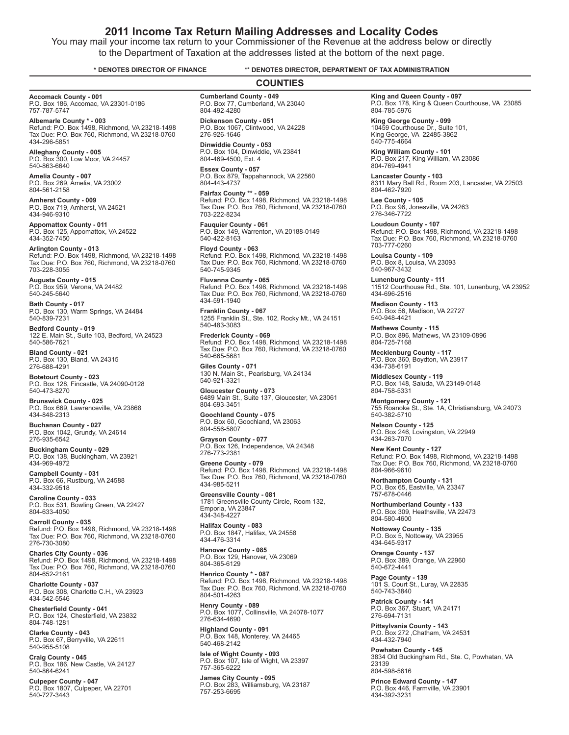# 2011 Income Tax Return Mailing Addresses and Locality Codes

You may mail your income tax return to your Commissioner of the Revenue at the address below or directly to the Department of Taxation at the addresses listed at the bottom of the next page.

**\* DENOTES DIRECTOR OF FINANCE** **\*\* DENOTES DIRECTOR, DEPARTMENT OF TAX ADMINISTRATION**

## COUNTIES

**Accomack County - 001**
P.O. Box 186, Accomac, VA 23301-0186
757-787-5747

**Albemarle County * - 003**
Refund: P.O. Box 1498, Richmond, VA 23218-1498
Tax Due: P.O. Box 760, Richmond, VA 23218-0760
434-296-5851

**Alleghany County - 005**
P.O. Box 300, Low Moor, VA 24457
540-863-6640

**Amelia County - 007**
P.O. Box 269, Amelia, VA 23002
804-561-2158

**Amherst County - 009**
P.O. Box 719, Amherst, VA 24521
434-946-9310

**Appomattox County - 011**
P.O. Box 125, Appomattox, VA 24522
434-352-7450

**Arlington County - 013**
Refund: P.O. Box 1498, Richmond, VA 23218-1498
Tax Due: P.O. Box 760, Richmond, VA 23218-0760
703-228-3055

**Augusta County - 015**
P.O. Box 959, Verona, VA 24482
540-245-5640

**Bath County - 017**
P.O. Box 130, Warm Springs, VA 24484
540-839-7231

**Bedford County - 019**
122 E. Main St., Suite 103, Bedford, VA 24523
540-586-7621

**Bland County - 021**
P.O. Box 130, Bland, VA 24315
276-688-4291

**Botetourt County - 023**
P.O. Box 128, Fincastle, VA 24090-0128
540-473-8270

**Brunswick County - 025**
P.O. Box 669, Lawrenceville, VA 23868
434-848-2313

**Buchanan County - 027**
P.O. Box 1042, Grundy, VA 24614
276-935-6542

**Buckingham County - 029**
P.O. Box 138, Buckingham, VA 23921
434-969-4972

**Campbell County - 031**
P.O. Box 66, Rustburg, VA 24588
434-332-9518

**Caroline County - 033**
P.O. Box 531, Bowling Green, VA 22427
804-633-4050

**Carroll County - 035**
Refund: P.O. Box 1498, Richmond, VA 23218-1498
Tax Due: P.O. Box 760, Richmond, VA 23218-0760
276-730-3080

**Charles City County - 036**
Refund: P.O. Box 1498, Richmond, VA 23218-1498
Tax Due: P.O. Box 760, Richmond, VA 23218-0760
804-652-2161

**Charlotte County - 037**
P.O. Box 308, Charlotte C.H., VA 23923
434-542-5546

**Chesterfield County - 041**
P.O. Box 124, Chesterfield, VA 23832
804-748-1281

**Clarke County - 043**
P.O. Box 67, Berryville, VA 22611
540-955-5108

**Craig County - 045**
P.O. Box 186, New Castle, VA 24127
540-864-6241

**Culpeper County - 047**
P.O. Box 1807, Culpeper, VA 22701
540-727-3443

**Cumberland County - 049**
P.O. Box 77, Cumberland, VA 23040
804-492-4280

**Dickenson County - 051**
P.O. Box 1067, Clintwood, VA 24228
276-926-1646

**Dinwiddie County - 053**
P.O. Box 104, Dinwiddie, VA 23841
804-469-4500, Ext. 4

**Essex County - 057**
P.O. Box 879, Tappahannock, VA 22560
804-443-4737

**Fairfax County ** - 059**
Refund: P.O. Box 1498, Richmond, VA 23218-1498
Tax Due: P.O. Box 760, Richmond, VA 23218-0760
703-222-8234

**Fauquier County - 061**
P.O. Box 149, Warrenton, VA 20188-0149
540-422-8163

**Floyd County - 063**
Refund: P.O. Box 1498, Richmond, VA 23218-1498
Tax Due: P.O. Box 760, Richmond, VA 23218-0760
540-745-9345

**Fluvanna County - 065**
Refund: P.O. Box 1498, Richmond, VA 23218-1498
Tax Due: P.O. Box 760, Richmond, VA 23218-0760
434-591-1940

**Franklin County - 067**
1255 Franklin St., Ste. 102, Rocky Mt., VA 24151
540-483-3083

**Frederick County - 069**
Refund: P.O. Box 1498, Richmond, VA 23218-1498
Tax Due: P.O. Box 760, Richmond, VA 23218-0760
540-665-5681

**Giles County - 071**
130 N. Main St., Pearisburg, VA 24134
540-921-3321

**Gloucester County - 073**
6489 Main St., Suite 137, Gloucester, VA 23061
804-693-3451

**Goochland County - 075**
P.O. Box 60, Goochland, VA 23063
804-556-5807

**Grayson County - 077**
P.O. Box 126, Independence, VA 24348
276-773-2381

**Greene County - 079**
Refund: P.O. Box 1498, Richmond, VA 23218-1498
Tax Due: P.O. Box 760, Richmond, VA 23218-0760
434-985-5211

**Greensville County - 081**
1781 Greensville County Circle, Room 132,
Emporia, VA 23847
434-348-4227

**Halifax County - 083**
P.O. Box 1847, Halifax, VA 24558
434-476-3314

**Hanover County - 085**
P.O. Box 129, Hanover, VA 23069
804-365-6129

**Henrico County * - 087**
Refund: P.O. Box 1498, Richmond, VA 23218-1498
Tax Due: P.O. Box 760, Richmond, VA 23218-0760
804-501-4263

**Henry County - 089**
P.O. Box 1077, Collinsville, VA 24078-1077
276-634-4690

**Highland County - 091**
P.O. Box 148, Monterey, VA 24465
540-468-2142

**Isle of Wight County - 093**
P.O. Box 107, Isle of Wight, VA 23397
757-365-6222

**James City County - 095**
P.O. Box 283, Williamsburg, VA 23187
757-253-6695

**King and Queen County - 097**
P.O. Box 178, King & Queen Courthouse, VA 23085
804-785-5976

**King George County - 099**
10459 Courthouse Dr., Suite 101,
King George, VA 22485-3862
540-775-4664

**King William County - 101**
P.O. Box 217, King William, VA 23086
804-769-4941

**Lancaster County - 103**
8311 Mary Ball Rd., Room 203, Lancaster, VA 22503
804-462-7920

**Lee County - 105**
P.O. Box 96, Jonesville, VA 24263
276-346-7722

**Loudoun County - 107**
Refund: P.O. Box 1498, Richmond, VA 23218-1498
Tax Due: P.O. Box 760, Richmond, VA 23218-0760
703-777-0260

**Louisa County - 109**
P.O. Box 8, Louisa, VA 23093
540-967-3432

**Lunenburg County - 111**
11512 Courthouse Rd., Ste. 101, Lunenburg, VA 23952
434-696-2516

**Madison County - 113**
P.O. Box 56, Madison, VA 22727
540-948-4421

**Mathews County - 115**
P.O. Box 896, Mathews, VA 23109-0896
804-725-7168

**Mecklenburg County - 117**
P.O. Box 360, Boydton, VA 23917
434-738-6191

**Middlesex County - 119**
P.O. Box 148, Saluda, VA 23149-0148
804-758-5331

**Montgomery County - 121**
755 Roanoke St., Ste. 1A, Christiansburg, VA 24073
540-382-5710

**Nelson County - 125**
P.O. Box 246, Lovingston, VA 22949
434-263-7070

**New Kent County - 127**
Refund: P.O. Box 1498, Richmond, VA 23218-1498
Tax Due: P.O. Box 760, Richmond, VA 23218-0760
804-966-9610

**Northampton County - 131**
P.O. Box 65, Eastville, VA 23347
757-678-0446

**Northumberland County - 133**
P.O. Box 309, Heathsville, VA 22473
804-580-4600

**Nottoway County - 135**
P.O. Box 5, Nottoway, VA 23955
434-645-9317

**Orange County - 137**
P.O. Box 389, Orange, VA 22960
540-672-4441

**Page County - 139**
101 S. Court St., Luray, VA 22835
540-743-3840

**Patrick County - 141**
P.O. Box 367, Stuart, VA 24171
276-694-7131

**Pittsylvania County - 143**
P.O. Box 272 ,Chatham, VA 24531
434-432-7940

**Powhatan County - 145**
3834 Old Buckingham Rd., Ste. C, Powhatan, VA 23139
804-598-5616

**Prince Edward County - 147**
P.O. Box 446, Farmville, VA 23901
434-392-3231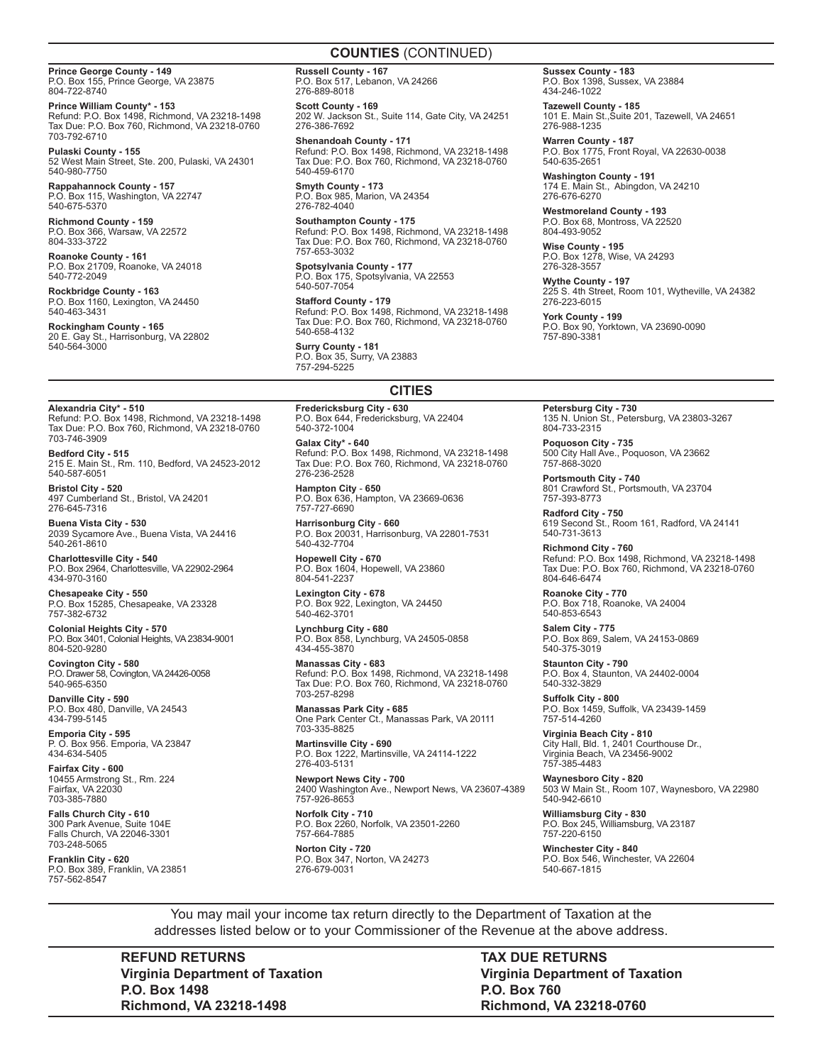## COUNTIES (CONTINUED)

**Prince George County - 149**
P.O. Box 155, Prince George, VA 23875
804-722-8740

**Prince William County* - 153**
Refund: P.O. Box 1498, Richmond, VA 23218-1498
Tax Due: P.O. Box 760, Richmond, VA 23218-0760
703-792-6710

**Pulaski County - 155**
52 West Main Street, Ste. 200, Pulaski, VA 24301
540-980-7750

**Rappahannock County - 157**
P.O. Box 115, Washington, VA 22747
540-675-5370

**Richmond County - 159**
P.O. Box 366, Warsaw, VA 22572
804-333-3722

**Roanoke County - 161**
P.O. Box 21709, Roanoke, VA 24018
540-772-2049

**Rockbridge County - 163**
P.O. Box 1160, Lexington, VA 24450
540-463-3431

**Rockingham County - 165**
20 E. Gay St., Harrisonburg, VA 22802
540-564-3000

**Russell County - 167**
P.O. Box 517, Lebanon, VA 24266
276-889-8018

**Scott County - 169**
202 W. Jackson St., Suite 114, Gate City, VA 24251
276-386-7692

**Shenandoah County - 171**
Refund: P.O. Box 1498, Richmond, VA 23218-1498
Tax Due: P.O. Box 760, Richmond, VA 23218-0760
540-459-6170

**Smyth County - 173**
P.O. Box 985, Marion, VA 24354
276-782-4040

**Southampton County - 175**
Refund: P.O. Box 1498, Richmond, VA 23218-1498
Tax Due: P.O. Box 760, Richmond, VA 23218-0760
757-653-3032

**Spotsylvania County - 177**
P.O. Box 175, Spotsylvania, VA 22553
540-507-7054

**Stafford County - 179**
Refund: P.O. Box 1498, Richmond, VA 23218-1498
Tax Due: P.O. Box 760, Richmond, VA 23218-0760
540-658-4132

**Surry County - 181**
P.O. Box 35, Surry, VA 23883
757-294-5225

**Sussex County - 183**
P.O. Box 1398, Sussex, VA 23884
434-246-1022

**Tazewell County - 185**
101 E. Main St.,Suite 201, Tazewell, VA 24651
276-988-1235

**Warren County - 187**
P.O. Box 1775, Front Royal, VA 22630-0038
540-635-2651

**Washington County - 191**
174 E. Main St., Abingdon, VA 24210
276-676-6270

**Westmoreland County - 193**
P.O. Box 68, Montross, VA 22520
804-493-9052

**Wise County - 195**
P.O. Box 1278, Wise, VA 24293
276-328-3557

**Wythe County - 197**
225 S. 4th Street, Room 101, Wytheville, VA 24382
276-223-6015

**York County - 199**
P.O. Box 90, Yorktown, VA 23690-0090
757-890-3381

## CITIES

**Alexandria City* - 510**
Refund: P.O. Box 1498, Richmond, VA 23218-1498
Tax Due: P.O. Box 760, Richmond, VA 23218-0760
703-746-3909

**Bedford City - 515**
215 E. Main St., Rm. 110, Bedford, VA 24523-2012
540-587-6051

**Bristol City - 520**
497 Cumberland St., Bristol, VA 24201
276-645-7316

**Buena Vista City - 530**
2039 Sycamore Ave., Buena Vista, VA 24416
540-261-8610

**Charlottesville City - 540**
P.O. Box 2964, Charlottesville, VA 22902-2964
434-970-3160

**Chesapeake City - 550**
P.O. Box 15285, Chesapeake, VA 23328
757-382-6732

**Colonial Heights City - 570**
P.O. Box 3401, Colonial Heights, VA 23834-9001
804-520-9280

**Covington City - 580**
P.O. Drawer 58, Covington, VA 24426-0058
540-965-6350

**Danville City - 590**
P.O. Box 480, Danville, VA 24543
434-799-5145

**Emporia City - 595**
P. O. Box 956. Emporia, VA 23847
434-634-5405

**Fairfax City - 600**
10455 Armstrong St., Rm. 224
Fairfax, VA 22030
703-385-7880

**Falls Church City - 610**
300 Park Avenue, Suite 104E
Falls Church, VA 22046-3301
703-248-5065

**Franklin City - 620**
P.O. Box 389, Franklin, VA 23851
757-562-8547

**Fredericksburg City - 630**
P.O. Box 644, Fredericksburg, VA 22404
540-372-1004

**Galax City* - 640**
Refund: P.O. Box 1498, Richmond, VA 23218-1498
Tax Due: P.O. Box 760, Richmond, VA 23218-0760
276-236-2528

**Hampton City - 650**
P.O. Box 636, Hampton, VA 23669-0636
757-727-6690

**Harrisonburg City - 660**
P.O. Box 20031, Harrisonburg, VA 22801-7531
540-432-7704

**Hopewell City - 670**
P.O. Box 1604, Hopewell, VA 23860
804-541-2237

**Lexington City - 678**
P.O. Box 922, Lexington, VA 24450
540-462-3701

**Lynchburg City - 680**
P.O. Box 858, Lynchburg, VA 24505-0858
434-455-3870

**Manassas City - 683**
Refund: P.O. Box 1498, Richmond, VA 23218-1498
Tax Due: P.O. Box 760, Richmond, VA 23218-0760
703-257-8298

**Manassas Park City - 685**
One Park Center Ct., Manassas Park, VA 20111
703-335-8825

**Martinsville City - 690**
P.O. Box 1222, Martinsville, VA 24114-1222
276-403-5131

**Newport News City - 700**
2400 Washington Ave., Newport News, VA 23607-4389
757-926-8653

**Norfolk City - 710**
P.O. Box 2260, Norfolk, VA 23501-2260
757-664-7885

**Norton City - 720**
P.O. Box 347, Norton, VA 24273
276-679-0031

**Petersburg City - 730**
135 N. Union St., Petersburg, VA 23803-3267
804-733-2315

**Poquoson City - 735**
500 City Hall Ave., Poquoson, VA 23662
757-868-3020

**Portsmouth City - 740**
801 Crawford St., Portsmouth, VA 23704
757-393-8773

**Radford City - 750**
619 Second St., Room 161, Radford, VA 24141
540-731-3613

**Richmond City - 760**
Refund: P.O. Box 1498, Richmond, VA 23218-1498
Tax Due: P.O. Box 760, Richmond, VA 23218-0760
804-646-6474

**Roanoke City - 770**
P.O. Box 718, Roanoke, VA 24004
540-853-6543

**Salem City - 775**
P.O. Box 869, Salem, VA 24153-0869
540-375-3019

**Staunton City - 790**
P.O. Box 4, Staunton, VA 24402-0004
540-332-3829

**Suffolk City - 800**
P.O. Box 1459, Suffolk, VA 23439-1459
757-514-4260

**Virginia Beach City - 810**
City Hall, Bld. 1, 2401 Courthouse Dr.,
Virginia Beach, VA 23456-9002
757-385-4483

**Waynesboro City - 820**
503 W Main St., Room 107, Waynesboro, VA 22980
540-942-6610

**Williamsburg City - 830**
P.O. Box 245, Williamsburg, VA 23187
757-220-6150

**Winchester City - 840**
P.O. Box 546, Winchester, VA 22604
540-667-1815

You may mail your income tax return directly to the Department of Taxation at the addresses listed below or to your Commissioner of the Revenue at the above address.

**REFUND RETURNS**
**Virginia Department of Taxation**
**P.O. Box 1498**
**Richmond, VA 23218-1498**

**TAX DUE RETURNS**
**Virginia Department of Taxation**
**P.O. Box 760**
**Richmond, VA 23218-0760**